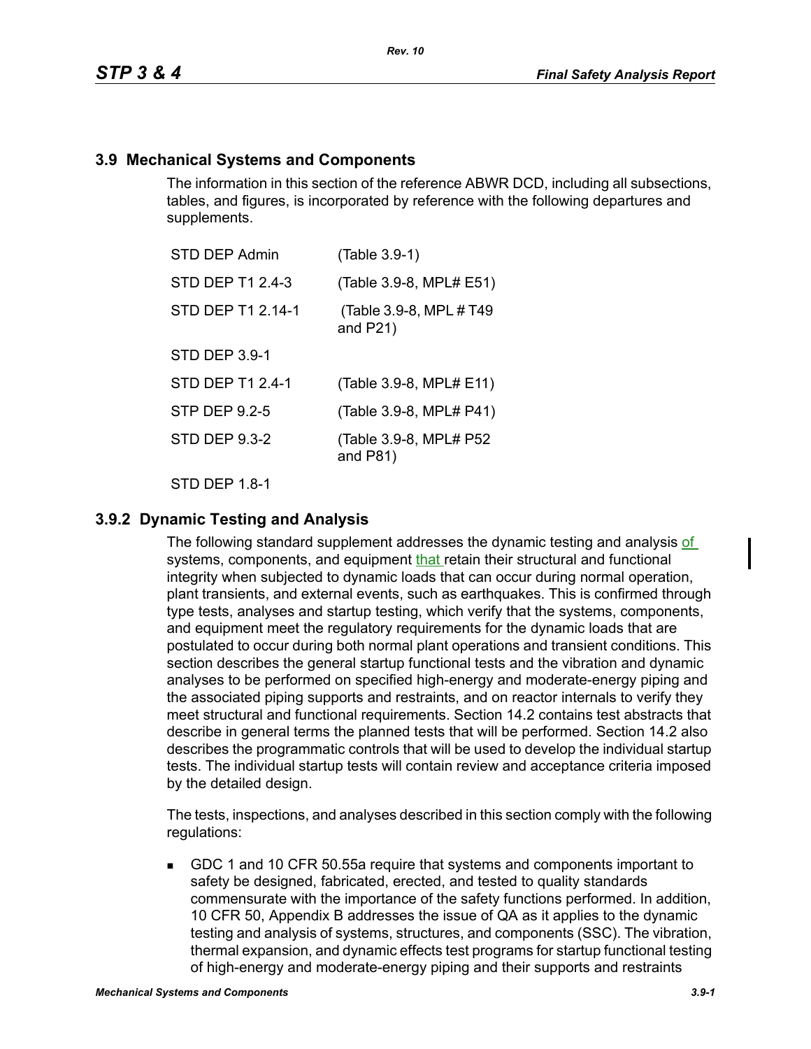## 3.9 Mechanical Systems and Components

The information in this section of the reference ABWR DCD, including all subsections, tables, and figures, is incorporated by reference with the following departures and supplements.

| | |
|---|---|
| STD DEP Admin | (Table 3.9-1) |
| STD DEP T1 2.4-3 | (Table 3.9-8, MPL# E51) |
| STD DEP T1 2.14-1 | (Table 3.9-8, MPL # T49 and P21) |
| STD DEP 3.9-1 | |
| STD DEP T1 2.4-1 | (Table 3.9-8, MPL# E11) |
| STP DEP 9.2-5 | (Table 3.9-8, MPL# P41) |
| STD DEP 9.3-2 | (Table 3.9-8, MPL# P52 and P81) |
| STD DEP 1.8-1 | |

### 3.9.2 Dynamic Testing and Analysis

The following standard supplement addresses the dynamic testing and analysis of systems, components, and equipment that retain their structural and functional integrity when subjected to dynamic loads that can occur during normal operation, plant transients, and external events, such as earthquakes. This is confirmed through type tests, analyses and startup testing, which verify that the systems, components, and equipment meet the regulatory requirements for the dynamic loads that are postulated to occur during both normal plant operations and transient conditions. This section describes the general startup functional tests and the vibration and dynamic analyses to be performed on specified high-energy and moderate-energy piping and the associated piping supports and restraints, and on reactor internals to verify they meet structural and functional requirements. Section 14.2 contains test abstracts that describe in general terms the planned tests that will be performed. Section 14.2 also describes the programmatic controls that will be used to develop the individual startup tests. The individual startup tests will contain review and acceptance criteria imposed by the detailed design.

The tests, inspections, and analyses described in this section comply with the following regulations:

- GDC 1 and 10 CFR 50.55a require that systems and components important to safety be designed, fabricated, erected, and tested to quality standards commensurate with the importance of the safety functions performed. In addition, 10 CFR 50, Appendix B addresses the issue of QA as it applies to the dynamic testing and analysis of systems, structures, and components (SSC). The vibration, thermal expansion, and dynamic effects test programs for startup functional testing of high-energy and moderate-energy piping and their supports and restraints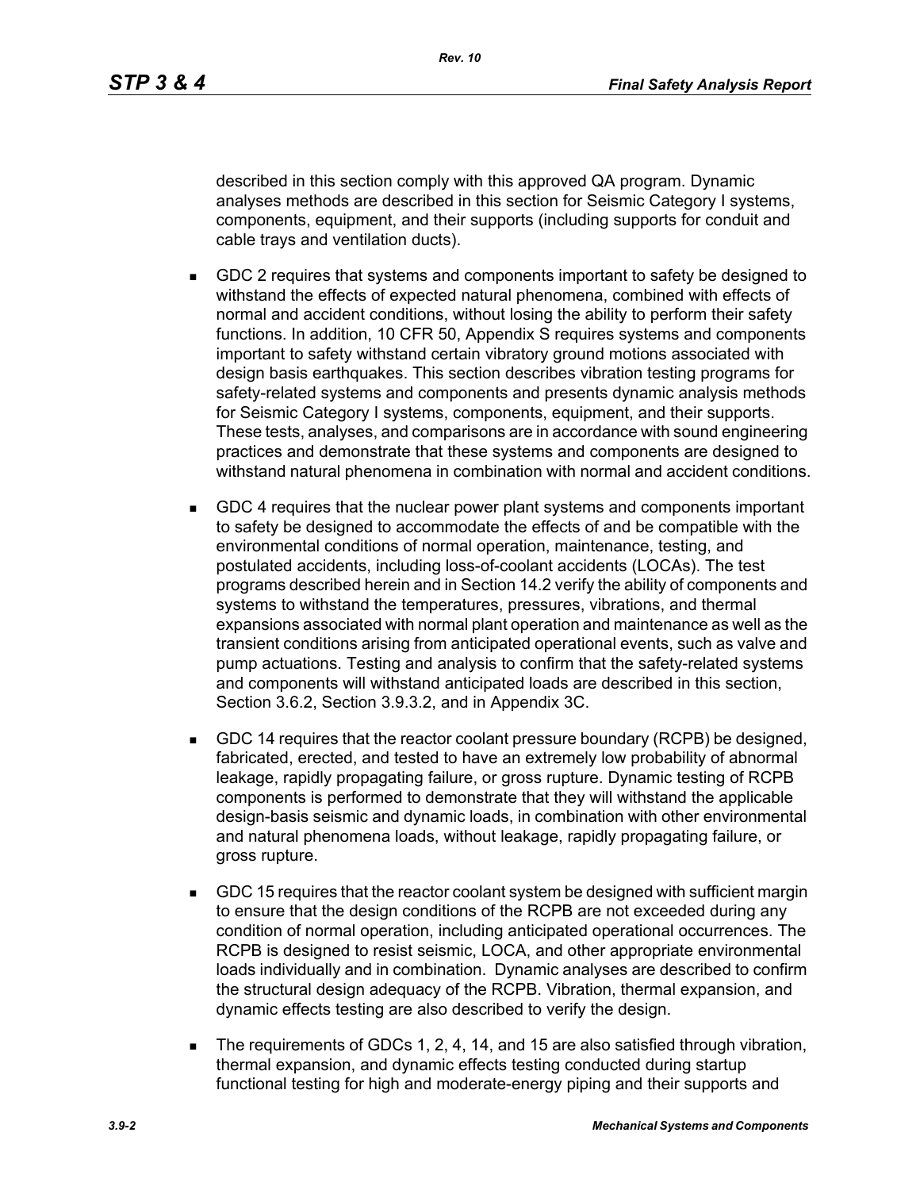described in this section comply with this approved QA program. Dynamic analyses methods are described in this section for Seismic Category I systems, components, equipment, and their supports (including supports for conduit and cable trays and ventilation ducts).

- GDC 2 requires that systems and components important to safety be designed to withstand the effects of expected natural phenomena, combined with effects of normal and accident conditions, without losing the ability to perform their safety functions. In addition, 10 CFR 50, Appendix S requires systems and components important to safety withstand certain vibratory ground motions associated with design basis earthquakes. This section describes vibration testing programs for safety-related systems and components and presents dynamic analysis methods for Seismic Category I systems, components, equipment, and their supports. These tests, analyses, and comparisons are in accordance with sound engineering practices and demonstrate that these systems and components are designed to withstand natural phenomena in combination with normal and accident conditions.

- GDC 4 requires that the nuclear power plant systems and components important to safety be designed to accommodate the effects of and be compatible with the environmental conditions of normal operation, maintenance, testing, and postulated accidents, including loss-of-coolant accidents (LOCAs). The test programs described herein and in Section 14.2 verify the ability of components and systems to withstand the temperatures, pressures, vibrations, and thermal expansions associated with normal plant operation and maintenance as well as the transient conditions arising from anticipated operational events, such as valve and pump actuations. Testing and analysis to confirm that the safety-related systems and components will withstand anticipated loads are described in this section, Section 3.6.2, Section 3.9.3.2, and in Appendix 3C.

- GDC 14 requires that the reactor coolant pressure boundary (RCPB) be designed, fabricated, erected, and tested to have an extremely low probability of abnormal leakage, rapidly propagating failure, or gross rupture. Dynamic testing of RCPB components is performed to demonstrate that they will withstand the applicable design-basis seismic and dynamic loads, in combination with other environmental and natural phenomena loads, without leakage, rapidly propagating failure, or gross rupture.

- GDC 15 requires that the reactor coolant system be designed with sufficient margin to ensure that the design conditions of the RCPB are not exceeded during any condition of normal operation, including anticipated operational occurrences. The RCPB is designed to resist seismic, LOCA, and other appropriate environmental loads individually and in combination. Dynamic analyses are described to confirm the structural design adequacy of the RCPB. Vibration, thermal expansion, and dynamic effects testing are also described to verify the design.

- The requirements of GDCs 1, 2, 4, 14, and 15 are also satisfied through vibration, thermal expansion, and dynamic effects testing conducted during startup functional testing for high and moderate-energy piping and their supports and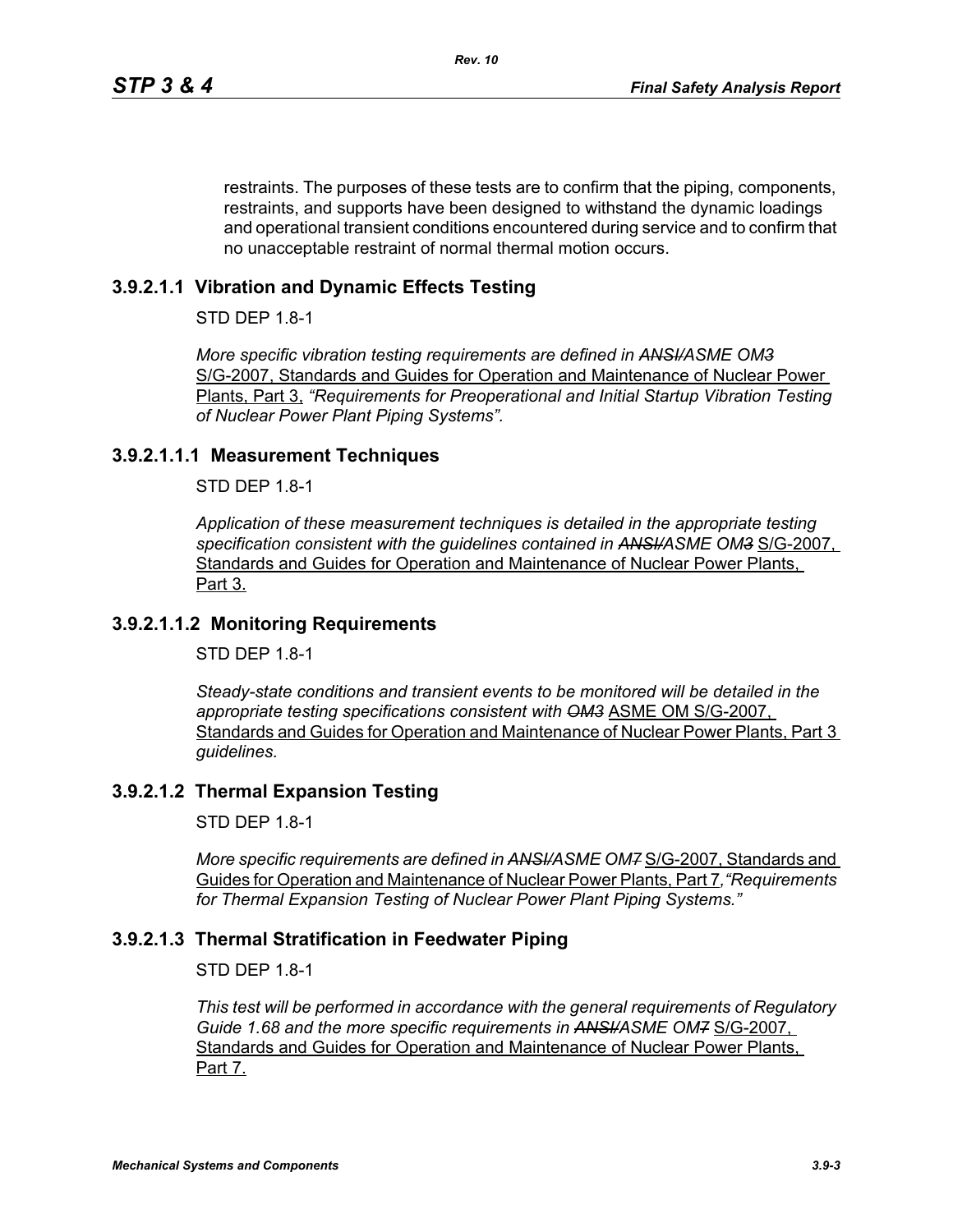restraints. The purposes of these tests are to confirm that the piping, components, restraints, and supports have been designed to withstand the dynamic loadings and operational transient conditions encountered during service and to confirm that no unacceptable restraint of normal thermal motion occurs.

### 3.9.2.1.1 Vibration and Dynamic Effects Testing

STD DEP 1.8-1

*More specific vibration testing requirements are defined in ~~ANSI/~~ASME ~~OM3~~* S/G-2007, Standards and Guides for Operation and Maintenance of Nuclear Power Plants, Part 3, *"Requirements for Preoperational and Initial Startup Vibration Testing of Nuclear Power Plant Piping Systems".*

#### 3.9.2.1.1.1 Measurement Techniques

STD DEP 1.8-1

*Application of these measurement techniques is detailed in the appropriate testing specification consistent with the guidelines contained in ~~ANSI/~~ASME ~~OM3~~* S/G-2007, Standards and Guides for Operation and Maintenance of Nuclear Power Plants, Part 3.

#### 3.9.2.1.1.2 Monitoring Requirements

STD DEP 1.8-1

*Steady-state conditions and transient events to be monitored will be detailed in the appropriate testing specifications consistent with ~~OM3~~* ASME OM S/G-2007, Standards and Guides for Operation and Maintenance of Nuclear Power Plants, Part 3 *guidelines.*

### 3.9.2.1.2 Thermal Expansion Testing

STD DEP 1.8-1

*More specific requirements are defined in ~~ANSI/~~ASME ~~OM7~~* S/G-2007, Standards and Guides for Operation and Maintenance of Nuclear Power Plants, Part 7*,"Requirements for Thermal Expansion Testing of Nuclear Power Plant Piping Systems."*

### 3.9.2.1.3 Thermal Stratification in Feedwater Piping

STD DEP 1.8-1

*This test will be performed in accordance with the general requirements of Regulatory Guide 1.68 and the more specific requirements in ~~ANSI/~~ASME ~~OM7~~* S/G-2007, Standards and Guides for Operation and Maintenance of Nuclear Power Plants, Part 7.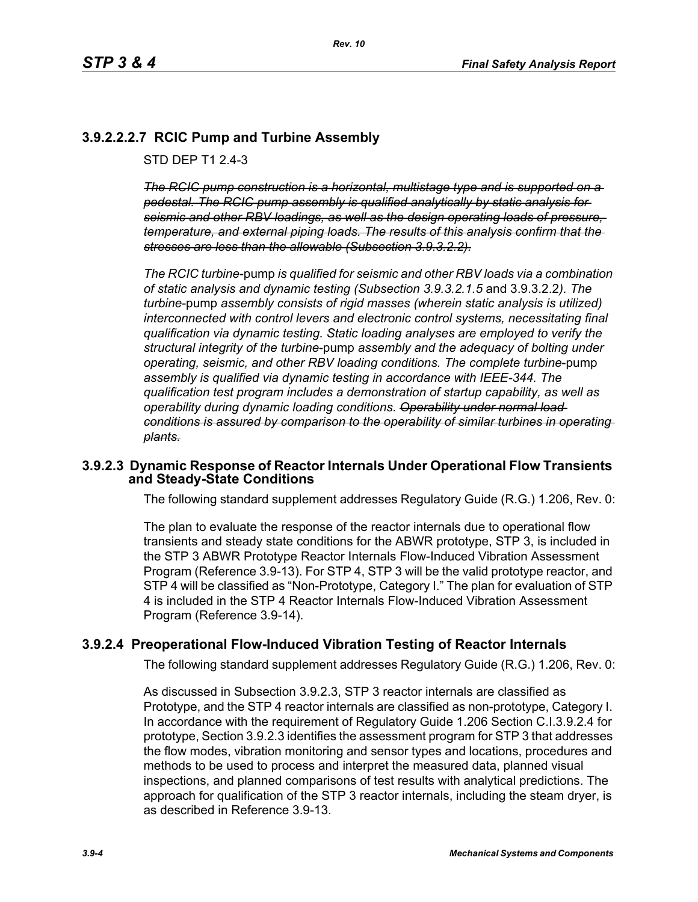### 3.9.2.2.2.7 RCIC Pump and Turbine Assembly

STD DEP T1 2.4-3

~~*The RCIC pump construction is a horizontal, multistage type and is supported on a pedestal. The RCIC pump assembly is qualified analytically by static analysis for seismic and other RBV loadings, as well as the design operating loads of pressure, temperature, and external piping loads. The results of this analysis confirm that the stresses are less than the allowable (Subsection 3.9.3.2.2).*~~

*The RCIC turbine*-pump *is qualified for seismic and other RBV loads via a combination of static analysis and dynamic testing (Subsection 3.9.3.2.1.5* and 3.9.3.2.2*). The turbine*-pump *assembly consists of rigid masses (wherein static analysis is utilized) interconnected with control levers and electronic control systems, necessitating final qualification via dynamic testing. Static loading analyses are employed to verify the structural integrity of the turbine*-pump *assembly and the adequacy of bolting under operating, seismic, and other RBV loading conditions. The complete turbine*-pump *assembly is qualified via dynamic testing in accordance with IEEE-344. The qualification test program includes a demonstration of startup capability, as well as operability during dynamic loading conditions.* ~~*Operability under normal load conditions is assured by comparison to the operability of similar turbines in operating plants.*~~

## 3.9.2.3 Dynamic Response of Reactor Internals Under Operational Flow Transients and Steady-State Conditions

The following standard supplement addresses Regulatory Guide (R.G.) 1.206, Rev. 0:

The plan to evaluate the response of the reactor internals due to operational flow transients and steady state conditions for the ABWR prototype, STP 3, is included in the STP 3 ABWR Prototype Reactor Internals Flow-Induced Vibration Assessment Program (Reference 3.9-13). For STP 4, STP 3 will be the valid prototype reactor, and STP 4 will be classified as "Non-Prototype, Category I." The plan for evaluation of STP 4 is included in the STP 4 Reactor Internals Flow-Induced Vibration Assessment Program (Reference 3.9-14).

## 3.9.2.4 Preoperational Flow-Induced Vibration Testing of Reactor Internals

The following standard supplement addresses Regulatory Guide (R.G.) 1.206, Rev. 0:

As discussed in Subsection 3.9.2.3, STP 3 reactor internals are classified as Prototype, and the STP 4 reactor internals are classified as non-prototype, Category I. In accordance with the requirement of Regulatory Guide 1.206 Section C.I.3.9.2.4 for prototype, Section 3.9.2.3 identifies the assessment program for STP 3 that addresses the flow modes, vibration monitoring and sensor types and locations, procedures and methods to be used to process and interpret the measured data, planned visual inspections, and planned comparisons of test results with analytical predictions. The approach for qualification of the STP 3 reactor internals, including the steam dryer, is as described in Reference 3.9-13.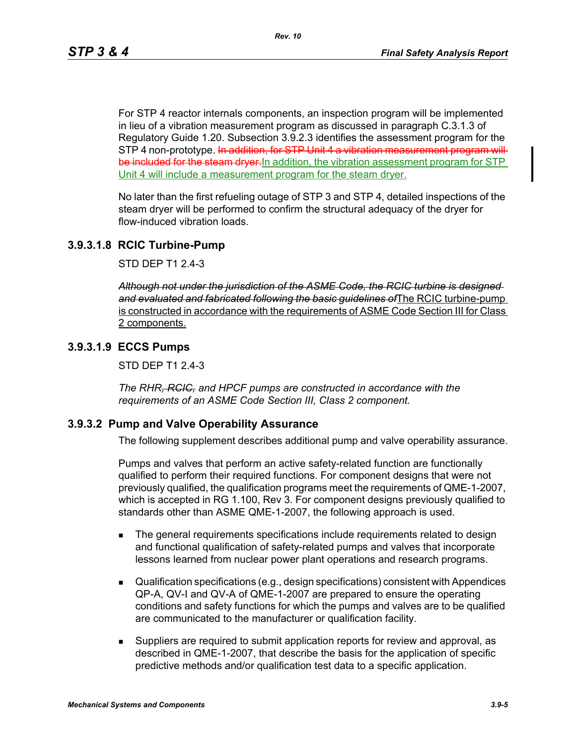For STP 4 reactor internals components, an inspection program will be implemented in lieu of a vibration measurement program as discussed in paragraph C.3.1.3 of Regulatory Guide 1.20. Subsection 3.9.2.3 identifies the assessment program for the STP 4 non-prototype. ~~In addition, for STP Unit 4 a vibration measurement program will be included for the steam dryer.~~ In addition, the vibration assessment program for STP Unit 4 will include a measurement program for the steam dryer.

No later than the first refueling outage of STP 3 and STP 4, detailed inspections of the steam dryer will be performed to confirm the structural adequacy of the dryer for flow-induced vibration loads.

### 3.9.3.1.8 RCIC Turbine-Pump

STD DEP T1 2.4-3

~~*Although not under the jurisdiction of the ASME Code, the RCIC turbine is designed and evaluated and fabricated following the basic guidelines of*~~ The RCIC turbine-pump is constructed in accordance with the requirements of ASME Code Section III for Class 2 components.

### 3.9.3.1.9 ECCS Pumps

STD DEP T1 2.4-3

*The RHR~~, RCIC,~~ and HPCF pumps are constructed in accordance with the requirements of an ASME Code Section III, Class 2 component.*

### 3.9.3.2 Pump and Valve Operability Assurance

The following supplement describes additional pump and valve operability assurance.

Pumps and valves that perform an active safety-related function are functionally qualified to perform their required functions. For component designs that were not previously qualified, the qualification programs meet the requirements of QME-1-2007, which is accepted in RG 1.100, Rev 3. For component designs previously qualified to standards other than ASME QME-1-2007, the following approach is used.

- The general requirements specifications include requirements related to design and functional qualification of safety-related pumps and valves that incorporate lessons learned from nuclear power plant operations and research programs.
- Qualification specifications (e.g., design specifications) consistent with Appendices QP-A, QV-I and QV-A of QME-1-2007 are prepared to ensure the operating conditions and safety functions for which the pumps and valves are to be qualified are communicated to the manufacturer or qualification facility.
- Suppliers are required to submit application reports for review and approval, as described in QME-1-2007, that describe the basis for the application of specific predictive methods and/or qualification test data to a specific application.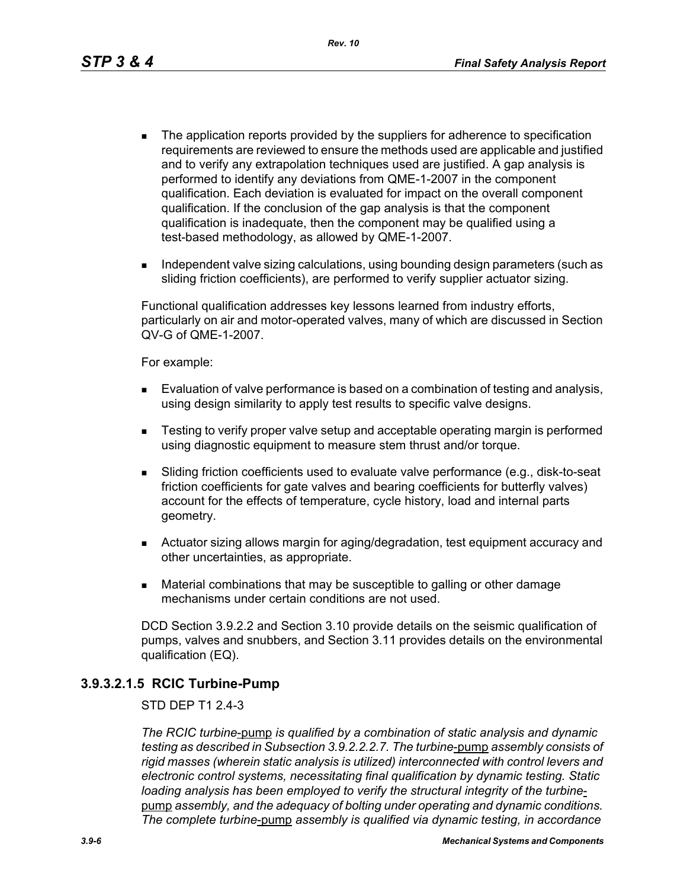- The application reports provided by the suppliers for adherence to specification requirements are reviewed to ensure the methods used are applicable and justified and to verify any extrapolation techniques used are justified. A gap analysis is performed to identify any deviations from QME-1-2007 in the component qualification. Each deviation is evaluated for impact on the overall component qualification. If the conclusion of the gap analysis is that the component qualification is inadequate, then the component may be qualified using a test-based methodology, as allowed by QME-1-2007.
- Independent valve sizing calculations, using bounding design parameters (such as sliding friction coefficients), are performed to verify supplier actuator sizing.

Functional qualification addresses key lessons learned from industry efforts, particularly on air and motor-operated valves, many of which are discussed in Section QV-G of QME-1-2007.

For example:

- Evaluation of valve performance is based on a combination of testing and analysis, using design similarity to apply test results to specific valve designs.
- Testing to verify proper valve setup and acceptable operating margin is performed using diagnostic equipment to measure stem thrust and/or torque.
- Sliding friction coefficients used to evaluate valve performance (e.g., disk-to-seat friction coefficients for gate valves and bearing coefficients for butterfly valves) account for the effects of temperature, cycle history, load and internal parts geometry.
- Actuator sizing allows margin for aging/degradation, test equipment accuracy and other uncertainties, as appropriate.
- Material combinations that may be susceptible to galling or other damage mechanisms under certain conditions are not used.

DCD Section 3.9.2.2 and Section 3.10 provide details on the seismic qualification of pumps, valves and snubbers, and Section 3.11 provides details on the environmental qualification (EQ).

### 3.9.3.2.1.5 RCIC Turbine-Pump

STD DEP T1 2.4-3

*The RCIC turbine*-pump *is qualified by a combination of static analysis and dynamic testing as described in Subsection 3.9.2.2.2.7. The turbine*-pump *assembly consists of rigid masses (wherein static analysis is utilized) interconnected with control levers and electronic control systems, necessitating final qualification by dynamic testing. Static loading analysis has been employed to verify the structural integrity of the turbine*-pump *assembly, and the adequacy of bolting under operating and dynamic conditions. The complete turbine*-pump *assembly is qualified via dynamic testing, in accordance*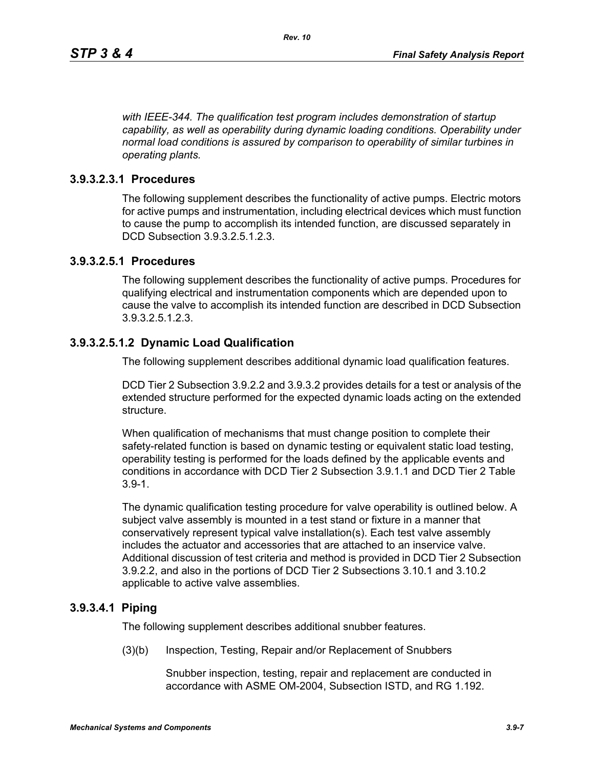*with IEEE-344. The qualification test program includes demonstration of startup capability, as well as operability during dynamic loading conditions. Operability under normal load conditions is assured by comparison to operability of similar turbines in operating plants.*

### 3.9.3.2.3.1 Procedures

The following supplement describes the functionality of active pumps. Electric motors for active pumps and instrumentation, including electrical devices which must function to cause the pump to accomplish its intended function, are discussed separately in DCD Subsection 3.9.3.2.5.1.2.3.

### 3.9.3.2.5.1 Procedures

The following supplement describes the functionality of active pumps. Procedures for qualifying electrical and instrumentation components which are depended upon to cause the valve to accomplish its intended function are described in DCD Subsection 3.9.3.2.5.1.2.3.

### 3.9.3.2.5.1.2 Dynamic Load Qualification

The following supplement describes additional dynamic load qualification features.

DCD Tier 2 Subsection 3.9.2.2 and 3.9.3.2 provides details for a test or analysis of the extended structure performed for the expected dynamic loads acting on the extended structure.

When qualification of mechanisms that must change position to complete their safety-related function is based on dynamic testing or equivalent static load testing, operability testing is performed for the loads defined by the applicable events and conditions in accordance with DCD Tier 2 Subsection 3.9.1.1 and DCD Tier 2 Table 3.9-1.

The dynamic qualification testing procedure for valve operability is outlined below. A subject valve assembly is mounted in a test stand or fixture in a manner that conservatively represent typical valve installation(s). Each test valve assembly includes the actuator and accessories that are attached to an inservice valve. Additional discussion of test criteria and method is provided in DCD Tier 2 Subsection 3.9.2.2, and also in the portions of DCD Tier 2 Subsections 3.10.1 and 3.10.2 applicable to active valve assemblies.

### 3.9.3.4.1 Piping

The following supplement describes additional snubber features.

(3)(b) Inspection, Testing, Repair and/or Replacement of Snubbers

Snubber inspection, testing, repair and replacement are conducted in accordance with ASME OM-2004, Subsection ISTD, and RG 1.192.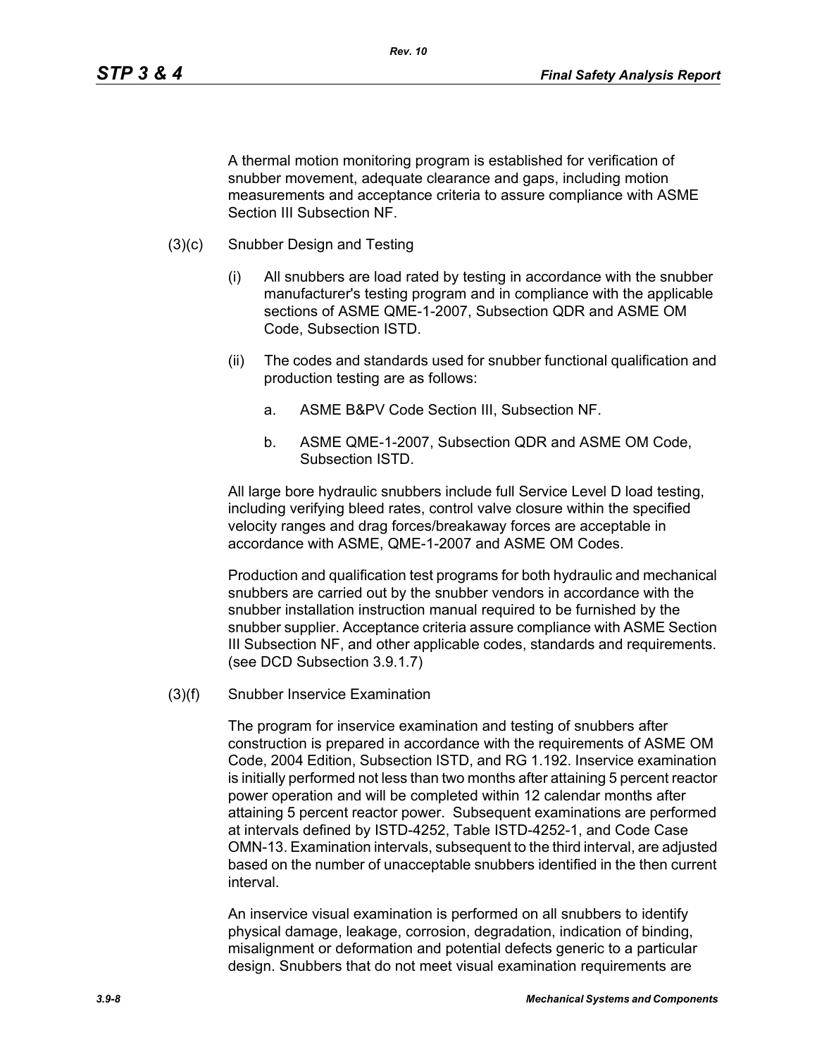A thermal motion monitoring program is established for verification of snubber movement, adequate clearance and gaps, including motion measurements and acceptance criteria to assure compliance with ASME Section III Subsection NF.

(3)(c) Snubber Design and Testing

(i) All snubbers are load rated by testing in accordance with the snubber manufacturer's testing program and in compliance with the applicable sections of ASME QME-1-2007, Subsection QDR and ASME OM Code, Subsection ISTD.

(ii) The codes and standards used for snubber functional qualification and production testing are as follows:

a. ASME B&PV Code Section III, Subsection NF.

b. ASME QME-1-2007, Subsection QDR and ASME OM Code, Subsection ISTD.

All large bore hydraulic snubbers include full Service Level D load testing, including verifying bleed rates, control valve closure within the specified velocity ranges and drag forces/breakaway forces are acceptable in accordance with ASME, QME-1-2007 and ASME OM Codes.

Production and qualification test programs for both hydraulic and mechanical snubbers are carried out by the snubber vendors in accordance with the snubber installation instruction manual required to be furnished by the snubber supplier. Acceptance criteria assure compliance with ASME Section III Subsection NF, and other applicable codes, standards and requirements. (see DCD Subsection 3.9.1.7)

(3)(f) Snubber Inservice Examination

The program for inservice examination and testing of snubbers after construction is prepared in accordance with the requirements of ASME OM Code, 2004 Edition, Subsection ISTD, and RG 1.192. Inservice examination is initially performed not less than two months after attaining 5 percent reactor power operation and will be completed within 12 calendar months after attaining 5 percent reactor power. Subsequent examinations are performed at intervals defined by ISTD-4252, Table ISTD-4252-1, and Code Case OMN-13. Examination intervals, subsequent to the third interval, are adjusted based on the number of unacceptable snubbers identified in the then current interval.

An inservice visual examination is performed on all snubbers to identify physical damage, leakage, corrosion, degradation, indication of binding, misalignment or deformation and potential defects generic to a particular design. Snubbers that do not meet visual examination requirements are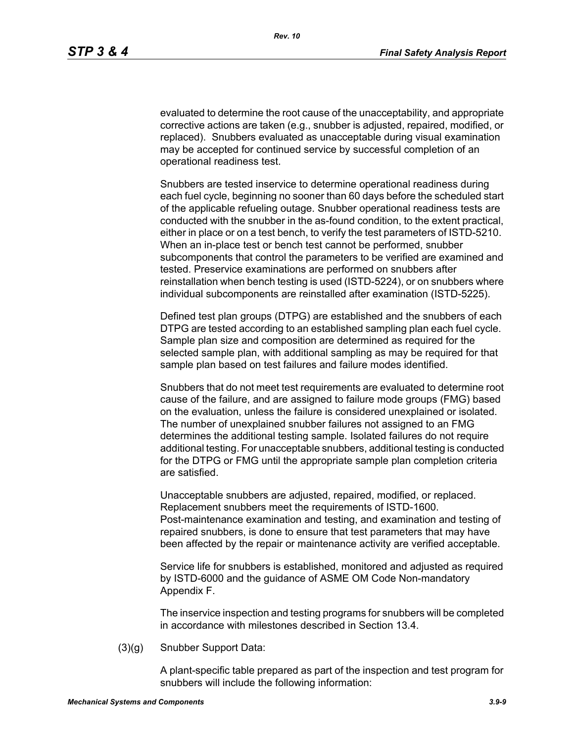evaluated to determine the root cause of the unacceptability, and appropriate corrective actions are taken (e.g., snubber is adjusted, repaired, modified, or replaced). Snubbers evaluated as unacceptable during visual examination may be accepted for continued service by successful completion of an operational readiness test.

Snubbers are tested inservice to determine operational readiness during each fuel cycle, beginning no sooner than 60 days before the scheduled start of the applicable refueling outage. Snubber operational readiness tests are conducted with the snubber in the as-found condition, to the extent practical, either in place or on a test bench, to verify the test parameters of ISTD-5210. When an in-place test or bench test cannot be performed, snubber subcomponents that control the parameters to be verified are examined and tested. Preservice examinations are performed on snubbers after reinstallation when bench testing is used (ISTD-5224), or on snubbers where individual subcomponents are reinstalled after examination (ISTD-5225).

Defined test plan groups (DTPG) are established and the snubbers of each DTPG are tested according to an established sampling plan each fuel cycle. Sample plan size and composition are determined as required for the selected sample plan, with additional sampling as may be required for that sample plan based on test failures and failure modes identified.

Snubbers that do not meet test requirements are evaluated to determine root cause of the failure, and are assigned to failure mode groups (FMG) based on the evaluation, unless the failure is considered unexplained or isolated. The number of unexplained snubber failures not assigned to an FMG determines the additional testing sample. Isolated failures do not require additional testing. For unacceptable snubbers, additional testing is conducted for the DTPG or FMG until the appropriate sample plan completion criteria are satisfied.

Unacceptable snubbers are adjusted, repaired, modified, or replaced. Replacement snubbers meet the requirements of ISTD-1600. Post-maintenance examination and testing, and examination and testing of repaired snubbers, is done to ensure that test parameters that may have been affected by the repair or maintenance activity are verified acceptable.

Service life for snubbers is established, monitored and adjusted as required by ISTD-6000 and the guidance of ASME OM Code Non-mandatory Appendix F.

The inservice inspection and testing programs for snubbers will be completed in accordance with milestones described in Section 13.4.

(3)(g) Snubber Support Data:

A plant-specific table prepared as part of the inspection and test program for snubbers will include the following information: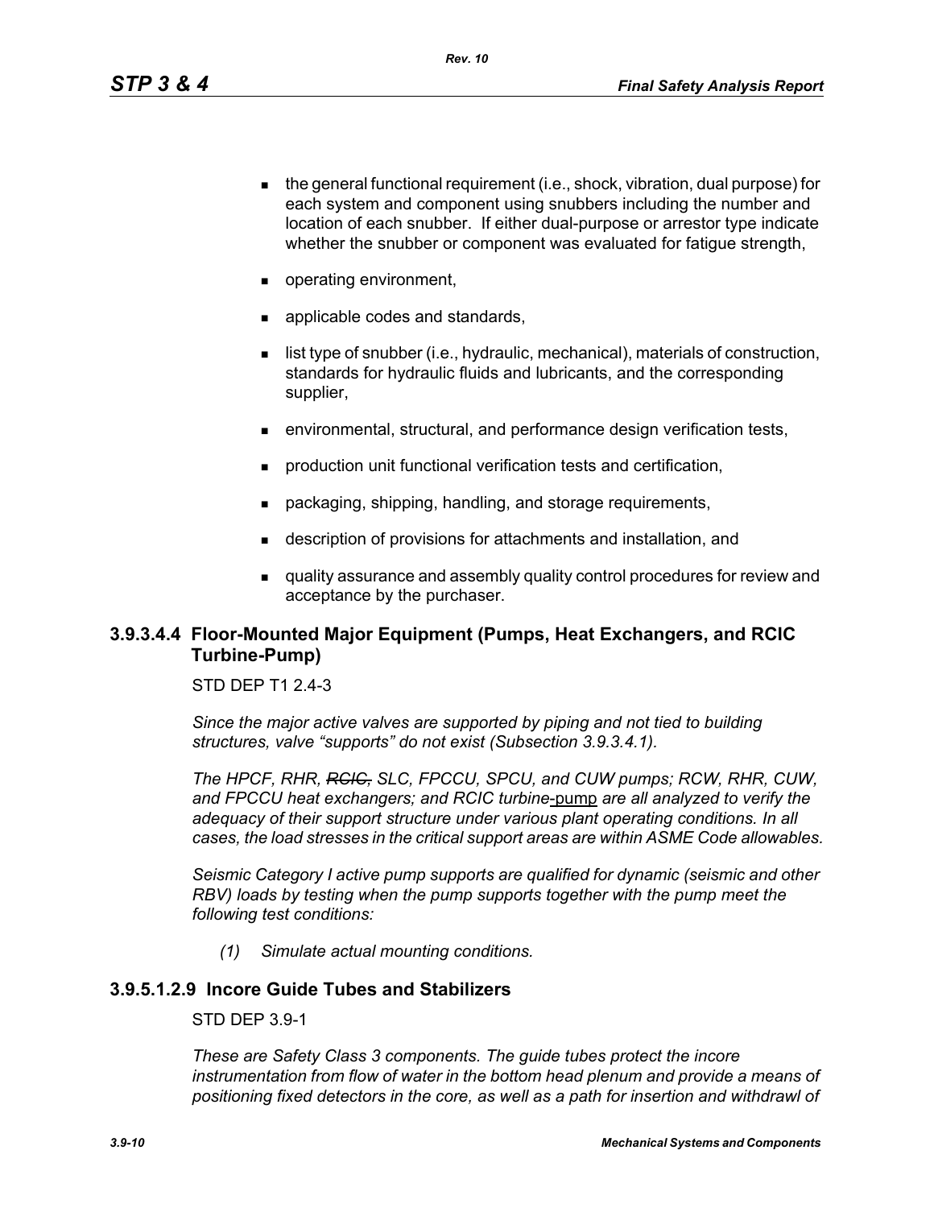- the general functional requirement (i.e., shock, vibration, dual purpose) for each system and component using snubbers including the number and location of each snubber. If either dual-purpose or arrestor type indicate whether the snubber or component was evaluated for fatigue strength,
- operating environment,
- applicable codes and standards,
- list type of snubber (i.e., hydraulic, mechanical), materials of construction, standards for hydraulic fluids and lubricants, and the corresponding supplier,
- environmental, structural, and performance design verification tests,
- production unit functional verification tests and certification,
- packaging, shipping, handling, and storage requirements,
- description of provisions for attachments and installation, and
- quality assurance and assembly quality control procedures for review and acceptance by the purchaser.

### 3.9.3.4.4 Floor-Mounted Major Equipment (Pumps, Heat Exchangers, and RCIC Turbine-Pump)

STD DEP T1 2.4-3

*Since the major active valves are supported by piping and not tied to building structures, valve “supports” do not exist (Subsection 3.9.3.4.1).*

*The HPCF, RHR, ~~RCIC,~~ SLC, FPCCU, SPCU, and CUW pumps; RCW, RHR, CUW, and FPCCU heat exchangers; and RCIC turbine*-<u>pump</u> *are all analyzed to verify the adequacy of their support structure under various plant operating conditions. In all cases, the load stresses in the critical support areas are within ASME Code allowables.*

*Seismic Category I active pump supports are qualified for dynamic (seismic and other RBV) loads by testing when the pump supports together with the pump meet the following test conditions:*

*(1) Simulate actual mounting conditions.*

### 3.9.5.1.2.9 Incore Guide Tubes and Stabilizers

STD DEP 3.9-1

*These are Safety Class 3 components. The guide tubes protect the incore instrumentation from flow of water in the bottom head plenum and provide a means of positioning fixed detectors in the core, as well as a path for insertion and withdrawl of*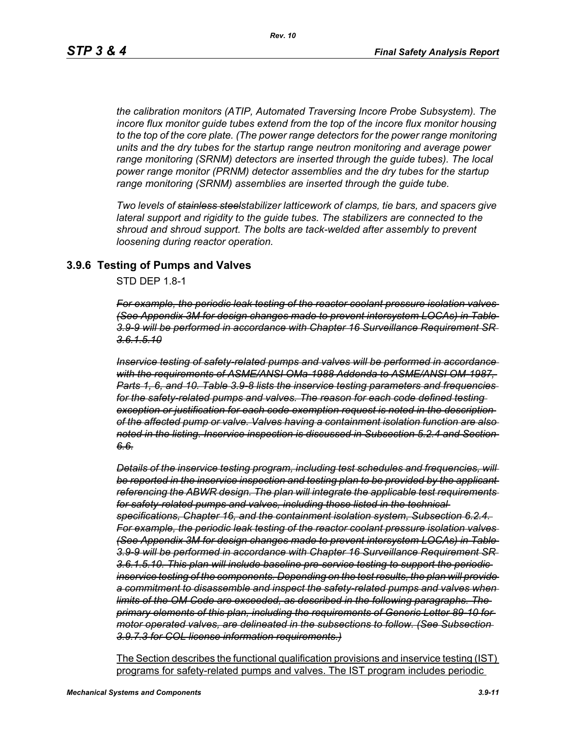*the calibration monitors (ATIP, Automated Traversing Incore Probe Subsystem). The incore flux monitor guide tubes extend from the top of the incore flux monitor housing to the top of the core plate. (The power range detectors for the power range monitoring units and the dry tubes for the startup range neutron monitoring and average power range monitoring (SRNM) detectors are inserted through the guide tubes). The local power range monitor (PRNM) detector assemblies and the dry tubes for the startup range monitoring (SRNM) assemblies are inserted through the guide tube.*

*Two levels of ~~stainless steel~~stabilizer latticework of clamps, tie bars, and spacers give lateral support and rigidity to the guide tubes. The stabilizers are connected to the shroud and shroud support. The bolts are tack-welded after assembly to prevent loosening during reactor operation.*

## 3.9.6 Testing of Pumps and Valves

STD DEP 1.8-1

~~*For example, the periodic leak testing of the reactor coolant pressure isolation valves (See Appendix 3M for design changes made to prevent intersystem LOCAs) in Table 3.9-9 will be performed in accordance with Chapter 16 Surveillance Requirement SR 3.6.1.5.10*~~

~~*Inservice testing of safety-related pumps and valves will be performed in accordance with the requirements of ASME/ANSI OMa-1988 Addenda to ASME/ANSI OM-1987, Parts 1, 6, and 10. Table 3.9-8 lists the inservice testing parameters and frequencies for the safety-related pumps and valves. The reason for each code defined testing exception or justification for each code exemption request is noted in the description of the affected pump or valve. Valves having a containment isolation function are also noted in the listing. Inservice inspection is discussed in Subsection 5.2.4 and Section 6.6.*~~

~~*Details of the inservice testing program, including test schedules and frequencies, will be reported in the inservice inspection and testing plan to be provided by the applicant referencing the ABWR design. The plan will integrate the applicable test requirements for safety-related pumps and valves, including those listed in the technical specifications, Chapter 16, and the containment isolation system, Subsection 6.2.4. For example, the periodic leak testing of the reactor coolant pressure isolation valves (See Appendix 3M for design changes made to prevent intersystem LOCAs) in Table 3.9-9 will be performed in accordance with Chapter 16 Surveillance Requirement SR 3.6.1.5.10. This plan will include baseline pre-service testing to support the periodic inservice testing of the components. Depending on the test results, the plan will provide a commitment to disassemble and inspect the safety-related pumps and valves when limits of the OM Code are exceeded, as described in the following paragraphs. The primary elements of this plan, including the requirements of Generic Letter 89-10 for motor operated valves, are delineated in the subsections to follow. (See Subsection 3.9.7.3 for COL license information requirements.)*~~

<u>The Section describes the functional qualification provisions and inservice testing (IST) programs for safety-related pumps and valves. The IST program includes periodic</u>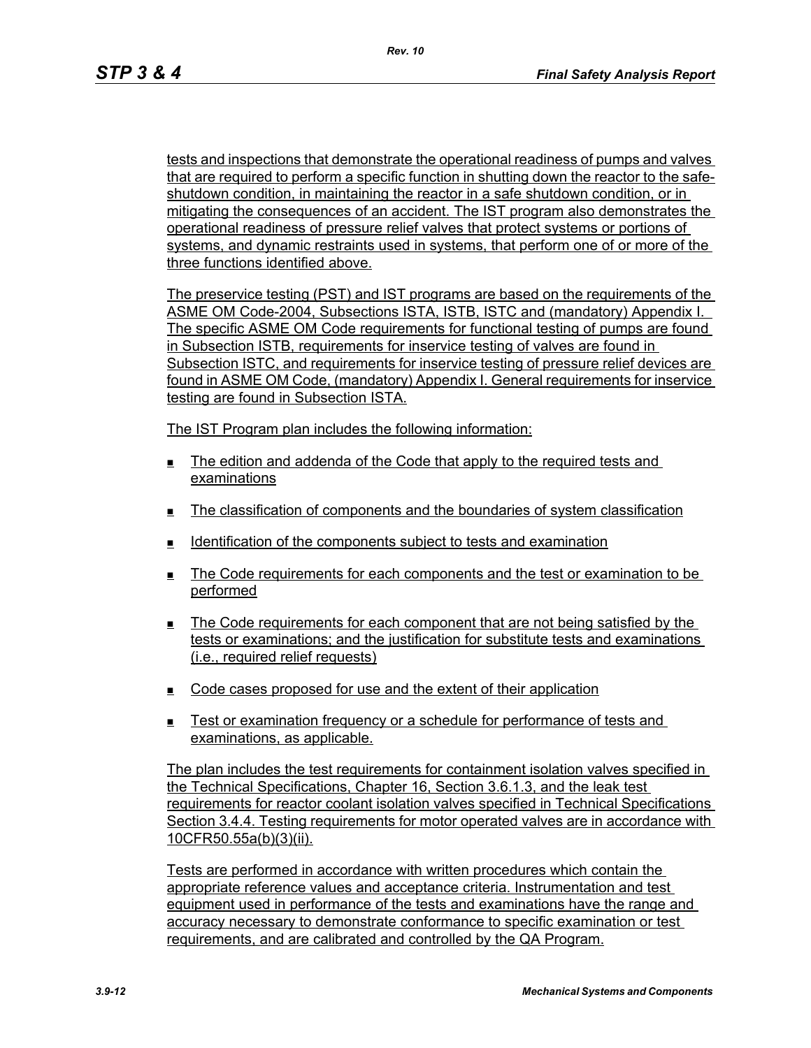tests and inspections that demonstrate the operational readiness of pumps and valves that are required to perform a specific function in shutting down the reactor to the safe-shutdown condition, in maintaining the reactor in a safe shutdown condition, or in mitigating the consequences of an accident. The IST program also demonstrates the operational readiness of pressure relief valves that protect systems or portions of systems, and dynamic restraints used in systems, that perform one of or more of the three functions identified above.

The preservice testing (PST) and IST programs are based on the requirements of the ASME OM Code-2004, Subsections ISTA, ISTB, ISTC and (mandatory) Appendix I. The specific ASME OM Code requirements for functional testing of pumps are found in Subsection ISTB, requirements for inservice testing of valves are found in Subsection ISTC, and requirements for inservice testing of pressure relief devices are found in ASME OM Code, (mandatory) Appendix I. General requirements for inservice testing are found in Subsection ISTA.

The IST Program plan includes the following information:

- The edition and addenda of the Code that apply to the required tests and examinations
- The classification of components and the boundaries of system classification
- Identification of the components subject to tests and examination
- The Code requirements for each components and the test or examination to be performed
- The Code requirements for each component that are not being satisfied by the tests or examinations; and the justification for substitute tests and examinations (i.e., required relief requests)
- Code cases proposed for use and the extent of their application
- Test or examination frequency or a schedule for performance of tests and examinations, as applicable.

The plan includes the test requirements for containment isolation valves specified in the Technical Specifications, Chapter 16, Section 3.6.1.3, and the leak test requirements for reactor coolant isolation valves specified in Technical Specifications Section 3.4.4. Testing requirements for motor operated valves are in accordance with 10CFR50.55a(b)(3)(ii).

Tests are performed in accordance with written procedures which contain the appropriate reference values and acceptance criteria. Instrumentation and test equipment used in performance of the tests and examinations have the range and accuracy necessary to demonstrate conformance to specific examination or test requirements, and are calibrated and controlled by the QA Program.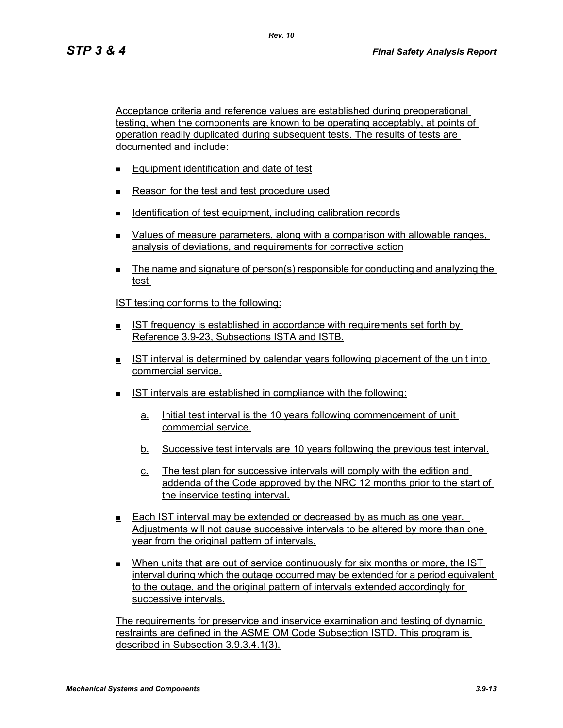Acceptance criteria and reference values are established during preoperational testing, when the components are known to be operating acceptably, at points of operation readily duplicated during subsequent tests. The results of tests are documented and include:

- Equipment identification and date of test
- Reason for the test and test procedure used
- Identification of test equipment, including calibration records
- Values of measure parameters, along with a comparison with allowable ranges, analysis of deviations, and requirements for corrective action
- The name and signature of person(s) responsible for conducting and analyzing the test

IST testing conforms to the following:

- IST frequency is established in accordance with requirements set forth by Reference 3.9-23, Subsections ISTA and ISTB.
- IST interval is determined by calendar years following placement of the unit into commercial service.
- IST intervals are established in compliance with the following:
  - a. Initial test interval is the 10 years following commencement of unit commercial service.
  - b. Successive test intervals are 10 years following the previous test interval.
  - c. The test plan for successive intervals will comply with the edition and addenda of the Code approved by the NRC 12 months prior to the start of the inservice testing interval.
- Each IST interval may be extended or decreased by as much as one year. Adjustments will not cause successive intervals to be altered by more than one year from the original pattern of intervals.
- When units that are out of service continuously for six months or more, the IST interval during which the outage occurred may be extended for a period equivalent to the outage, and the original pattern of intervals extended accordingly for successive intervals.

The requirements for preservice and inservice examination and testing of dynamic restraints are defined in the ASME OM Code Subsection ISTD. This program is described in Subsection 3.9.3.4.1(3).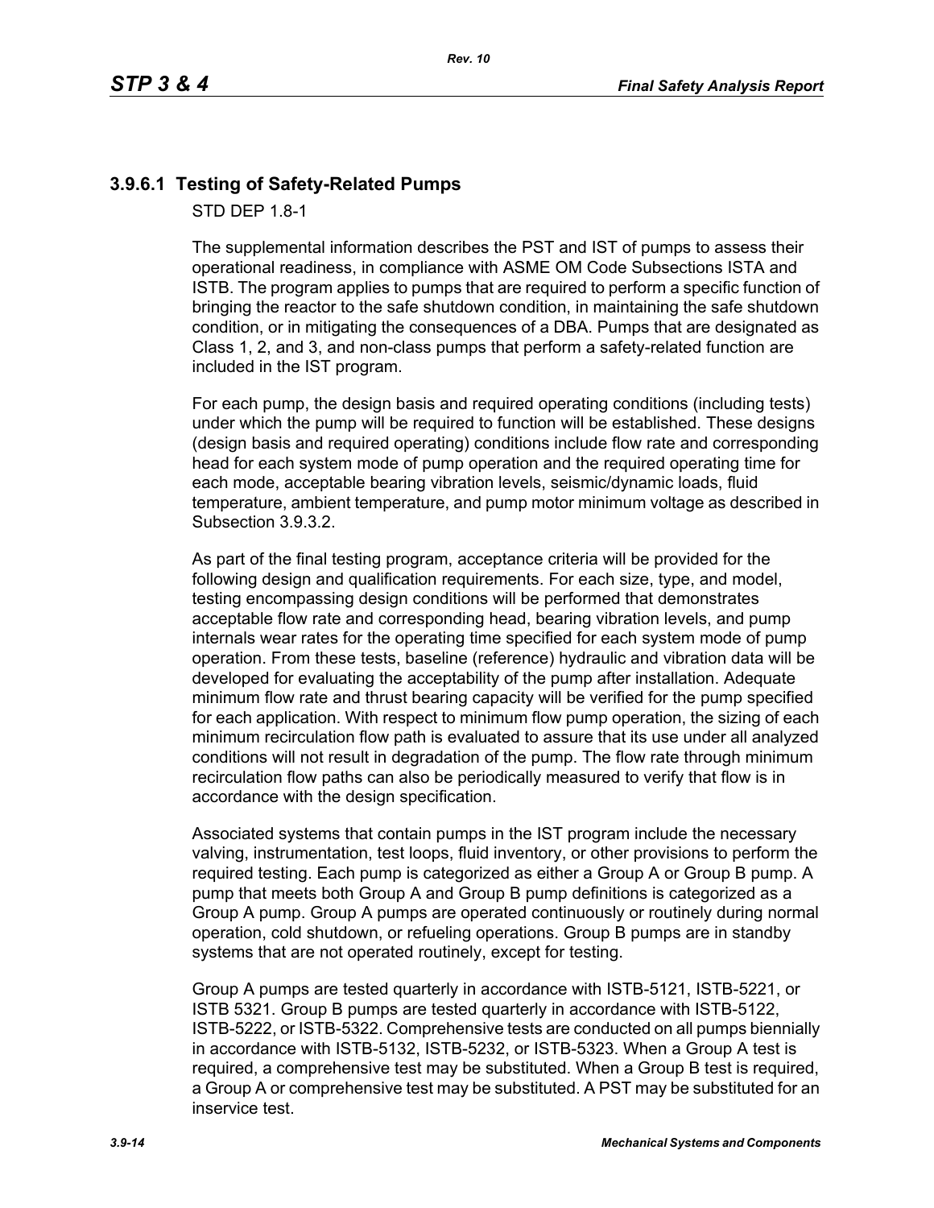### 3.9.6.1 Testing of Safety-Related Pumps

STD DEP 1.8-1

The supplemental information describes the PST and IST of pumps to assess their operational readiness, in compliance with ASME OM Code Subsections ISTA and ISTB. The program applies to pumps that are required to perform a specific function of bringing the reactor to the safe shutdown condition, in maintaining the safe shutdown condition, or in mitigating the consequences of a DBA. Pumps that are designated as Class 1, 2, and 3, and non-class pumps that perform a safety-related function are included in the IST program.

For each pump, the design basis and required operating conditions (including tests) under which the pump will be required to function will be established. These designs (design basis and required operating) conditions include flow rate and corresponding head for each system mode of pump operation and the required operating time for each mode, acceptable bearing vibration levels, seismic/dynamic loads, fluid temperature, ambient temperature, and pump motor minimum voltage as described in Subsection 3.9.3.2.

As part of the final testing program, acceptance criteria will be provided for the following design and qualification requirements. For each size, type, and model, testing encompassing design conditions will be performed that demonstrates acceptable flow rate and corresponding head, bearing vibration levels, and pump internals wear rates for the operating time specified for each system mode of pump operation. From these tests, baseline (reference) hydraulic and vibration data will be developed for evaluating the acceptability of the pump after installation. Adequate minimum flow rate and thrust bearing capacity will be verified for the pump specified for each application. With respect to minimum flow pump operation, the sizing of each minimum recirculation flow path is evaluated to assure that its use under all analyzed conditions will not result in degradation of the pump. The flow rate through minimum recirculation flow paths can also be periodically measured to verify that flow is in accordance with the design specification.

Associated systems that contain pumps in the IST program include the necessary valving, instrumentation, test loops, fluid inventory, or other provisions to perform the required testing. Each pump is categorized as either a Group A or Group B pump. A pump that meets both Group A and Group B pump definitions is categorized as a Group A pump. Group A pumps are operated continuously or routinely during normal operation, cold shutdown, or refueling operations. Group B pumps are in standby systems that are not operated routinely, except for testing.

Group A pumps are tested quarterly in accordance with ISTB-5121, ISTB-5221, or ISTB 5321. Group B pumps are tested quarterly in accordance with ISTB-5122, ISTB-5222, or ISTB-5322. Comprehensive tests are conducted on all pumps biennially in accordance with ISTB-5132, ISTB-5232, or ISTB-5323. When a Group A test is required, a comprehensive test may be substituted. When a Group B test is required, a Group A or comprehensive test may be substituted. A PST may be substituted for an inservice test.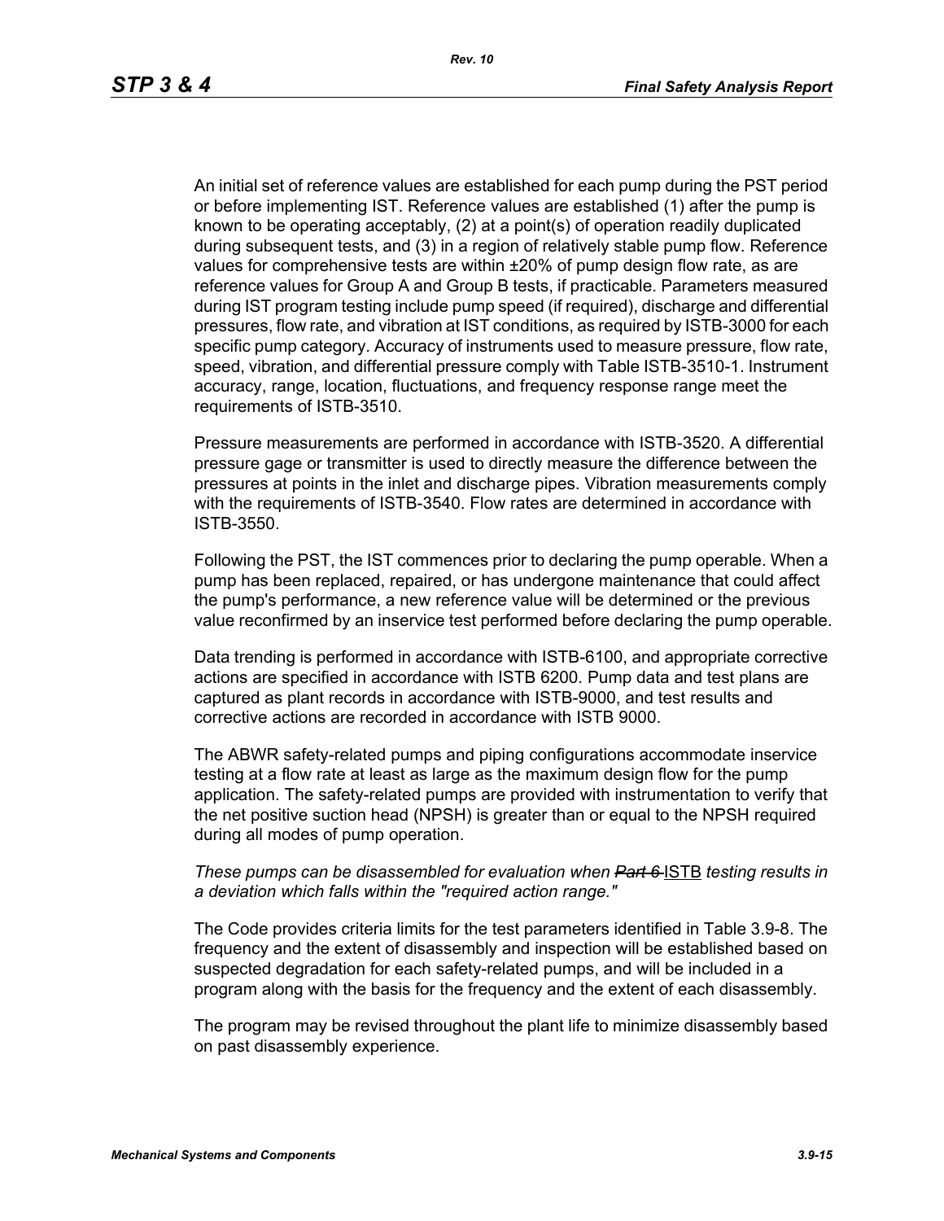An initial set of reference values are established for each pump during the PST period or before implementing IST. Reference values are established (1) after the pump is known to be operating acceptably, (2) at a point(s) of operation readily duplicated during subsequent tests, and (3) in a region of relatively stable pump flow. Reference values for comprehensive tests are within ±20% of pump design flow rate, as are reference values for Group A and Group B tests, if practicable. Parameters measured during IST program testing include pump speed (if required), discharge and differential pressures, flow rate, and vibration at IST conditions, as required by ISTB-3000 for each specific pump category. Accuracy of instruments used to measure pressure, flow rate, speed, vibration, and differential pressure comply with Table ISTB-3510-1. Instrument accuracy, range, location, fluctuations, and frequency response range meet the requirements of ISTB-3510.

Pressure measurements are performed in accordance with ISTB-3520. A differential pressure gage or transmitter is used to directly measure the difference between the pressures at points in the inlet and discharge pipes. Vibration measurements comply with the requirements of ISTB-3540. Flow rates are determined in accordance with ISTB-3550.

Following the PST, the IST commences prior to declaring the pump operable. When a pump has been replaced, repaired, or has undergone maintenance that could affect the pump's performance, a new reference value will be determined or the previous value reconfirmed by an inservice test performed before declaring the pump operable.

Data trending is performed in accordance with ISTB-6100, and appropriate corrective actions are specified in accordance with ISTB 6200. Pump data and test plans are captured as plant records in accordance with ISTB-9000, and test results and corrective actions are recorded in accordance with ISTB 9000.

The ABWR safety-related pumps and piping configurations accommodate inservice testing at a flow rate at least as large as the maximum design flow for the pump application. The safety-related pumps are provided with instrumentation to verify that the net positive suction head (NPSH) is greater than or equal to the NPSH required during all modes of pump operation.

*These pumps can be disassembled for evaluation when ~~Part 6~~ ISTB testing results in a deviation which falls within the "required action range."*

The Code provides criteria limits for the test parameters identified in Table 3.9-8. The frequency and the extent of disassembly and inspection will be established based on suspected degradation for each safety-related pumps, and will be included in a program along with the basis for the frequency and the extent of each disassembly.

The program may be revised throughout the plant life to minimize disassembly based on past disassembly experience.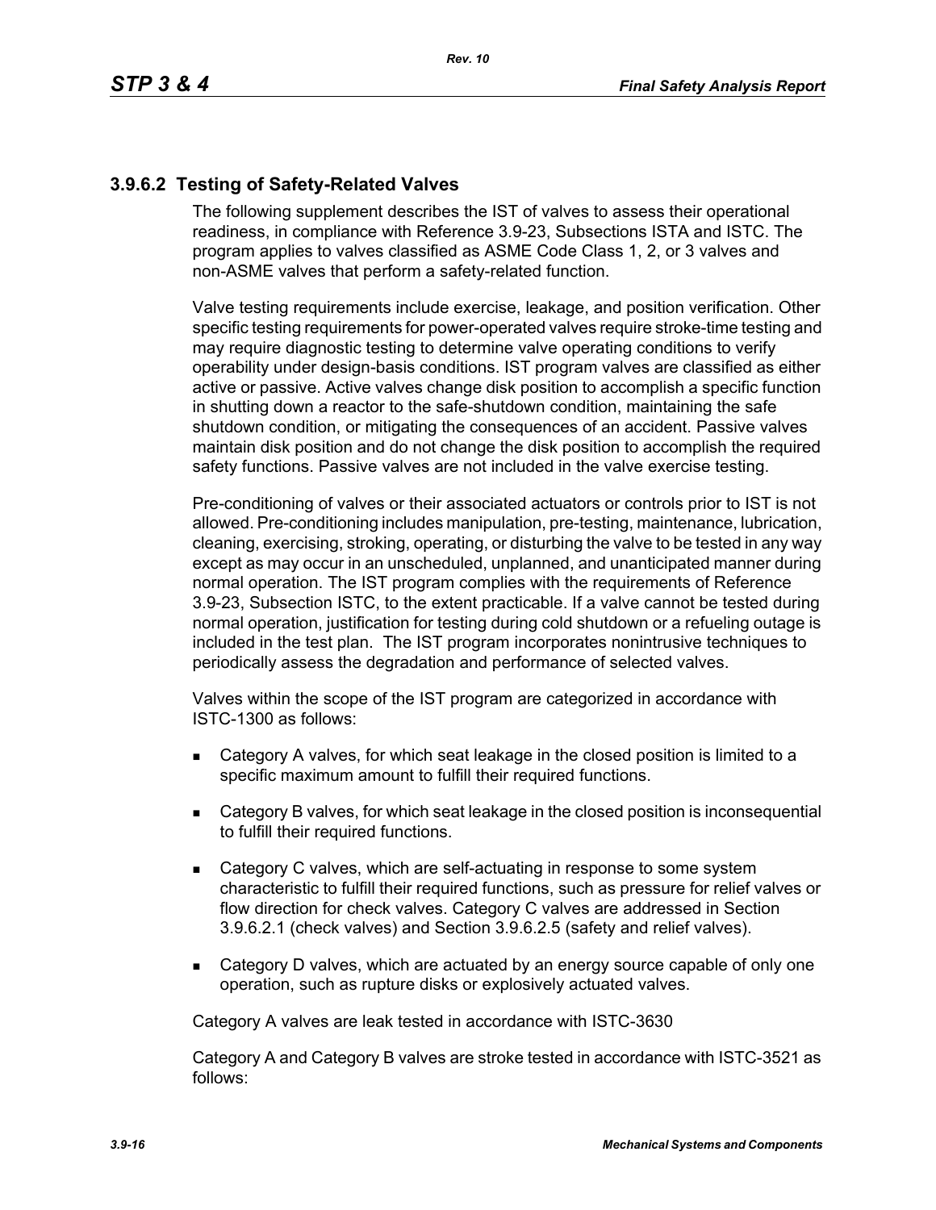### 3.9.6.2 Testing of Safety-Related Valves

The following supplement describes the IST of valves to assess their operational readiness, in compliance with Reference 3.9-23, Subsections ISTA and ISTC. The program applies to valves classified as ASME Code Class 1, 2, or 3 valves and non-ASME valves that perform a safety-related function.

Valve testing requirements include exercise, leakage, and position verification. Other specific testing requirements for power-operated valves require stroke-time testing and may require diagnostic testing to determine valve operating conditions to verify operability under design-basis conditions. IST program valves are classified as either active or passive. Active valves change disk position to accomplish a specific function in shutting down a reactor to the safe-shutdown condition, maintaining the safe shutdown condition, or mitigating the consequences of an accident. Passive valves maintain disk position and do not change the disk position to accomplish the required safety functions. Passive valves are not included in the valve exercise testing.

Pre-conditioning of valves or their associated actuators or controls prior to IST is not allowed. Pre-conditioning includes manipulation, pre-testing, maintenance, lubrication, cleaning, exercising, stroking, operating, or disturbing the valve to be tested in any way except as may occur in an unscheduled, unplanned, and unanticipated manner during normal operation. The IST program complies with the requirements of Reference 3.9-23, Subsection ISTC, to the extent practicable. If a valve cannot be tested during normal operation, justification for testing during cold shutdown or a refueling outage is included in the test plan. The IST program incorporates nonintrusive techniques to periodically assess the degradation and performance of selected valves.

Valves within the scope of the IST program are categorized in accordance with ISTC-1300 as follows:

- Category A valves, for which seat leakage in the closed position is limited to a specific maximum amount to fulfill their required functions.
- Category B valves, for which seat leakage in the closed position is inconsequential to fulfill their required functions.
- Category C valves, which are self-actuating in response to some system characteristic to fulfill their required functions, such as pressure for relief valves or flow direction for check valves. Category C valves are addressed in Section 3.9.6.2.1 (check valves) and Section 3.9.6.2.5 (safety and relief valves).
- Category D valves, which are actuated by an energy source capable of only one operation, such as rupture disks or explosively actuated valves.

Category A valves are leak tested in accordance with ISTC-3630

Category A and Category B valves are stroke tested in accordance with ISTC-3521 as follows: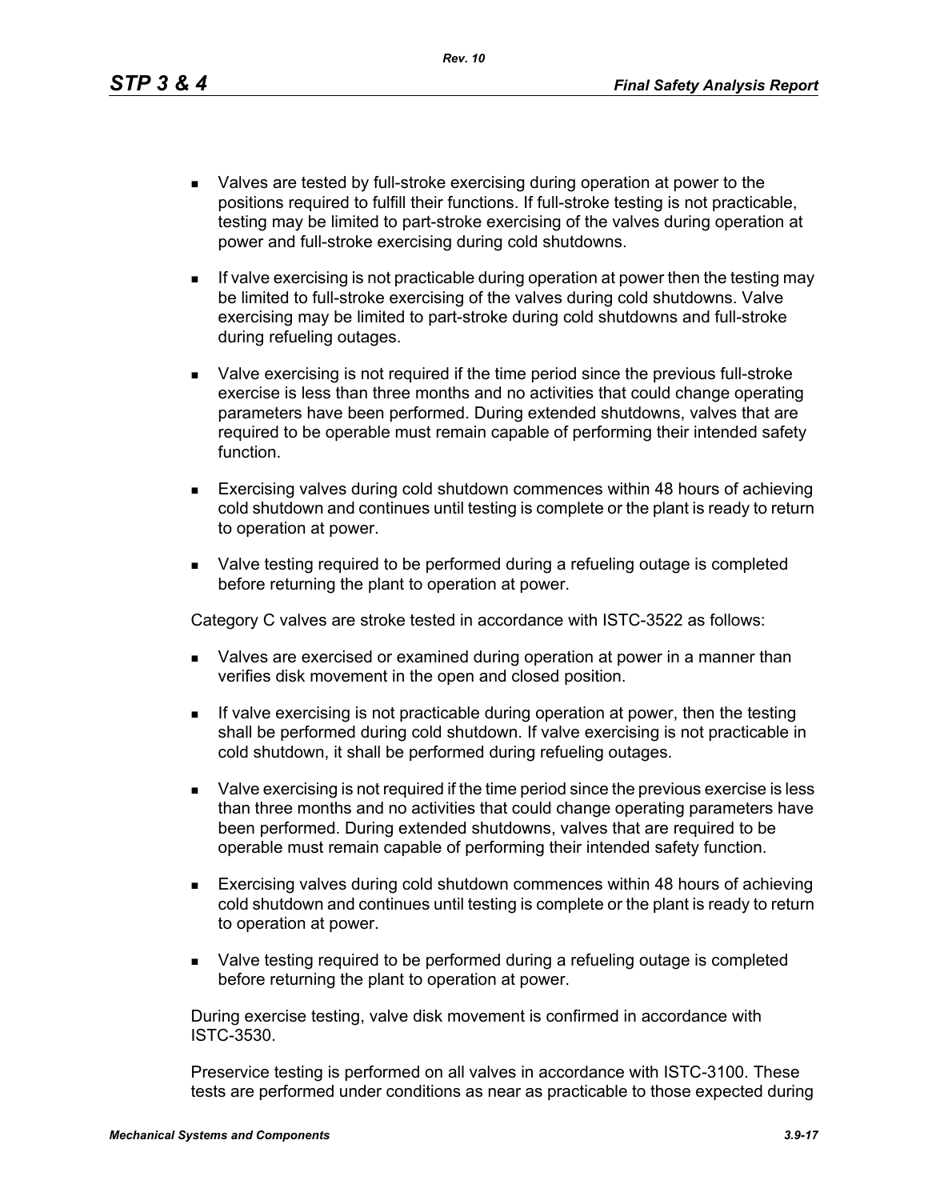- Valves are tested by full-stroke exercising during operation at power to the positions required to fulfill their functions. If full-stroke testing is not practicable, testing may be limited to part-stroke exercising of the valves during operation at power and full-stroke exercising during cold shutdowns.
- If valve exercising is not practicable during operation at power then the testing may be limited to full-stroke exercising of the valves during cold shutdowns. Valve exercising may be limited to part-stroke during cold shutdowns and full-stroke during refueling outages.
- Valve exercising is not required if the time period since the previous full-stroke exercise is less than three months and no activities that could change operating parameters have been performed. During extended shutdowns, valves that are required to be operable must remain capable of performing their intended safety function.
- Exercising valves during cold shutdown commences within 48 hours of achieving cold shutdown and continues until testing is complete or the plant is ready to return to operation at power.
- Valve testing required to be performed during a refueling outage is completed before returning the plant to operation at power.

Category C valves are stroke tested in accordance with ISTC-3522 as follows:

- Valves are exercised or examined during operation at power in a manner than verifies disk movement in the open and closed position.
- If valve exercising is not practicable during operation at power, then the testing shall be performed during cold shutdown. If valve exercising is not practicable in cold shutdown, it shall be performed during refueling outages.
- Valve exercising is not required if the time period since the previous exercise is less than three months and no activities that could change operating parameters have been performed. During extended shutdowns, valves that are required to be operable must remain capable of performing their intended safety function.
- Exercising valves during cold shutdown commences within 48 hours of achieving cold shutdown and continues until testing is complete or the plant is ready to return to operation at power.
- Valve testing required to be performed during a refueling outage is completed before returning the plant to operation at power.

During exercise testing, valve disk movement is confirmed in accordance with ISTC-3530.

Preservice testing is performed on all valves in accordance with ISTC-3100. These tests are performed under conditions as near as practicable to those expected during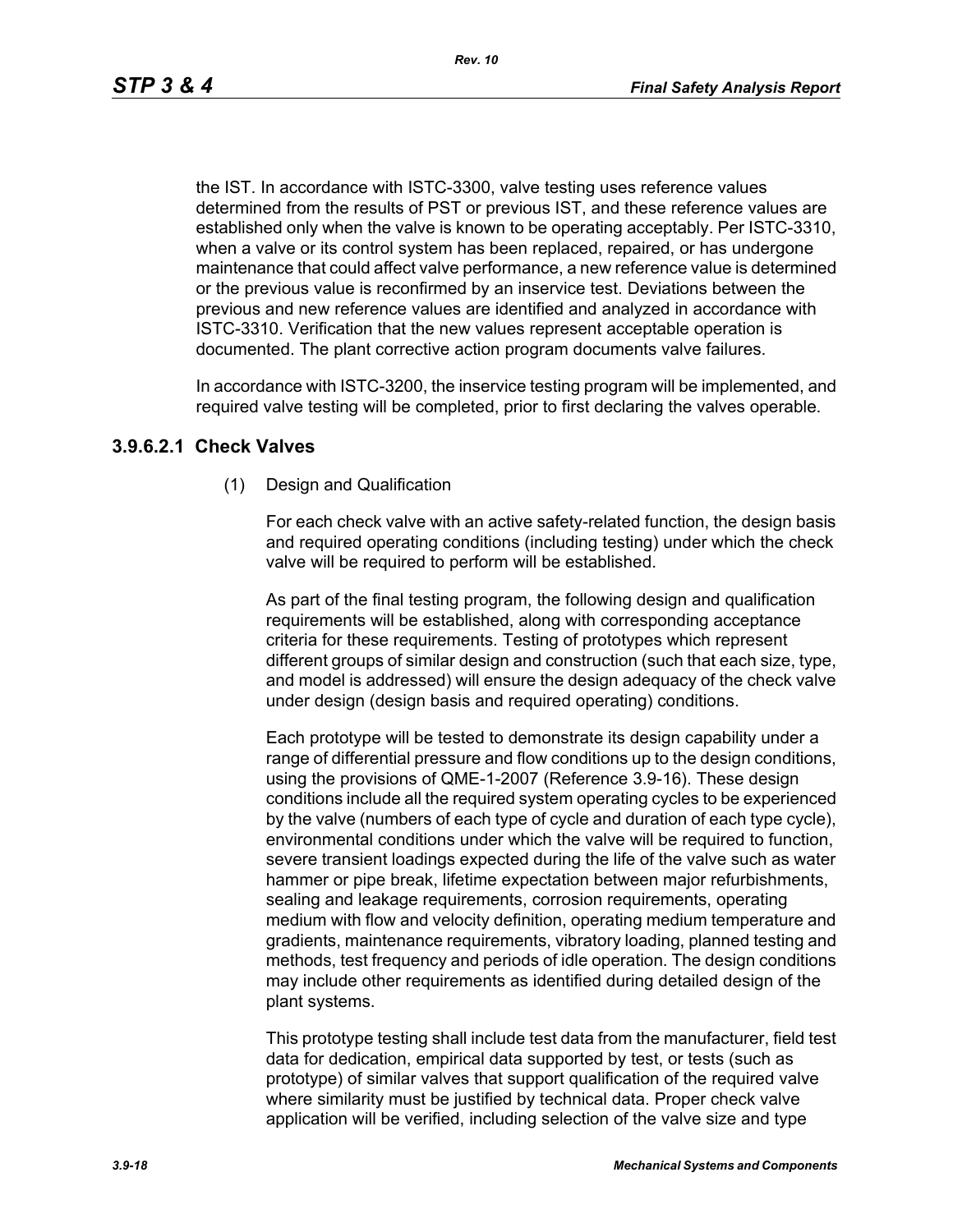the IST. In accordance with ISTC-3300, valve testing uses reference values determined from the results of PST or previous IST, and these reference values are established only when the valve is known to be operating acceptably. Per ISTC-3310, when a valve or its control system has been replaced, repaired, or has undergone maintenance that could affect valve performance, a new reference value is determined or the previous value is reconfirmed by an inservice test. Deviations between the previous and new reference values are identified and analyzed in accordance with ISTC-3310. Verification that the new values represent acceptable operation is documented. The plant corrective action program documents valve failures.

In accordance with ISTC-3200, the inservice testing program will be implemented, and required valve testing will be completed, prior to first declaring the valves operable.

### 3.9.6.2.1 Check Valves

(1) Design and Qualification

For each check valve with an active safety-related function, the design basis and required operating conditions (including testing) under which the check valve will be required to perform will be established.

As part of the final testing program, the following design and qualification requirements will be established, along with corresponding acceptance criteria for these requirements. Testing of prototypes which represent different groups of similar design and construction (such that each size, type, and model is addressed) will ensure the design adequacy of the check valve under design (design basis and required operating) conditions.

Each prototype will be tested to demonstrate its design capability under a range of differential pressure and flow conditions up to the design conditions, using the provisions of QME-1-2007 (Reference 3.9-16). These design conditions include all the required system operating cycles to be experienced by the valve (numbers of each type of cycle and duration of each type cycle), environmental conditions under which the valve will be required to function, severe transient loadings expected during the life of the valve such as water hammer or pipe break, lifetime expectation between major refurbishments, sealing and leakage requirements, corrosion requirements, operating medium with flow and velocity definition, operating medium temperature and gradients, maintenance requirements, vibratory loading, planned testing and methods, test frequency and periods of idle operation. The design conditions may include other requirements as identified during detailed design of the plant systems.

This prototype testing shall include test data from the manufacturer, field test data for dedication, empirical data supported by test, or tests (such as prototype) of similar valves that support qualification of the required valve where similarity must be justified by technical data. Proper check valve application will be verified, including selection of the valve size and type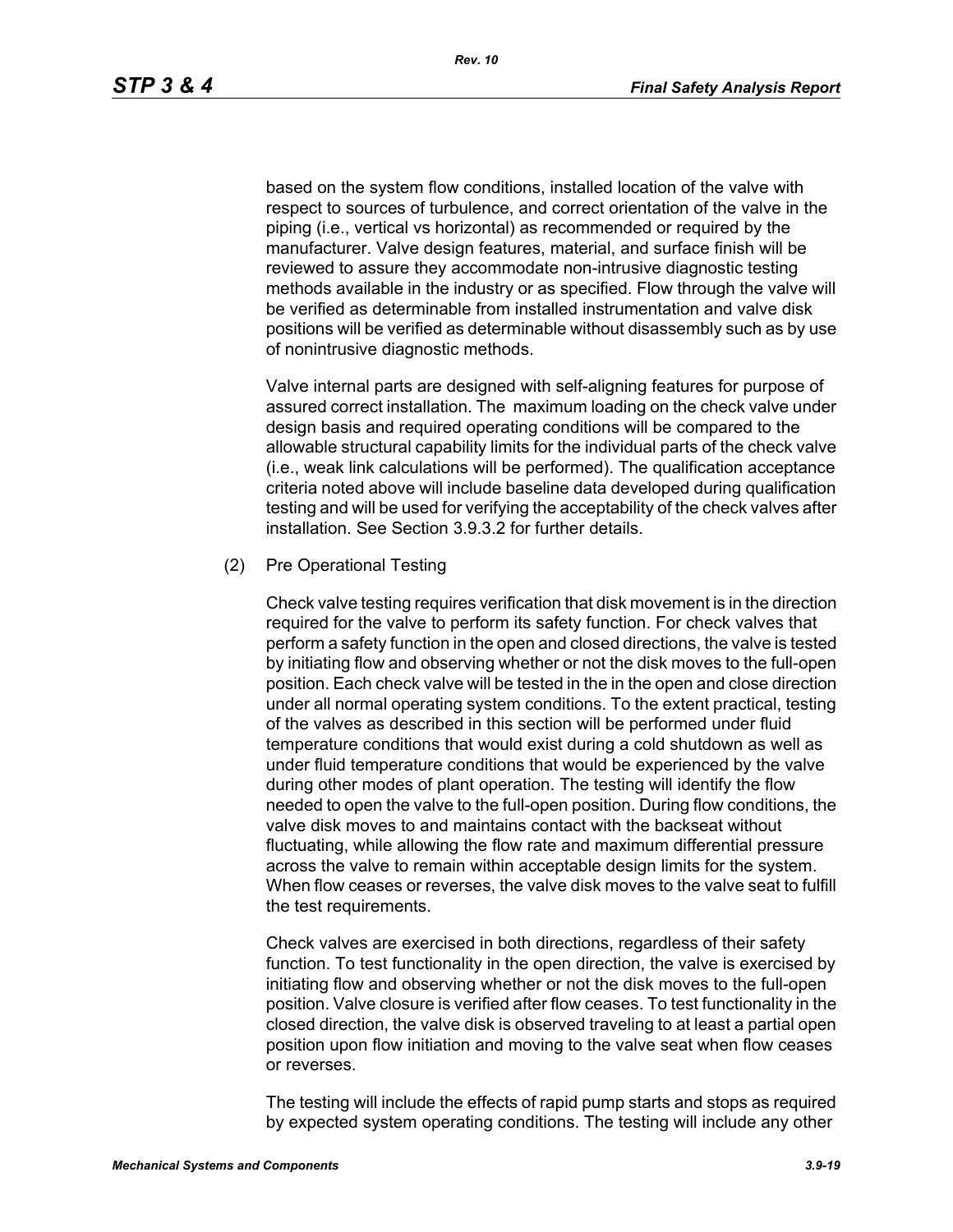based on the system flow conditions, installed location of the valve with respect to sources of turbulence, and correct orientation of the valve in the piping (i.e., vertical vs horizontal) as recommended or required by the manufacturer. Valve design features, material, and surface finish will be reviewed to assure they accommodate non-intrusive diagnostic testing methods available in the industry or as specified. Flow through the valve will be verified as determinable from installed instrumentation and valve disk positions will be verified as determinable without disassembly such as by use of nonintrusive diagnostic methods.

Valve internal parts are designed with self-aligning features for purpose of assured correct installation. The maximum loading on the check valve under design basis and required operating conditions will be compared to the allowable structural capability limits for the individual parts of the check valve (i.e., weak link calculations will be performed). The qualification acceptance criteria noted above will include baseline data developed during qualification testing and will be used for verifying the acceptability of the check valves after installation. See Section 3.9.3.2 for further details.

(2) Pre Operational Testing

Check valve testing requires verification that disk movement is in the direction required for the valve to perform its safety function. For check valves that perform a safety function in the open and closed directions, the valve is tested by initiating flow and observing whether or not the disk moves to the full-open position. Each check valve will be tested in the in the open and close direction under all normal operating system conditions. To the extent practical, testing of the valves as described in this section will be performed under fluid temperature conditions that would exist during a cold shutdown as well as under fluid temperature conditions that would be experienced by the valve during other modes of plant operation. The testing will identify the flow needed to open the valve to the full-open position. During flow conditions, the valve disk moves to and maintains contact with the backseat without fluctuating, while allowing the flow rate and maximum differential pressure across the valve to remain within acceptable design limits for the system. When flow ceases or reverses, the valve disk moves to the valve seat to fulfill the test requirements.

Check valves are exercised in both directions, regardless of their safety function. To test functionality in the open direction, the valve is exercised by initiating flow and observing whether or not the disk moves to the full-open position. Valve closure is verified after flow ceases. To test functionality in the closed direction, the valve disk is observed traveling to at least a partial open position upon flow initiation and moving to the valve seat when flow ceases or reverses.

The testing will include the effects of rapid pump starts and stops as required by expected system operating conditions. The testing will include any other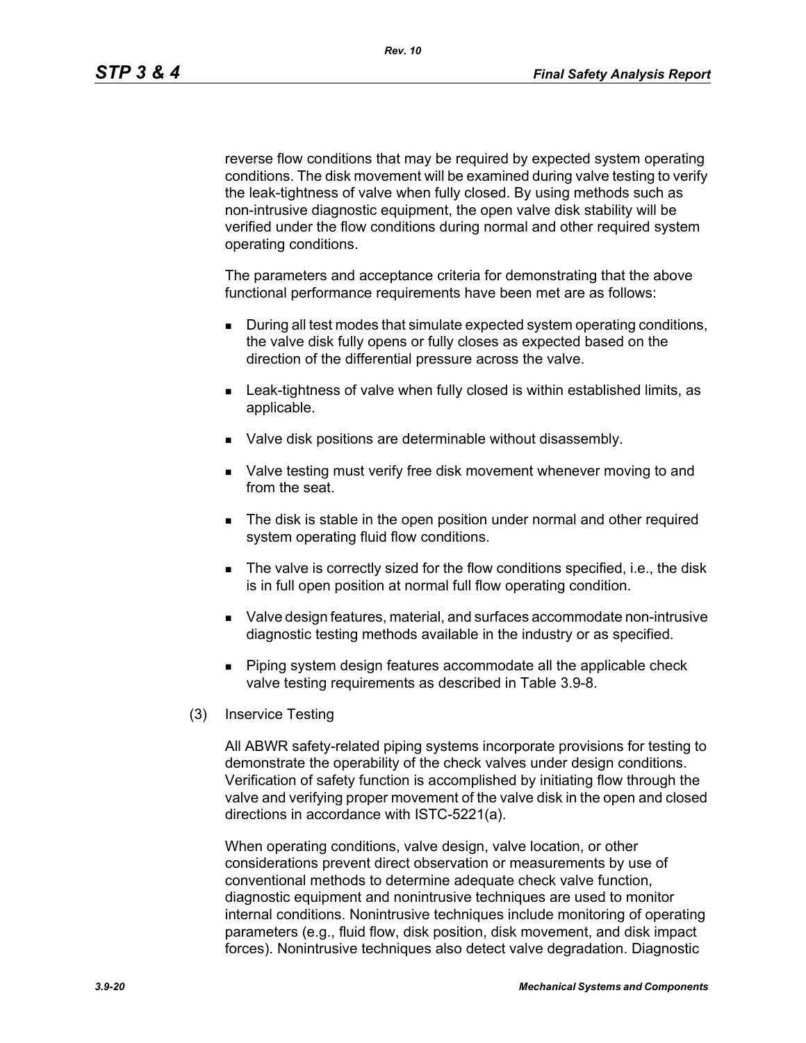reverse flow conditions that may be required by expected system operating conditions. The disk movement will be examined during valve testing to verify the leak-tightness of valve when fully closed. By using methods such as non-intrusive diagnostic equipment, the open valve disk stability will be verified under the flow conditions during normal and other required system operating conditions.

The parameters and acceptance criteria for demonstrating that the above functional performance requirements have been met are as follows:

- During all test modes that simulate expected system operating conditions, the valve disk fully opens or fully closes as expected based on the direction of the differential pressure across the valve.
- Leak-tightness of valve when fully closed is within established limits, as applicable.
- Valve disk positions are determinable without disassembly.
- Valve testing must verify free disk movement whenever moving to and from the seat.
- The disk is stable in the open position under normal and other required system operating fluid flow conditions.
- The valve is correctly sized for the flow conditions specified, i.e., the disk is in full open position at normal full flow operating condition.
- Valve design features, material, and surfaces accommodate non-intrusive diagnostic testing methods available in the industry or as specified.
- Piping system design features accommodate all the applicable check valve testing requirements as described in Table 3.9-8.

(3) Inservice Testing

All ABWR safety-related piping systems incorporate provisions for testing to demonstrate the operability of the check valves under design conditions. Verification of safety function is accomplished by initiating flow through the valve and verifying proper movement of the valve disk in the open and closed directions in accordance with ISTC-5221(a).

When operating conditions, valve design, valve location, or other considerations prevent direct observation or measurements by use of conventional methods to determine adequate check valve function, diagnostic equipment and nonintrusive techniques are used to monitor internal conditions. Nonintrusive techniques include monitoring of operating parameters (e.g., fluid flow, disk position, disk movement, and disk impact forces). Nonintrusive techniques also detect valve degradation. Diagnostic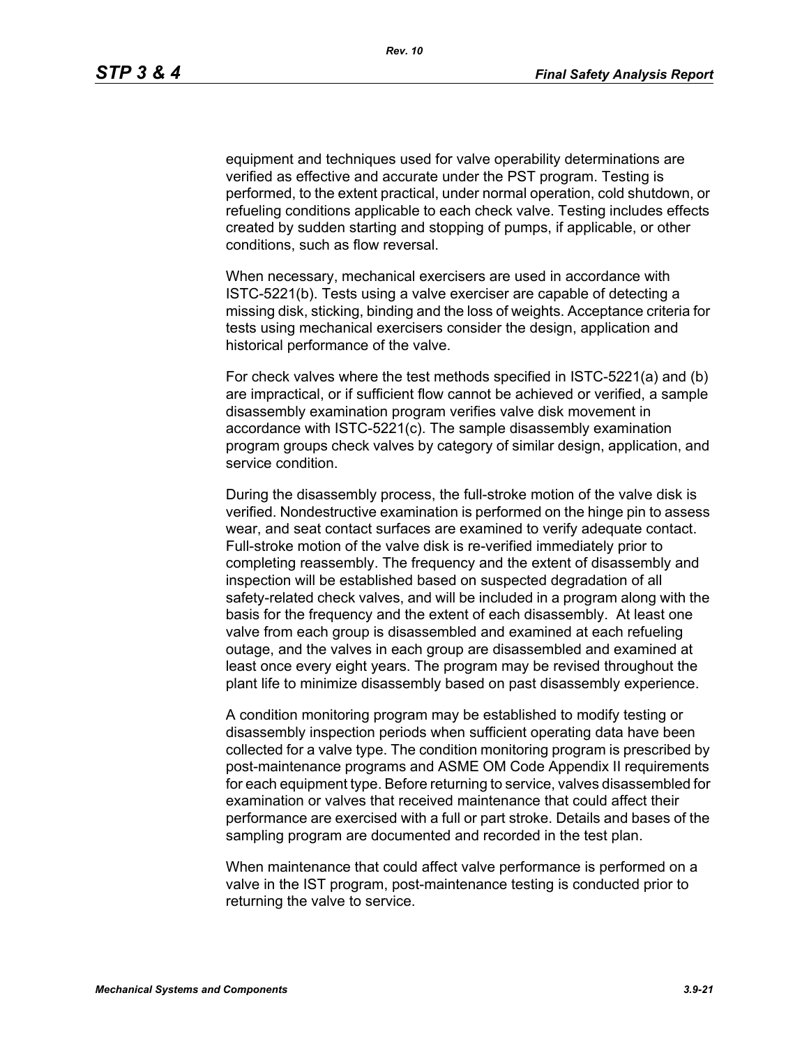equipment and techniques used for valve operability determinations are verified as effective and accurate under the PST program. Testing is performed, to the extent practical, under normal operation, cold shutdown, or refueling conditions applicable to each check valve. Testing includes effects created by sudden starting and stopping of pumps, if applicable, or other conditions, such as flow reversal.

When necessary, mechanical exercisers are used in accordance with ISTC-5221(b). Tests using a valve exerciser are capable of detecting a missing disk, sticking, binding and the loss of weights. Acceptance criteria for tests using mechanical exercisers consider the design, application and historical performance of the valve.

For check valves where the test methods specified in ISTC-5221(a) and (b) are impractical, or if sufficient flow cannot be achieved or verified, a sample disassembly examination program verifies valve disk movement in accordance with ISTC-5221(c). The sample disassembly examination program groups check valves by category of similar design, application, and service condition.

During the disassembly process, the full-stroke motion of the valve disk is verified. Nondestructive examination is performed on the hinge pin to assess wear, and seat contact surfaces are examined to verify adequate contact. Full-stroke motion of the valve disk is re-verified immediately prior to completing reassembly. The frequency and the extent of disassembly and inspection will be established based on suspected degradation of all safety-related check valves, and will be included in a program along with the basis for the frequency and the extent of each disassembly. At least one valve from each group is disassembled and examined at each refueling outage, and the valves in each group are disassembled and examined at least once every eight years. The program may be revised throughout the plant life to minimize disassembly based on past disassembly experience.

A condition monitoring program may be established to modify testing or disassembly inspection periods when sufficient operating data have been collected for a valve type. The condition monitoring program is prescribed by post-maintenance programs and ASME OM Code Appendix II requirements for each equipment type. Before returning to service, valves disassembled for examination or valves that received maintenance that could affect their performance are exercised with a full or part stroke. Details and bases of the sampling program are documented and recorded in the test plan.

When maintenance that could affect valve performance is performed on a valve in the IST program, post-maintenance testing is conducted prior to returning the valve to service.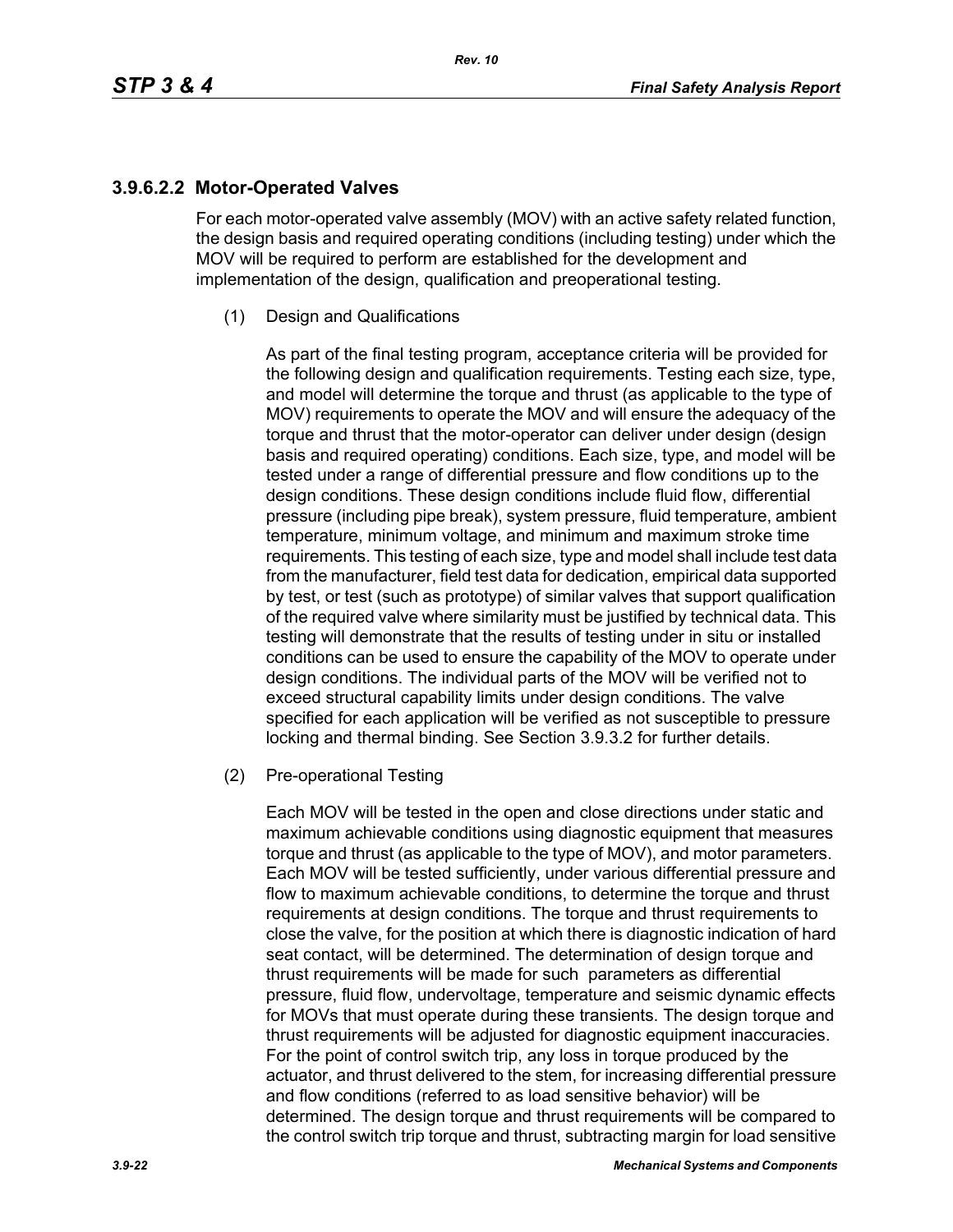### 3.9.6.2.2 Motor-Operated Valves

For each motor-operated valve assembly (MOV) with an active safety related function, the design basis and required operating conditions (including testing) under which the MOV will be required to perform are established for the development and implementation of the design, qualification and preoperational testing.

(1) Design and Qualifications

As part of the final testing program, acceptance criteria will be provided for the following design and qualification requirements. Testing each size, type, and model will determine the torque and thrust (as applicable to the type of MOV) requirements to operate the MOV and will ensure the adequacy of the torque and thrust that the motor-operator can deliver under design (design basis and required operating) conditions. Each size, type, and model will be tested under a range of differential pressure and flow conditions up to the design conditions. These design conditions include fluid flow, differential pressure (including pipe break), system pressure, fluid temperature, ambient temperature, minimum voltage, and minimum and maximum stroke time requirements. This testing of each size, type and model shall include test data from the manufacturer, field test data for dedication, empirical data supported by test, or test (such as prototype) of similar valves that support qualification of the required valve where similarity must be justified by technical data. This testing will demonstrate that the results of testing under in situ or installed conditions can be used to ensure the capability of the MOV to operate under design conditions. The individual parts of the MOV will be verified not to exceed structural capability limits under design conditions. The valve specified for each application will be verified as not susceptible to pressure locking and thermal binding. See Section 3.9.3.2 for further details.

(2) Pre-operational Testing

Each MOV will be tested in the open and close directions under static and maximum achievable conditions using diagnostic equipment that measures torque and thrust (as applicable to the type of MOV), and motor parameters. Each MOV will be tested sufficiently, under various differential pressure and flow to maximum achievable conditions, to determine the torque and thrust requirements at design conditions. The torque and thrust requirements to close the valve, for the position at which there is diagnostic indication of hard seat contact, will be determined. The determination of design torque and thrust requirements will be made for such parameters as differential pressure, fluid flow, undervoltage, temperature and seismic dynamic effects for MOVs that must operate during these transients. The design torque and thrust requirements will be adjusted for diagnostic equipment inaccuracies. For the point of control switch trip, any loss in torque produced by the actuator, and thrust delivered to the stem, for increasing differential pressure and flow conditions (referred to as load sensitive behavior) will be determined. The design torque and thrust requirements will be compared to the control switch trip torque and thrust, subtracting margin for load sensitive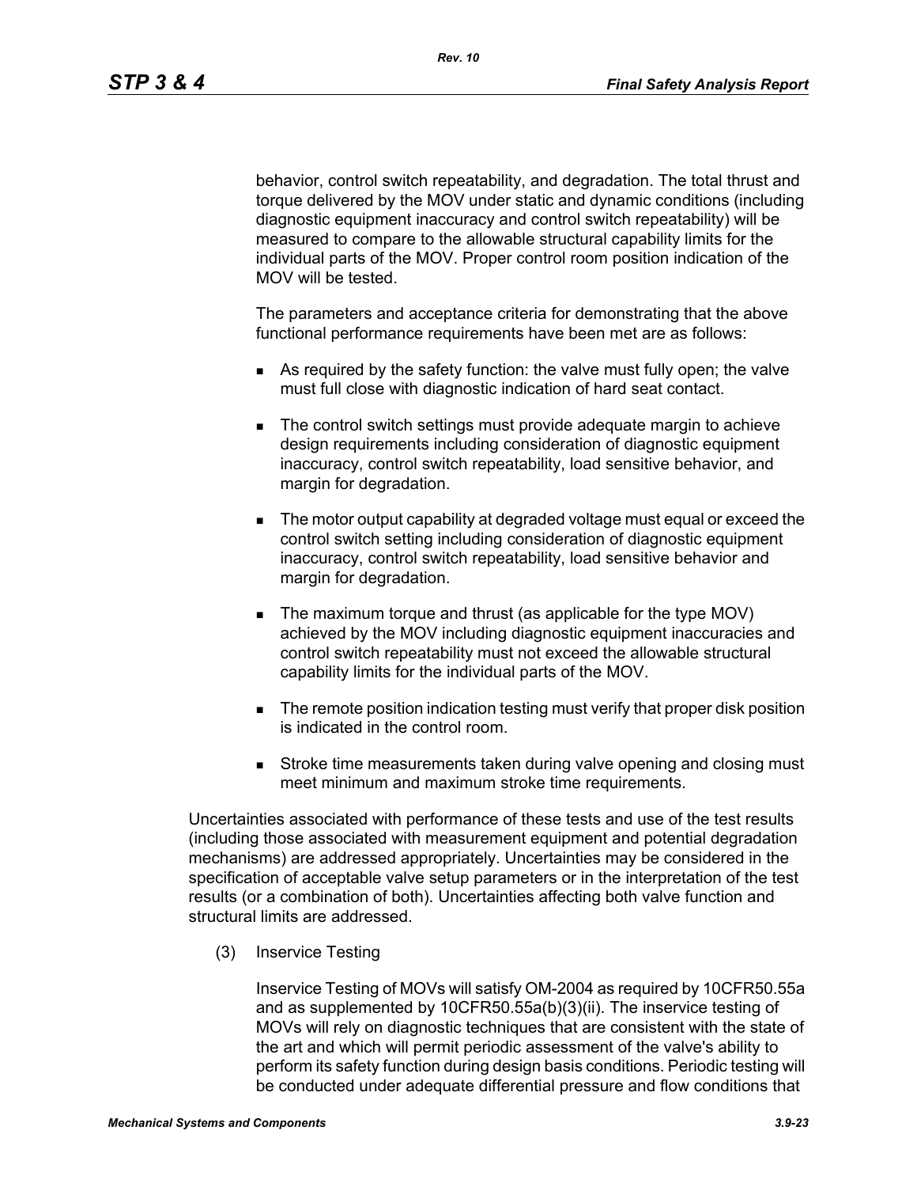behavior, control switch repeatability, and degradation. The total thrust and torque delivered by the MOV under static and dynamic conditions (including diagnostic equipment inaccuracy and control switch repeatability) will be measured to compare to the allowable structural capability limits for the individual parts of the MOV. Proper control room position indication of the MOV will be tested.

The parameters and acceptance criteria for demonstrating that the above functional performance requirements have been met are as follows:

- As required by the safety function: the valve must fully open; the valve must full close with diagnostic indication of hard seat contact.
- The control switch settings must provide adequate margin to achieve design requirements including consideration of diagnostic equipment inaccuracy, control switch repeatability, load sensitive behavior, and margin for degradation.
- The motor output capability at degraded voltage must equal or exceed the control switch setting including consideration of diagnostic equipment inaccuracy, control switch repeatability, load sensitive behavior and margin for degradation.
- The maximum torque and thrust (as applicable for the type MOV) achieved by the MOV including diagnostic equipment inaccuracies and control switch repeatability must not exceed the allowable structural capability limits for the individual parts of the MOV.
- The remote position indication testing must verify that proper disk position is indicated in the control room.
- Stroke time measurements taken during valve opening and closing must meet minimum and maximum stroke time requirements.

Uncertainties associated with performance of these tests and use of the test results (including those associated with measurement equipment and potential degradation mechanisms) are addressed appropriately. Uncertainties may be considered in the specification of acceptable valve setup parameters or in the interpretation of the test results (or a combination of both). Uncertainties affecting both valve function and structural limits are addressed.

(3) Inservice Testing

Inservice Testing of MOVs will satisfy OM-2004 as required by 10CFR50.55a and as supplemented by 10CFR50.55a(b)(3)(ii). The inservice testing of MOVs will rely on diagnostic techniques that are consistent with the state of the art and which will permit periodic assessment of the valve's ability to perform its safety function during design basis conditions. Periodic testing will be conducted under adequate differential pressure and flow conditions that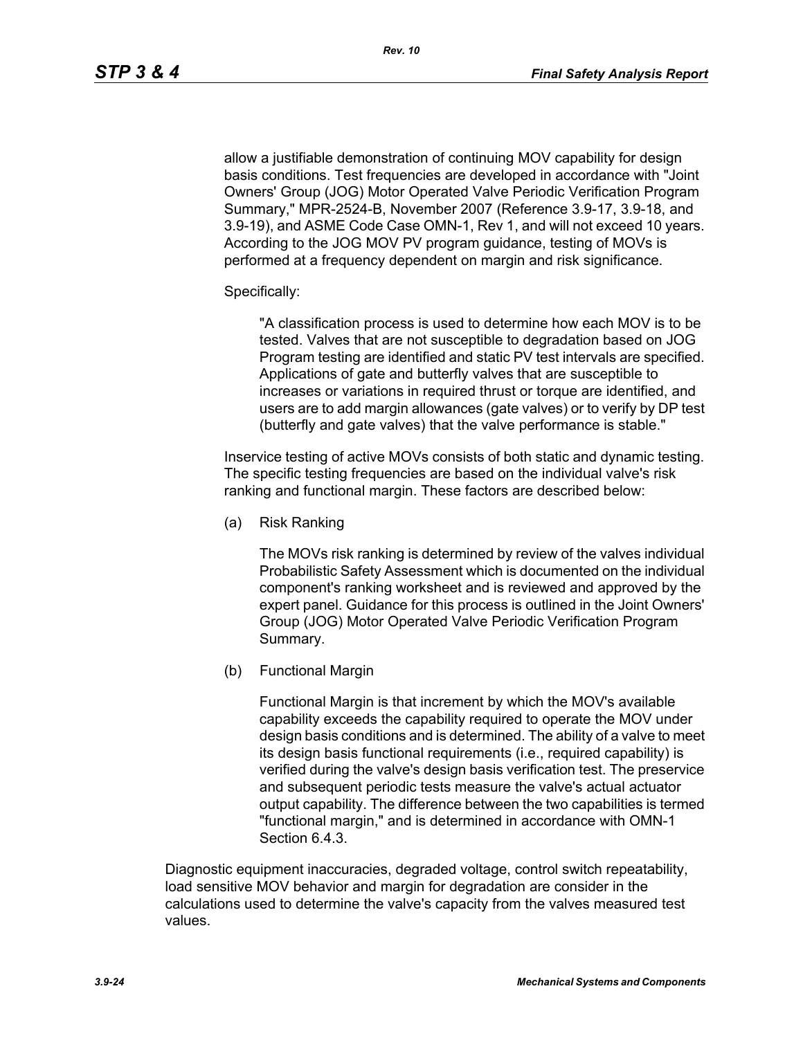allow a justifiable demonstration of continuing MOV capability for design basis conditions. Test frequencies are developed in accordance with "Joint Owners' Group (JOG) Motor Operated Valve Periodic Verification Program Summary," MPR-2524-B, November 2007 (Reference 3.9-17, 3.9-18, and 3.9-19), and ASME Code Case OMN-1, Rev 1, and will not exceed 10 years. According to the JOG MOV PV program guidance, testing of MOVs is performed at a frequency dependent on margin and risk significance.

Specifically:

> "A classification process is used to determine how each MOV is to be tested. Valves that are not susceptible to degradation based on JOG Program testing are identified and static PV test intervals are specified. Applications of gate and butterfly valves that are susceptible to increases or variations in required thrust or torque are identified, and users are to add margin allowances (gate valves) or to verify by DP test (butterfly and gate valves) that the valve performance is stable."

Inservice testing of active MOVs consists of both static and dynamic testing. The specific testing frequencies are based on the individual valve's risk ranking and functional margin. These factors are described below:

(a) Risk Ranking

The MOVs risk ranking is determined by review of the valves individual Probabilistic Safety Assessment which is documented on the individual component's ranking worksheet and is reviewed and approved by the expert panel. Guidance for this process is outlined in the Joint Owners' Group (JOG) Motor Operated Valve Periodic Verification Program Summary.

(b) Functional Margin

Functional Margin is that increment by which the MOV's available capability exceeds the capability required to operate the MOV under design basis conditions and is determined. The ability of a valve to meet its design basis functional requirements (i.e., required capability) is verified during the valve's design basis verification test. The preservice and subsequent periodic tests measure the valve's actual actuator output capability. The difference between the two capabilities is termed "functional margin," and is determined in accordance with OMN-1 Section 6.4.3.

Diagnostic equipment inaccuracies, degraded voltage, control switch repeatability, load sensitive MOV behavior and margin for degradation are consider in the calculations used to determine the valve's capacity from the valves measured test values.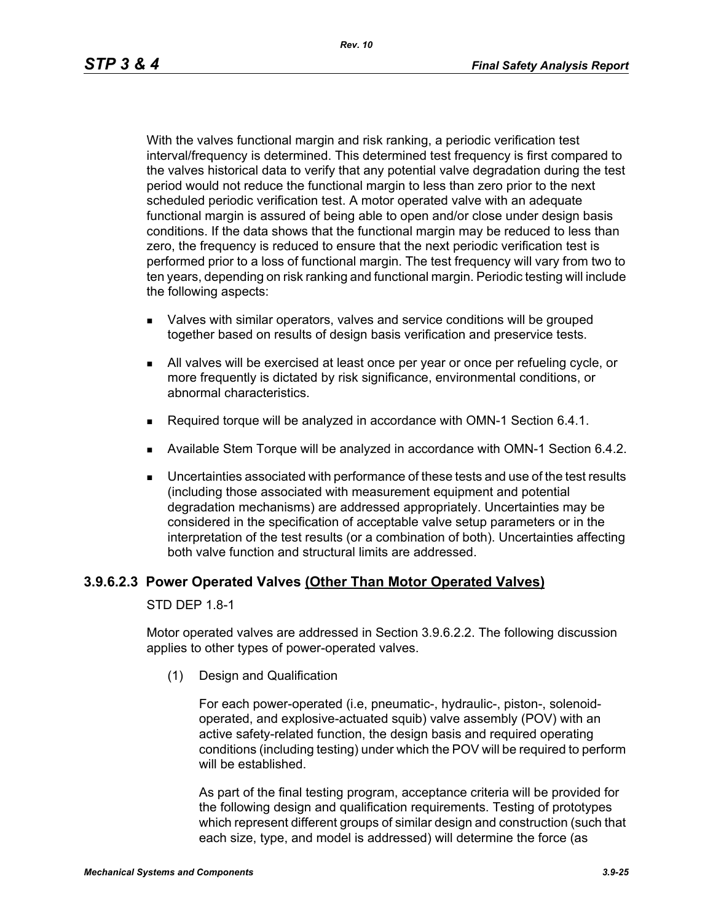With the valves functional margin and risk ranking, a periodic verification test interval/frequency is determined. This determined test frequency is first compared to the valves historical data to verify that any potential valve degradation during the test period would not reduce the functional margin to less than zero prior to the next scheduled periodic verification test. A motor operated valve with an adequate functional margin is assured of being able to open and/or close under design basis conditions. If the data shows that the functional margin may be reduced to less than zero, the frequency is reduced to ensure that the next periodic verification test is performed prior to a loss of functional margin. The test frequency will vary from two to ten years, depending on risk ranking and functional margin. Periodic testing will include the following aspects:

- Valves with similar operators, valves and service conditions will be grouped together based on results of design basis verification and preservice tests.
- All valves will be exercised at least once per year or once per refueling cycle, or more frequently is dictated by risk significance, environmental conditions, or abnormal characteristics.
- Required torque will be analyzed in accordance with OMN-1 Section 6.4.1.
- Available Stem Torque will be analyzed in accordance with OMN-1 Section 6.4.2.
- Uncertainties associated with performance of these tests and use of the test results (including those associated with measurement equipment and potential degradation mechanisms) are addressed appropriately. Uncertainties may be considered in the specification of acceptable valve setup parameters or in the interpretation of the test results (or a combination of both). Uncertainties affecting both valve function and structural limits are addressed.

### 3.9.6.2.3 Power Operated Valves <u>(Other Than Motor Operated Valves)</u>

STD DEP 1.8-1

Motor operated valves are addressed in Section 3.9.6.2.2. The following discussion applies to other types of power-operated valves.

(1) Design and Qualification

For each power-operated (i.e, pneumatic-, hydraulic-, piston-, solenoid-operated, and explosive-actuated squib) valve assembly (POV) with an active safety-related function, the design basis and required operating conditions (including testing) under which the POV will be required to perform will be established.

As part of the final testing program, acceptance criteria will be provided for the following design and qualification requirements. Testing of prototypes which represent different groups of similar design and construction (such that each size, type, and model is addressed) will determine the force (as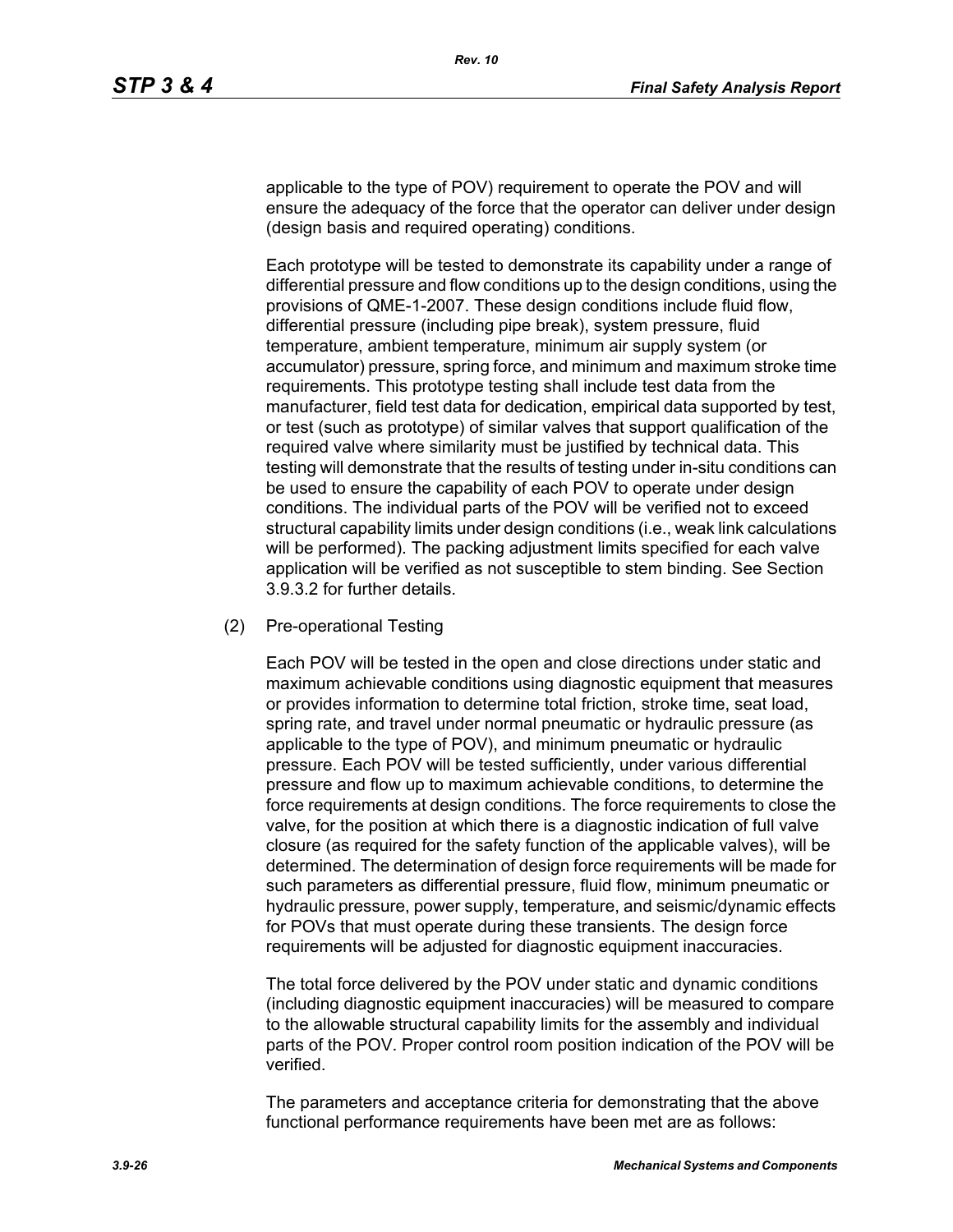applicable to the type of POV) requirement to operate the POV and will ensure the adequacy of the force that the operator can deliver under design (design basis and required operating) conditions.

Each prototype will be tested to demonstrate its capability under a range of differential pressure and flow conditions up to the design conditions, using the provisions of QME-1-2007. These design conditions include fluid flow, differential pressure (including pipe break), system pressure, fluid temperature, ambient temperature, minimum air supply system (or accumulator) pressure, spring force, and minimum and maximum stroke time requirements. This prototype testing shall include test data from the manufacturer, field test data for dedication, empirical data supported by test, or test (such as prototype) of similar valves that support qualification of the required valve where similarity must be justified by technical data. This testing will demonstrate that the results of testing under in-situ conditions can be used to ensure the capability of each POV to operate under design conditions. The individual parts of the POV will be verified not to exceed structural capability limits under design conditions (i.e., weak link calculations will be performed). The packing adjustment limits specified for each valve application will be verified as not susceptible to stem binding. See Section 3.9.3.2 for further details.

(2) Pre-operational Testing

Each POV will be tested in the open and close directions under static and maximum achievable conditions using diagnostic equipment that measures or provides information to determine total friction, stroke time, seat load, spring rate, and travel under normal pneumatic or hydraulic pressure (as applicable to the type of POV), and minimum pneumatic or hydraulic pressure. Each POV will be tested sufficiently, under various differential pressure and flow up to maximum achievable conditions, to determine the force requirements at design conditions. The force requirements to close the valve, for the position at which there is a diagnostic indication of full valve closure (as required for the safety function of the applicable valves), will be determined. The determination of design force requirements will be made for such parameters as differential pressure, fluid flow, minimum pneumatic or hydraulic pressure, power supply, temperature, and seismic/dynamic effects for POVs that must operate during these transients. The design force requirements will be adjusted for diagnostic equipment inaccuracies.

The total force delivered by the POV under static and dynamic conditions (including diagnostic equipment inaccuracies) will be measured to compare to the allowable structural capability limits for the assembly and individual parts of the POV. Proper control room position indication of the POV will be verified.

The parameters and acceptance criteria for demonstrating that the above functional performance requirements have been met are as follows: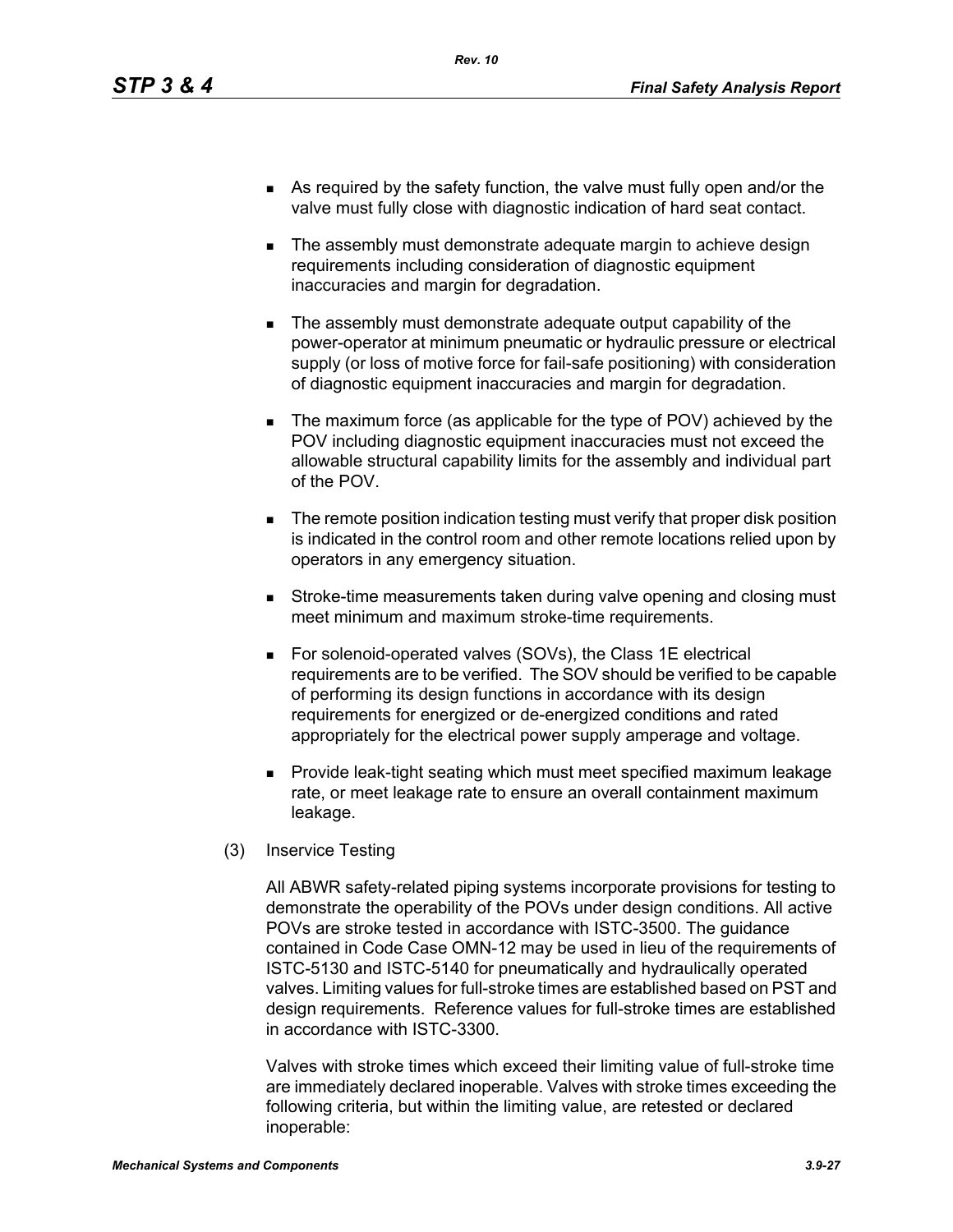- As required by the safety function, the valve must fully open and/or the valve must fully close with diagnostic indication of hard seat contact.
- The assembly must demonstrate adequate margin to achieve design requirements including consideration of diagnostic equipment inaccuracies and margin for degradation.
- The assembly must demonstrate adequate output capability of the power-operator at minimum pneumatic or hydraulic pressure or electrical supply (or loss of motive force for fail-safe positioning) with consideration of diagnostic equipment inaccuracies and margin for degradation.
- The maximum force (as applicable for the type of POV) achieved by the POV including diagnostic equipment inaccuracies must not exceed the allowable structural capability limits for the assembly and individual part of the POV.
- The remote position indication testing must verify that proper disk position is indicated in the control room and other remote locations relied upon by operators in any emergency situation.
- Stroke-time measurements taken during valve opening and closing must meet minimum and maximum stroke-time requirements.
- For solenoid-operated valves (SOVs), the Class 1E electrical requirements are to be verified. The SOV should be verified to be capable of performing its design functions in accordance with its design requirements for energized or de-energized conditions and rated appropriately for the electrical power supply amperage and voltage.
- Provide leak-tight seating which must meet specified maximum leakage rate, or meet leakage rate to ensure an overall containment maximum leakage.

(3) Inservice Testing

All ABWR safety-related piping systems incorporate provisions for testing to demonstrate the operability of the POVs under design conditions. All active POVs are stroke tested in accordance with ISTC-3500. The guidance contained in Code Case OMN-12 may be used in lieu of the requirements of ISTC-5130 and ISTC-5140 for pneumatically and hydraulically operated valves. Limiting values for full-stroke times are established based on PST and design requirements. Reference values for full-stroke times are established in accordance with ISTC-3300.

Valves with stroke times which exceed their limiting value of full-stroke time are immediately declared inoperable. Valves with stroke times exceeding the following criteria, but within the limiting value, are retested or declared inoperable: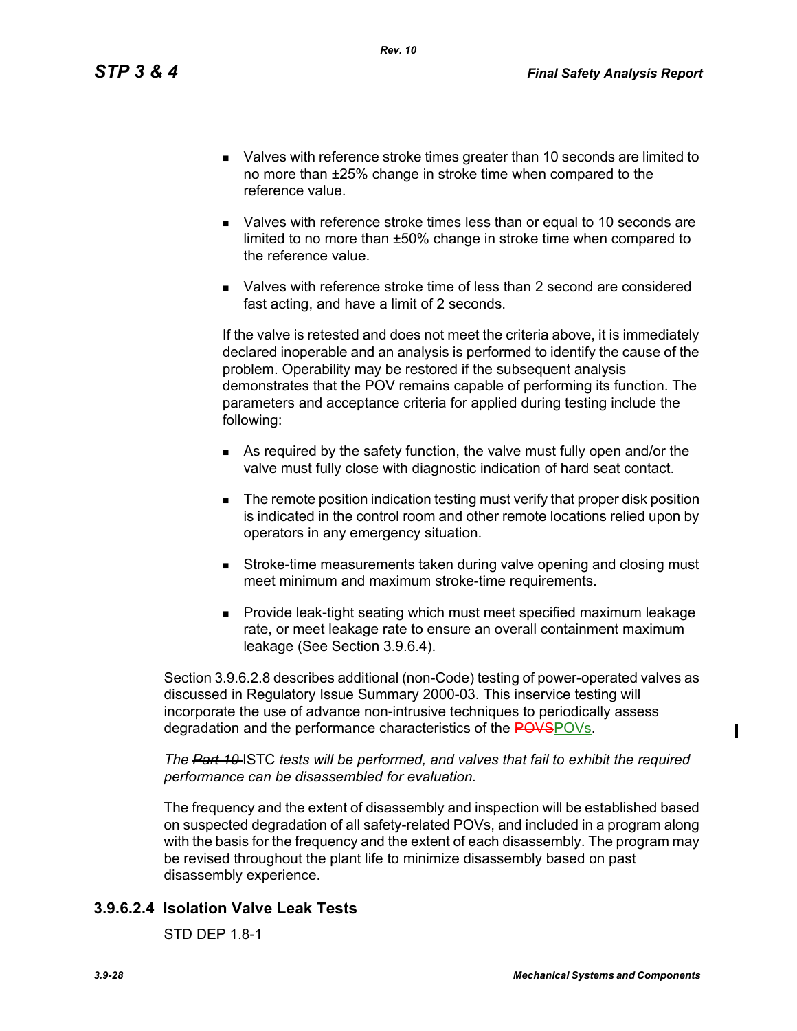- Valves with reference stroke times greater than 10 seconds are limited to no more than ±25% change in stroke time when compared to the reference value.
- Valves with reference stroke times less than or equal to 10 seconds are limited to no more than ±50% change in stroke time when compared to the reference value.
- Valves with reference stroke time of less than 2 second are considered fast acting, and have a limit of 2 seconds.

If the valve is retested and does not meet the criteria above, it is immediately declared inoperable and an analysis is performed to identify the cause of the problem. Operability may be restored if the subsequent analysis demonstrates that the POV remains capable of performing its function. The parameters and acceptance criteria for applied during testing include the following:

- As required by the safety function, the valve must fully open and/or the valve must fully close with diagnostic indication of hard seat contact.
- The remote position indication testing must verify that proper disk position is indicated in the control room and other remote locations relied upon by operators in any emergency situation.
- Stroke-time measurements taken during valve opening and closing must meet minimum and maximum stroke-time requirements.
- Provide leak-tight seating which must meet specified maximum leakage rate, or meet leakage rate to ensure an overall containment maximum leakage (See Section 3.9.6.4).

Section 3.9.6.2.8 describes additional (non-Code) testing of power-operated valves as discussed in Regulatory Issue Summary 2000-03. This inservice testing will incorporate the use of advance non-intrusive techniques to periodically assess degradation and the performance characteristics of the ~~POVS~~POVs.

*The ~~Part 10~~ ISTC tests will be performed, and valves that fail to exhibit the required performance can be disassembled for evaluation.*

The frequency and the extent of disassembly and inspection will be established based on suspected degradation of all safety-related POVs, and included in a program along with the basis for the frequency and the extent of each disassembly. The program may be revised throughout the plant life to minimize disassembly based on past disassembly experience.

### 3.9.6.2.4 Isolation Valve Leak Tests

STD DEP 1.8-1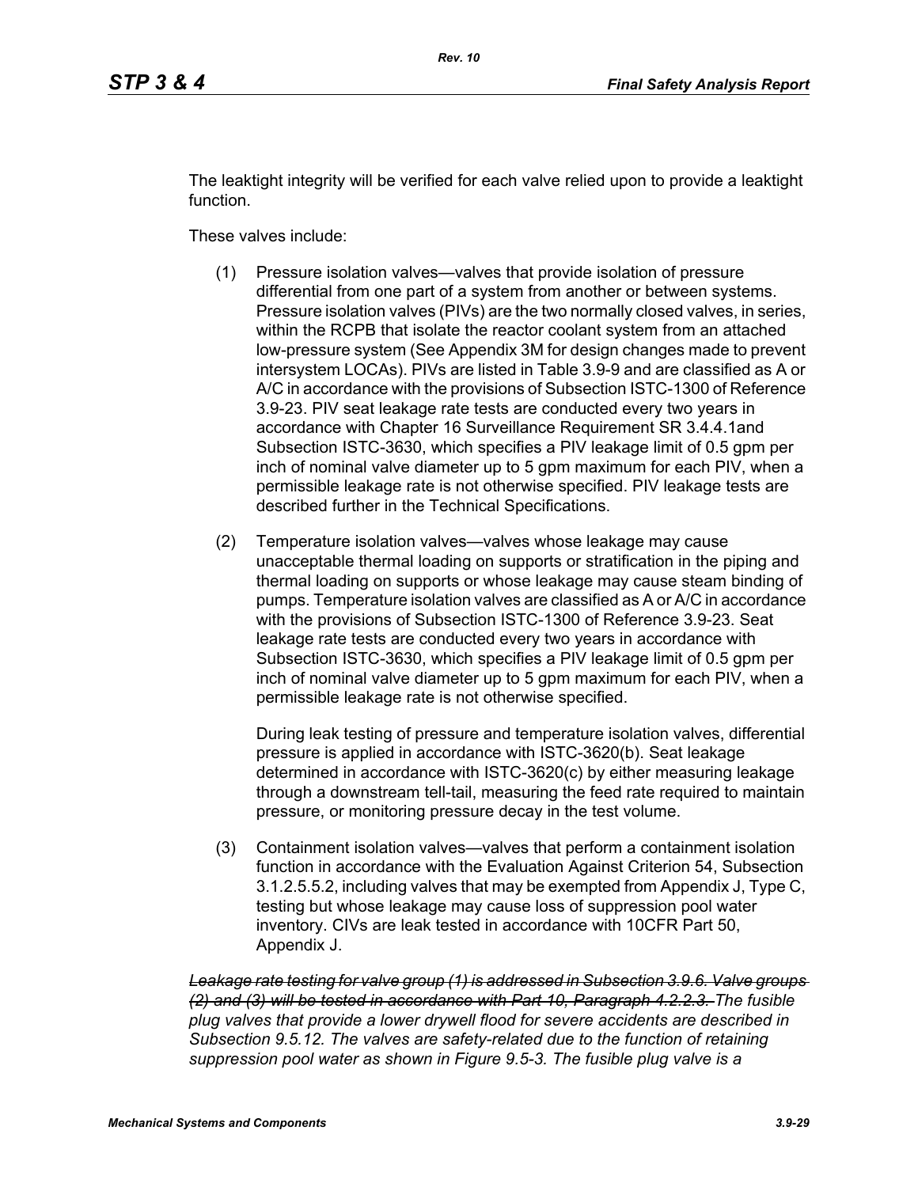The leaktight integrity will be verified for each valve relied upon to provide a leaktight function.

These valves include:

(1) Pressure isolation valves—valves that provide isolation of pressure differential from one part of a system from another or between systems. Pressure isolation valves (PIVs) are the two normally closed valves, in series, within the RCPB that isolate the reactor coolant system from an attached low-pressure system (See Appendix 3M for design changes made to prevent intersystem LOCAs). PIVs are listed in Table 3.9-9 and are classified as A or A/C in accordance with the provisions of Subsection ISTC-1300 of Reference 3.9-23. PIV seat leakage rate tests are conducted every two years in accordance with Chapter 16 Surveillance Requirement SR 3.4.4.1and Subsection ISTC-3630, which specifies a PIV leakage limit of 0.5 gpm per inch of nominal valve diameter up to 5 gpm maximum for each PIV, when a permissible leakage rate is not otherwise specified. PIV leakage tests are described further in the Technical Specifications.

(2) Temperature isolation valves—valves whose leakage may cause unacceptable thermal loading on supports or stratification in the piping and thermal loading on supports or whose leakage may cause steam binding of pumps. Temperature isolation valves are classified as A or A/C in accordance with the provisions of Subsection ISTC-1300 of Reference 3.9-23. Seat leakage rate tests are conducted every two years in accordance with Subsection ISTC-3630, which specifies a PIV leakage limit of 0.5 gpm per inch of nominal valve diameter up to 5 gpm maximum for each PIV, when a permissible leakage rate is not otherwise specified.

    During leak testing of pressure and temperature isolation valves, differential pressure is applied in accordance with ISTC-3620(b). Seat leakage determined in accordance with ISTC-3620(c) by either measuring leakage through a downstream tell-tail, measuring the feed rate required to maintain pressure, or monitoring pressure decay in the test volume.

(3) Containment isolation valves—valves that perform a containment isolation function in accordance with the Evaluation Against Criterion 54, Subsection 3.1.2.5.5.2, including valves that may be exempted from Appendix J, Type C, testing but whose leakage may cause loss of suppression pool water inventory. CIVs are leak tested in accordance with 10CFR Part 50, Appendix J.

*~~Leakage rate testing for valve group (1) is addressed in Subsection 3.9.6. Valve groups (2) and (3) will be tested in accordance with Part 10, Paragraph 4.2.2.3.~~ The fusible plug valves that provide a lower drywell flood for severe accidents are described in Subsection 9.5.12. The valves are safety-related due to the function of retaining suppression pool water as shown in Figure 9.5-3. The fusible plug valve is a*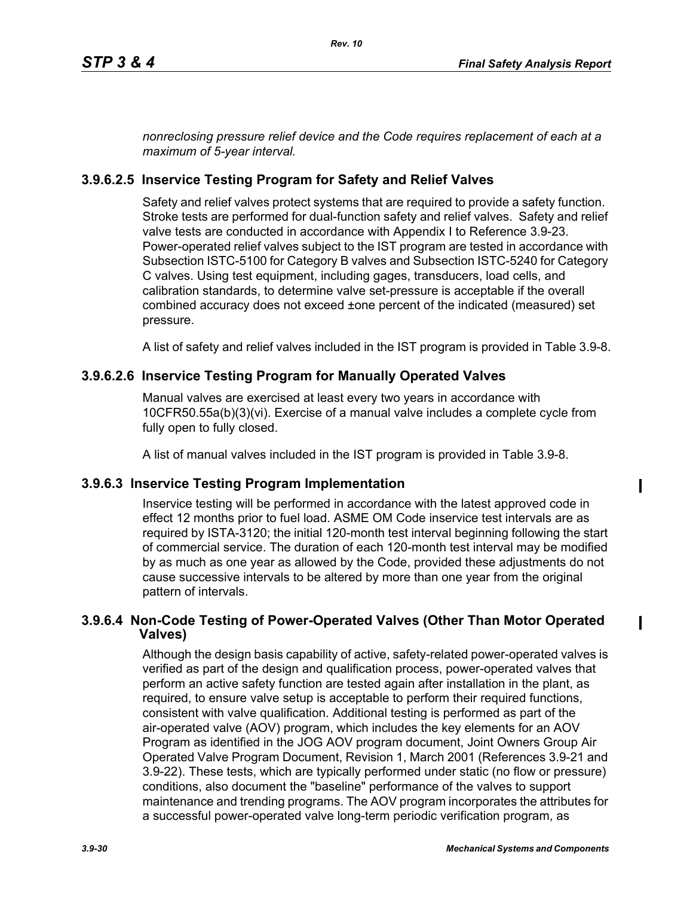*nonreclosing pressure relief device and the Code requires replacement of each at a maximum of 5-year interval.*

### 3.9.6.2.5 Inservice Testing Program for Safety and Relief Valves

Safety and relief valves protect systems that are required to provide a safety function. Stroke tests are performed for dual-function safety and relief valves. Safety and relief valve tests are conducted in accordance with Appendix I to Reference 3.9-23. Power-operated relief valves subject to the IST program are tested in accordance with Subsection ISTC-5100 for Category B valves and Subsection ISTC-5240 for Category C valves. Using test equipment, including gages, transducers, load cells, and calibration standards, to determine valve set-pressure is acceptable if the overall combined accuracy does not exceed ±one percent of the indicated (measured) set pressure.

A list of safety and relief valves included in the IST program is provided in Table 3.9-8.

### 3.9.6.2.6 Inservice Testing Program for Manually Operated Valves

Manual valves are exercised at least every two years in accordance with 10CFR50.55a(b)(3)(vi). Exercise of a manual valve includes a complete cycle from fully open to fully closed.

A list of manual valves included in the IST program is provided in Table 3.9-8.

### 3.9.6.3 Inservice Testing Program Implementation

Inservice testing will be performed in accordance with the latest approved code in effect 12 months prior to fuel load. ASME OM Code inservice test intervals are as required by ISTA-3120; the initial 120-month test interval beginning following the start of commercial service. The duration of each 120-month test interval may be modified by as much as one year as allowed by the Code, provided these adjustments do not cause successive intervals to be altered by more than one year from the original pattern of intervals.

### 3.9.6.4 Non-Code Testing of Power-Operated Valves (Other Than Motor Operated Valves)

Although the design basis capability of active, safety-related power-operated valves is verified as part of the design and qualification process, power-operated valves that perform an active safety function are tested again after installation in the plant, as required, to ensure valve setup is acceptable to perform their required functions, consistent with valve qualification. Additional testing is performed as part of the air-operated valve (AOV) program, which includes the key elements for an AOV Program as identified in the JOG AOV program document, Joint Owners Group Air Operated Valve Program Document, Revision 1, March 2001 (References 3.9-21 and 3.9-22). These tests, which are typically performed under static (no flow or pressure) conditions, also document the "baseline" performance of the valves to support maintenance and trending programs. The AOV program incorporates the attributes for a successful power-operated valve long-term periodic verification program, as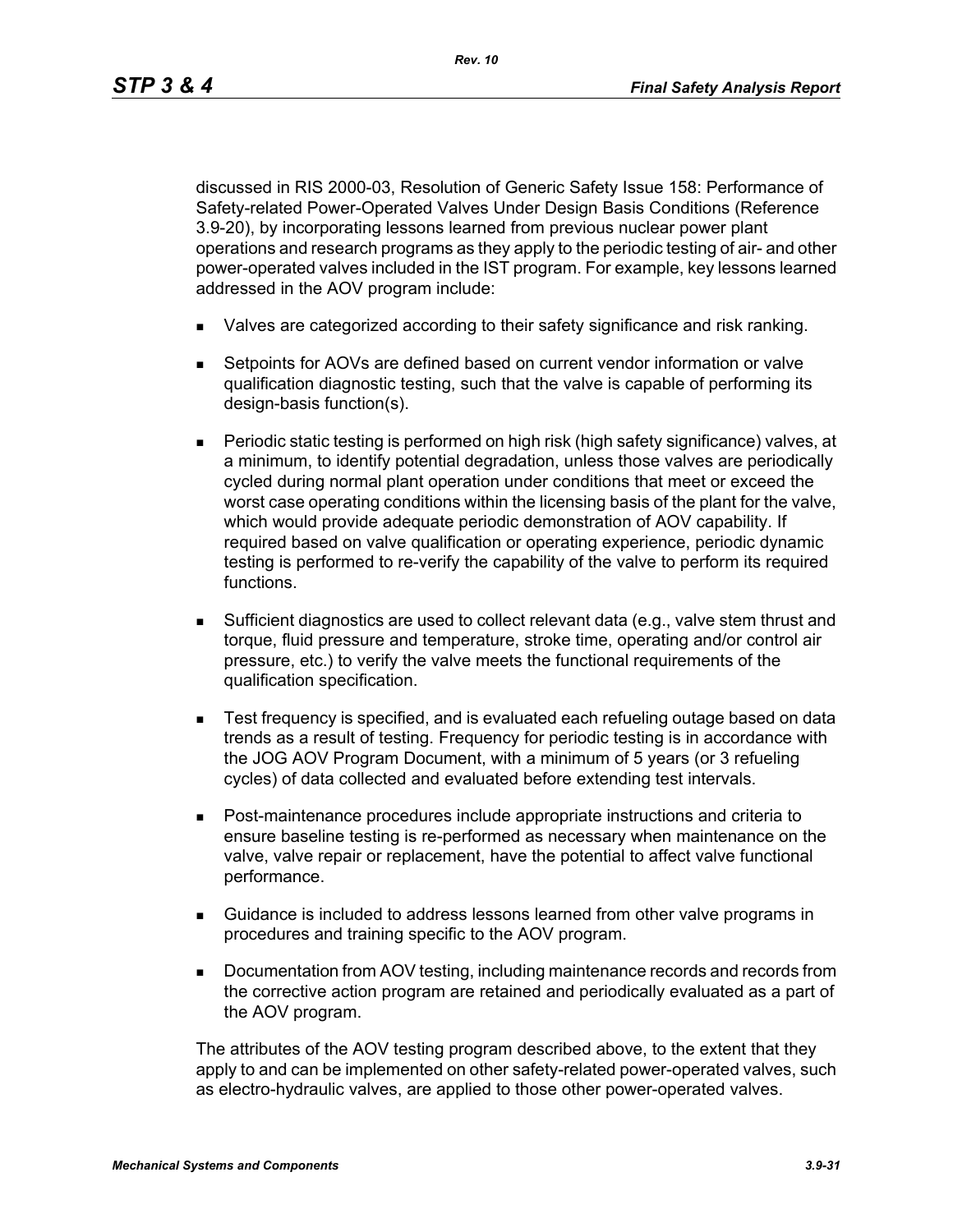discussed in RIS 2000-03, Resolution of Generic Safety Issue 158: Performance of Safety-related Power-Operated Valves Under Design Basis Conditions (Reference 3.9-20), by incorporating lessons learned from previous nuclear power plant operations and research programs as they apply to the periodic testing of air- and other power-operated valves included in the IST program. For example, key lessons learned addressed in the AOV program include:

- Valves are categorized according to their safety significance and risk ranking.
- Setpoints for AOVs are defined based on current vendor information or valve qualification diagnostic testing, such that the valve is capable of performing its design-basis function(s).
- Periodic static testing is performed on high risk (high safety significance) valves, at a minimum, to identify potential degradation, unless those valves are periodically cycled during normal plant operation under conditions that meet or exceed the worst case operating conditions within the licensing basis of the plant for the valve, which would provide adequate periodic demonstration of AOV capability. If required based on valve qualification or operating experience, periodic dynamic testing is performed to re-verify the capability of the valve to perform its required functions.
- Sufficient diagnostics are used to collect relevant data (e.g., valve stem thrust and torque, fluid pressure and temperature, stroke time, operating and/or control air pressure, etc.) to verify the valve meets the functional requirements of the qualification specification.
- Test frequency is specified, and is evaluated each refueling outage based on data trends as a result of testing. Frequency for periodic testing is in accordance with the JOG AOV Program Document, with a minimum of 5 years (or 3 refueling cycles) of data collected and evaluated before extending test intervals.
- Post-maintenance procedures include appropriate instructions and criteria to ensure baseline testing is re-performed as necessary when maintenance on the valve, valve repair or replacement, have the potential to affect valve functional performance.
- Guidance is included to address lessons learned from other valve programs in procedures and training specific to the AOV program.
- Documentation from AOV testing, including maintenance records and records from the corrective action program are retained and periodically evaluated as a part of the AOV program.

The attributes of the AOV testing program described above, to the extent that they apply to and can be implemented on other safety-related power-operated valves, such as electro-hydraulic valves, are applied to those other power-operated valves.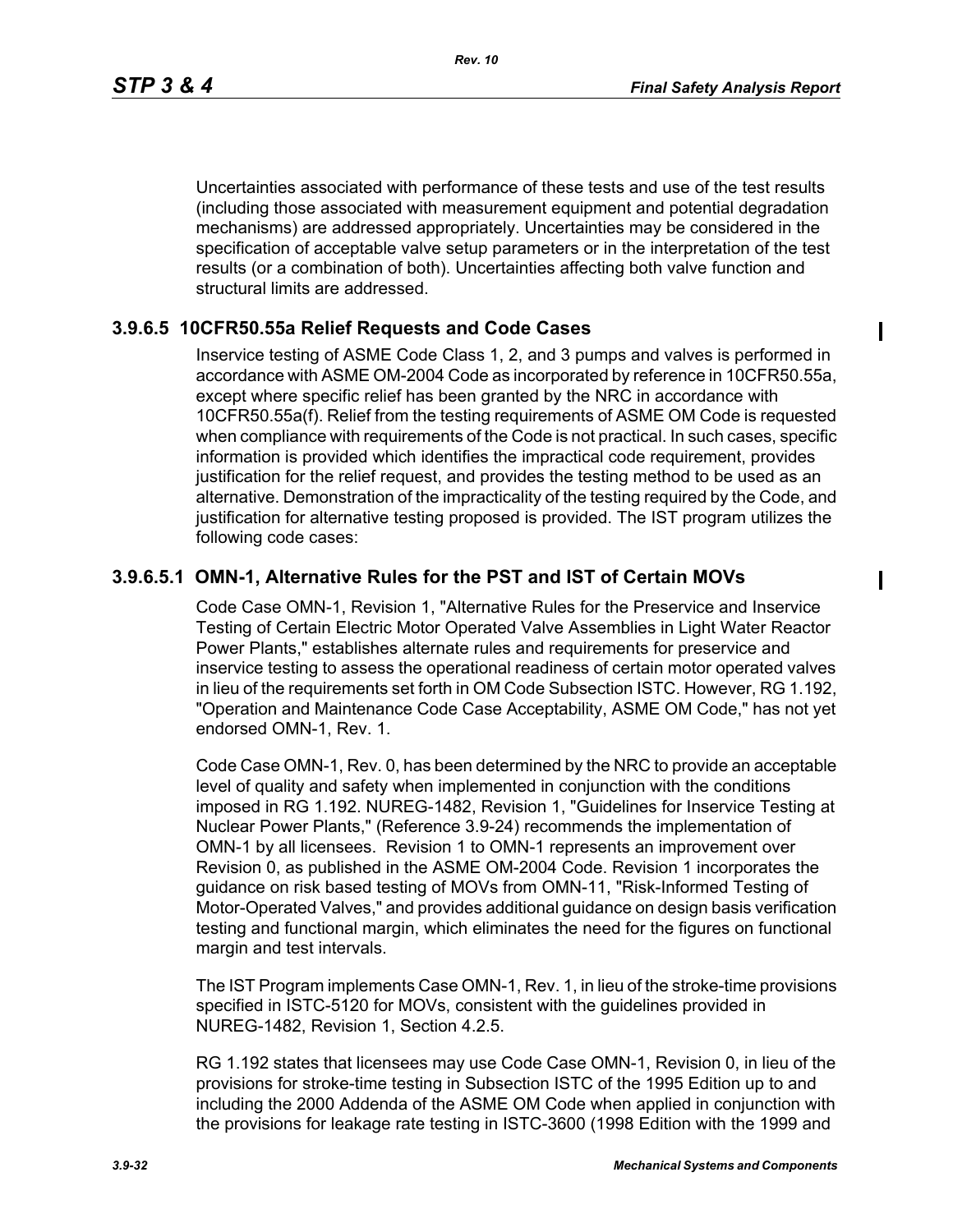Uncertainties associated with performance of these tests and use of the test results (including those associated with measurement equipment and potential degradation mechanisms) are addressed appropriately. Uncertainties may be considered in the specification of acceptable valve setup parameters or in the interpretation of the test results (or a combination of both). Uncertainties affecting both valve function and structural limits are addressed.

### 3.9.6.5 10CFR50.55a Relief Requests and Code Cases

Inservice testing of ASME Code Class 1, 2, and 3 pumps and valves is performed in accordance with ASME OM-2004 Code as incorporated by reference in 10CFR50.55a, except where specific relief has been granted by the NRC in accordance with 10CFR50.55a(f). Relief from the testing requirements of ASME OM Code is requested when compliance with requirements of the Code is not practical. In such cases, specific information is provided which identifies the impractical code requirement, provides justification for the relief request, and provides the testing method to be used as an alternative. Demonstration of the impracticality of the testing required by the Code, and justification for alternative testing proposed is provided. The IST program utilizes the following code cases:

#### 3.9.6.5.1 OMN-1, Alternative Rules for the PST and IST of Certain MOVs

Code Case OMN-1, Revision 1, "Alternative Rules for the Preservice and Inservice Testing of Certain Electric Motor Operated Valve Assemblies in Light Water Reactor Power Plants," establishes alternate rules and requirements for preservice and inservice testing to assess the operational readiness of certain motor operated valves in lieu of the requirements set forth in OM Code Subsection ISTC. However, RG 1.192, "Operation and Maintenance Code Case Acceptability, ASME OM Code," has not yet endorsed OMN-1, Rev. 1.

Code Case OMN-1, Rev. 0, has been determined by the NRC to provide an acceptable level of quality and safety when implemented in conjunction with the conditions imposed in RG 1.192. NUREG-1482, Revision 1, "Guidelines for Inservice Testing at Nuclear Power Plants," (Reference 3.9-24) recommends the implementation of OMN-1 by all licensees. Revision 1 to OMN-1 represents an improvement over Revision 0, as published in the ASME OM-2004 Code. Revision 1 incorporates the guidance on risk based testing of MOVs from OMN-11, "Risk-Informed Testing of Motor-Operated Valves," and provides additional guidance on design basis verification testing and functional margin, which eliminates the need for the figures on functional margin and test intervals.

The IST Program implements Case OMN-1, Rev. 1, in lieu of the stroke-time provisions specified in ISTC-5120 for MOVs, consistent with the guidelines provided in NUREG-1482, Revision 1, Section 4.2.5.

RG 1.192 states that licensees may use Code Case OMN-1, Revision 0, in lieu of the provisions for stroke-time testing in Subsection ISTC of the 1995 Edition up to and including the 2000 Addenda of the ASME OM Code when applied in conjunction with the provisions for leakage rate testing in ISTC-3600 (1998 Edition with the 1999 and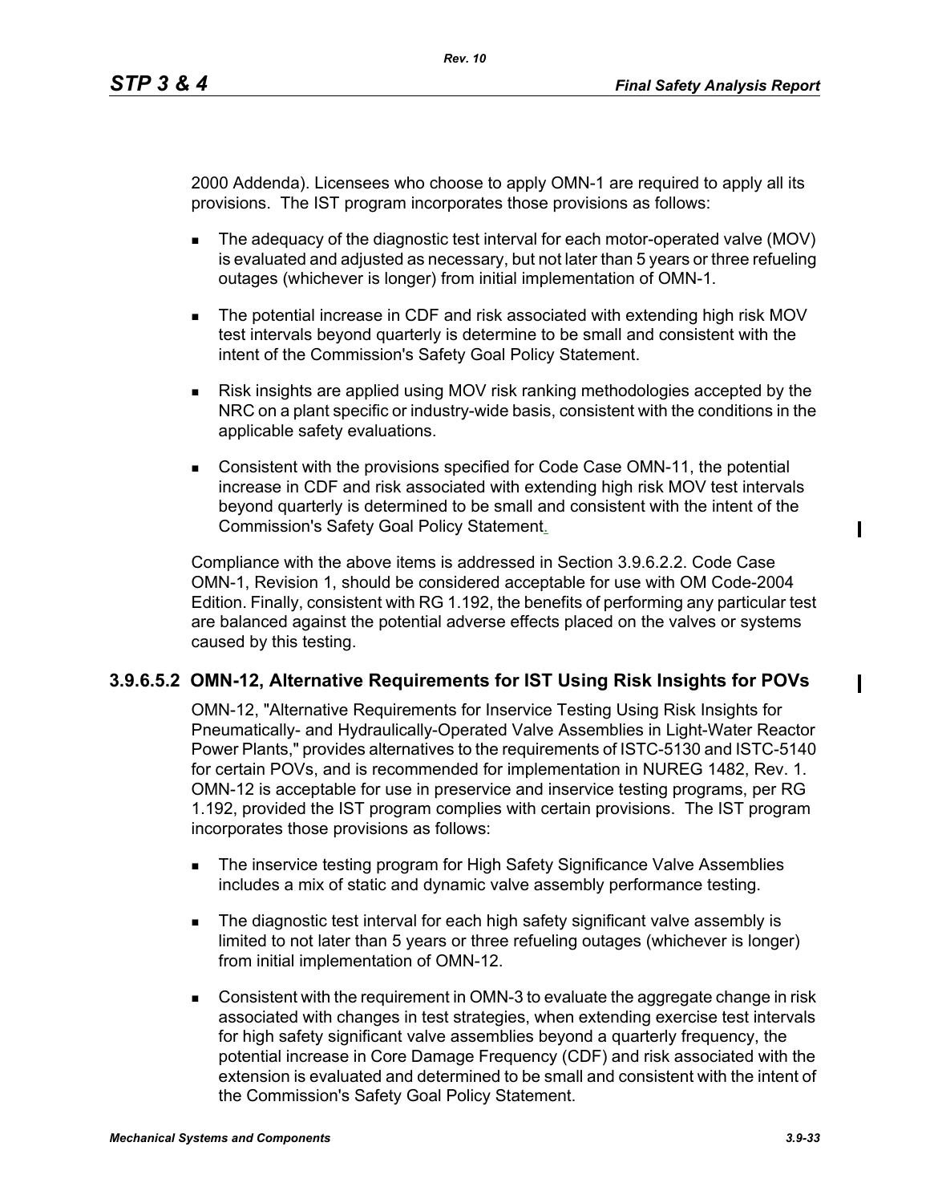2000 Addenda). Licensees who choose to apply OMN-1 are required to apply all its provisions. The IST program incorporates those provisions as follows:

- The adequacy of the diagnostic test interval for each motor-operated valve (MOV) is evaluated and adjusted as necessary, but not later than 5 years or three refueling outages (whichever is longer) from initial implementation of OMN-1.
- The potential increase in CDF and risk associated with extending high risk MOV test intervals beyond quarterly is determine to be small and consistent with the intent of the Commission's Safety Goal Policy Statement.
- Risk insights are applied using MOV risk ranking methodologies accepted by the NRC on a plant specific or industry-wide basis, consistent with the conditions in the applicable safety evaluations.
- Consistent with the provisions specified for Code Case OMN-11, the potential increase in CDF and risk associated with extending high risk MOV test intervals beyond quarterly is determined to be small and consistent with the intent of the Commission's Safety Goal Policy Statement.

Compliance with the above items is addressed in Section 3.9.6.2.2. Code Case OMN-1, Revision 1, should be considered acceptable for use with OM Code-2004 Edition. Finally, consistent with RG 1.192, the benefits of performing any particular test are balanced against the potential adverse effects placed on the valves or systems caused by this testing.

#### 3.9.6.5.2 OMN-12, Alternative Requirements for IST Using Risk Insights for POVs

OMN-12, "Alternative Requirements for Inservice Testing Using Risk Insights for Pneumatically- and Hydraulically-Operated Valve Assemblies in Light-Water Reactor Power Plants," provides alternatives to the requirements of ISTC-5130 and ISTC-5140 for certain POVs, and is recommended for implementation in NUREG 1482, Rev. 1. OMN-12 is acceptable for use in preservice and inservice testing programs, per RG 1.192, provided the IST program complies with certain provisions. The IST program incorporates those provisions as follows:

- The inservice testing program for High Safety Significance Valve Assemblies includes a mix of static and dynamic valve assembly performance testing.
- The diagnostic test interval for each high safety significant valve assembly is limited to not later than 5 years or three refueling outages (whichever is longer) from initial implementation of OMN-12.
- Consistent with the requirement in OMN-3 to evaluate the aggregate change in risk associated with changes in test strategies, when extending exercise test intervals for high safety significant valve assemblies beyond a quarterly frequency, the potential increase in Core Damage Frequency (CDF) and risk associated with the extension is evaluated and determined to be small and consistent with the intent of the Commission's Safety Goal Policy Statement.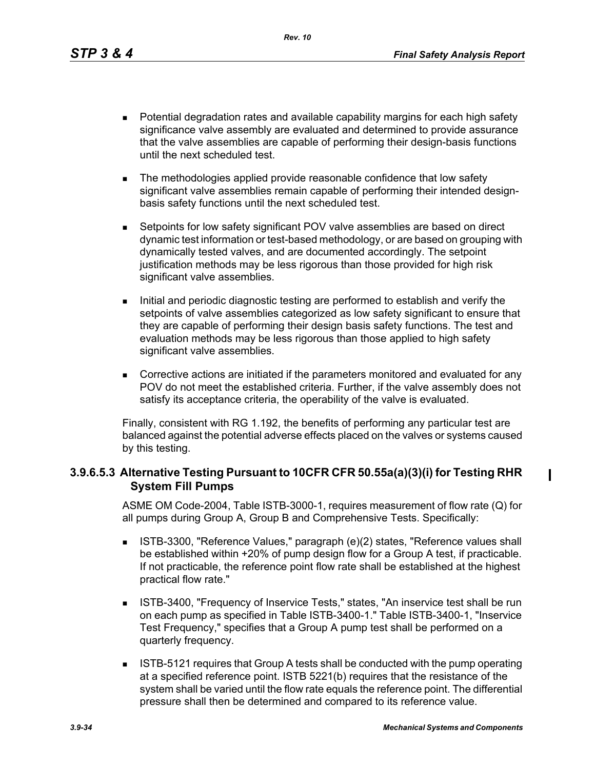- Potential degradation rates and available capability margins for each high safety significance valve assembly are evaluated and determined to provide assurance that the valve assemblies are capable of performing their design-basis functions until the next scheduled test.
- The methodologies applied provide reasonable confidence that low safety significant valve assemblies remain capable of performing their intended design-basis safety functions until the next scheduled test.
- Setpoints for low safety significant POV valve assemblies are based on direct dynamic test information or test-based methodology, or are based on grouping with dynamically tested valves, and are documented accordingly. The setpoint justification methods may be less rigorous than those provided for high risk significant valve assemblies.
- Initial and periodic diagnostic testing are performed to establish and verify the setpoints of valve assemblies categorized as low safety significant to ensure that they are capable of performing their design basis safety functions. The test and evaluation methods may be less rigorous than those applied to high safety significant valve assemblies.
- Corrective actions are initiated if the parameters monitored and evaluated for any POV do not meet the established criteria. Further, if the valve assembly does not satisfy its acceptance criteria, the operability of the valve is evaluated.

Finally, consistent with RG 1.192, the benefits of performing any particular test are balanced against the potential adverse effects placed on the valves or systems caused by this testing.

### 3.9.6.5.3 Alternative Testing Pursuant to 10CFR CFR 50.55a(a)(3)(i) for Testing RHR System Fill Pumps

ASME OM Code-2004, Table ISTB-3000-1, requires measurement of flow rate (Q) for all pumps during Group A, Group B and Comprehensive Tests. Specifically:

- ISTB-3300, "Reference Values," paragraph (e)(2) states, "Reference values shall be established within +20% of pump design flow for a Group A test, if practicable. If not practicable, the reference point flow rate shall be established at the highest practical flow rate."
- ISTB-3400, "Frequency of Inservice Tests," states, "An inservice test shall be run on each pump as specified in Table ISTB-3400-1." Table ISTB-3400-1, "Inservice Test Frequency," specifies that a Group A pump test shall be performed on a quarterly frequency.
- ISTB-5121 requires that Group A tests shall be conducted with the pump operating at a specified reference point. ISTB 5221(b) requires that the resistance of the system shall be varied until the flow rate equals the reference point. The differential pressure shall then be determined and compared to its reference value.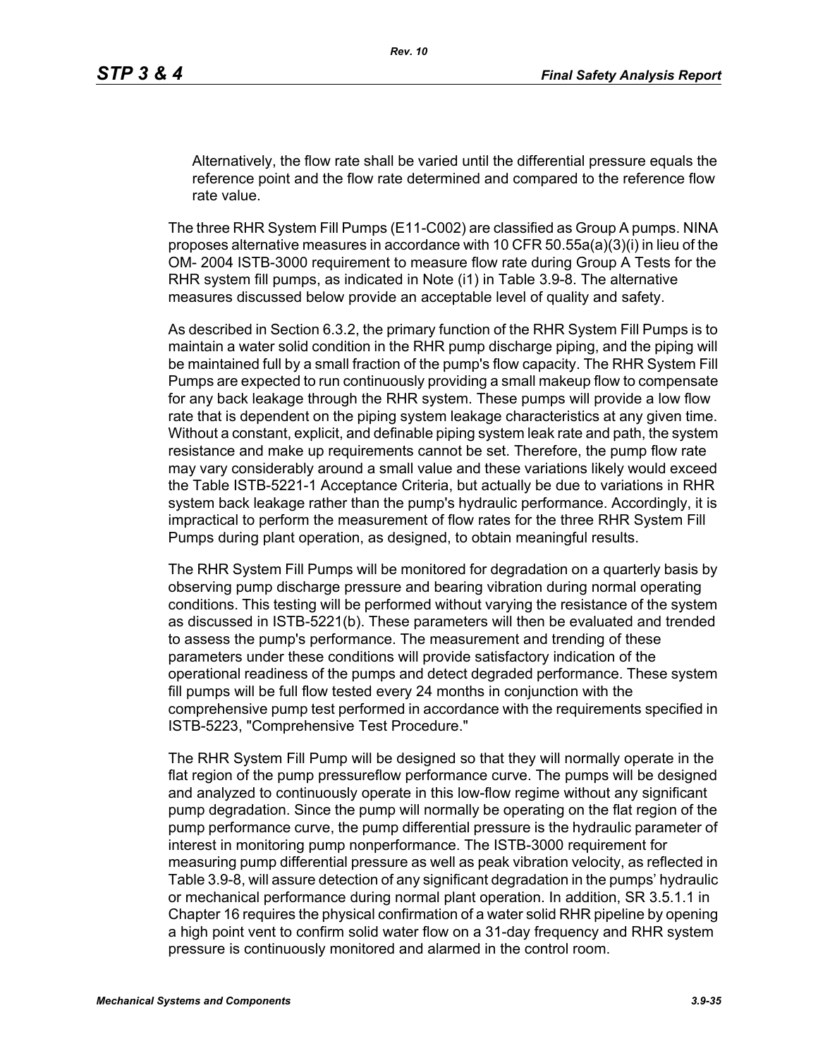Alternatively, the flow rate shall be varied until the differential pressure equals the reference point and the flow rate determined and compared to the reference flow rate value.

The three RHR System Fill Pumps (E11-C002) are classified as Group A pumps. NINA proposes alternative measures in accordance with 10 CFR 50.55a(a)(3)(i) in lieu of the OM- 2004 ISTB-3000 requirement to measure flow rate during Group A Tests for the RHR system fill pumps, as indicated in Note (i1) in Table 3.9-8. The alternative measures discussed below provide an acceptable level of quality and safety.

As described in Section 6.3.2, the primary function of the RHR System Fill Pumps is to maintain a water solid condition in the RHR pump discharge piping, and the piping will be maintained full by a small fraction of the pump's flow capacity. The RHR System Fill Pumps are expected to run continuously providing a small makeup flow to compensate for any back leakage through the RHR system. These pumps will provide a low flow rate that is dependent on the piping system leakage characteristics at any given time. Without a constant, explicit, and definable piping system leak rate and path, the system resistance and make up requirements cannot be set. Therefore, the pump flow rate may vary considerably around a small value and these variations likely would exceed the Table ISTB-5221-1 Acceptance Criteria, but actually be due to variations in RHR system back leakage rather than the pump's hydraulic performance. Accordingly, it is impractical to perform the measurement of flow rates for the three RHR System Fill Pumps during plant operation, as designed, to obtain meaningful results.

The RHR System Fill Pumps will be monitored for degradation on a quarterly basis by observing pump discharge pressure and bearing vibration during normal operating conditions. This testing will be performed without varying the resistance of the system as discussed in ISTB-5221(b). These parameters will then be evaluated and trended to assess the pump's performance. The measurement and trending of these parameters under these conditions will provide satisfactory indication of the operational readiness of the pumps and detect degraded performance. These system fill pumps will be full flow tested every 24 months in conjunction with the comprehensive pump test performed in accordance with the requirements specified in ISTB-5223, "Comprehensive Test Procedure."

The RHR System Fill Pump will be designed so that they will normally operate in the flat region of the pump pressureflow performance curve. The pumps will be designed and analyzed to continuously operate in this low-flow regime without any significant pump degradation. Since the pump will normally be operating on the flat region of the pump performance curve, the pump differential pressure is the hydraulic parameter of interest in monitoring pump nonperformance. The ISTB-3000 requirement for measuring pump differential pressure as well as peak vibration velocity, as reflected in Table 3.9-8, will assure detection of any significant degradation in the pumps' hydraulic or mechanical performance during normal plant operation. In addition, SR 3.5.1.1 in Chapter 16 requires the physical confirmation of a water solid RHR pipeline by opening a high point vent to confirm solid water flow on a 31-day frequency and RHR system pressure is continuously monitored and alarmed in the control room.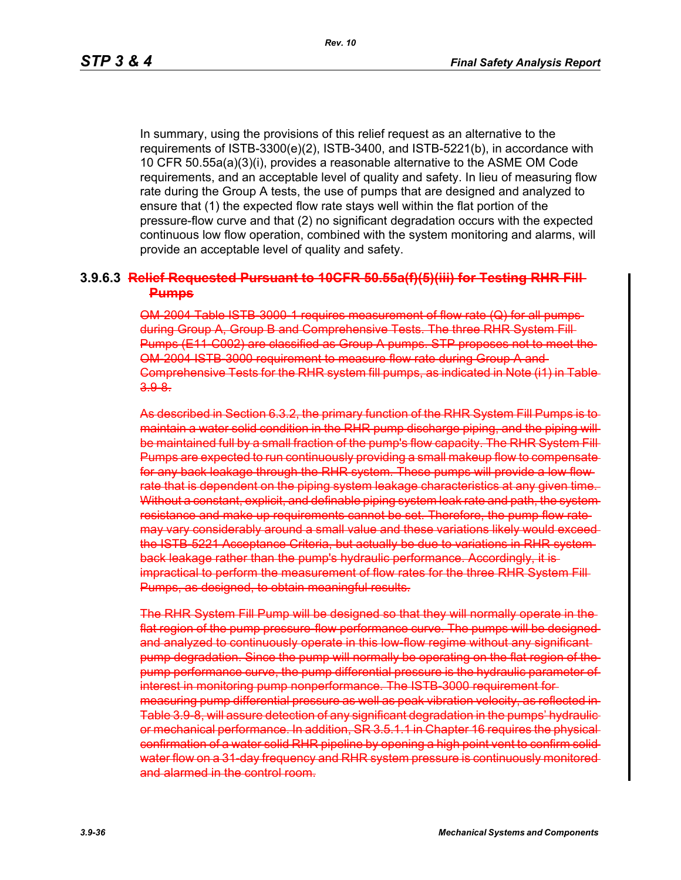In summary, using the provisions of this relief request as an alternative to the requirements of ISTB-3300(e)(2), ISTB-3400, and ISTB-5221(b), in accordance with 10 CFR 50.55a(a)(3)(i), provides a reasonable alternative to the ASME OM Code requirements, and an acceptable level of quality and safety. In lieu of measuring flow rate during the Group A tests, the use of pumps that are designed and analyzed to ensure that (1) the expected flow rate stays well within the flat portion of the pressure-flow curve and that (2) no significant degradation occurs with the expected continuous low flow operation, combined with the system monitoring and alarms, will provide an acceptable level of quality and safety.

### 3.9.6.3 ~~Relief Requested Pursuant to 10CFR 50.55a(f)(5)(iii) for Testing RHR Fill Pumps~~

~~OM-2004 Table ISTB-3000-1 requires measurement of flow rate (Q) for all pumps during Group A, Group B and Comprehensive Tests. The three RHR System Fill Pumps (E11-C002) are classified as Group A pumps. STP proposes not to meet the OM-2004 ISTB-3000 requirement to measure flow rate during Group A and Comprehensive Tests for the RHR system fill pumps, as indicated in Note (i1) in Table 3.9-8.~~

~~As described in Section 6.3.2, the primary function of the RHR System Fill Pumps is to maintain a water solid condition in the RHR pump discharge piping, and the piping will be maintained full by a small fraction of the pump's flow capacity. The RHR System Fill Pumps are expected to run continuously providing a small makeup flow to compensate for any back leakage through the RHR system. These pumps will provide a low flow rate that is dependent on the piping system leakage characteristics at any given time. Without a constant, explicit, and definable piping system leak rate and path, the system resistance and make up requirements cannot be set. Therefore, the pump flow rate may vary considerably around a small value and these variations likely would exceed the ISTB-5221 Acceptance Criteria, but actually be due to variations in RHR system back leakage rather than the pump's hydraulic performance. Accordingly, it is impractical to perform the measurement of flow rates for the three RHR System Fill Pumps, as designed, to obtain meaningful results.~~

~~The RHR System Fill Pump will be designed so that they will normally operate in the flat region of the pump pressure-flow performance curve. The pumps will be designed and analyzed to continuously operate in this low-flow regime without any significant pump degradation. Since the pump will normally be operating on the flat region of the pump performance curve, the pump differential pressure is the hydraulic parameter of interest in monitoring pump nonperformance. The ISTB-3000 requirement for measuring pump differential pressure as well as peak vibration velocity, as reflected in Table 3.9-8, will assure detection of any significant degradation in the pumps' hydraulic or mechanical performance. In addition, SR 3.5.1.1 in Chapter 16 requires the physical confirmation of a water solid RHR pipeline by opening a high point vent to confirm solid water flow on a 31-day frequency and RHR system pressure is continuously monitored and alarmed in the control room.~~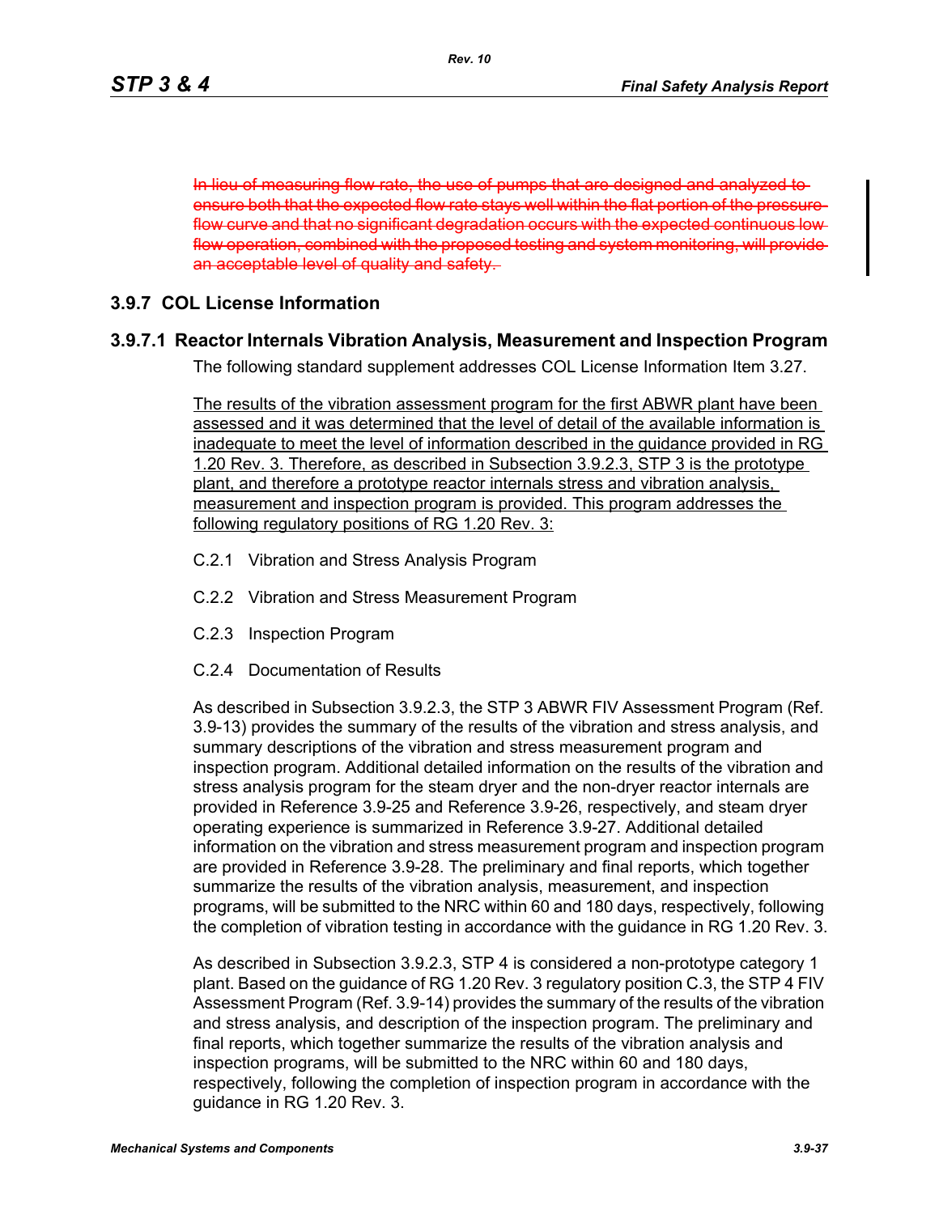~~In lieu of measuring flow rate, the use of pumps that are designed and analyzed to ensure both that the expected flow rate stays well within the flat portion of the pressure-flow curve and that no significant degradation occurs with the expected continuous low flow operation, combined with the proposed testing and system monitoring, will provide an acceptable level of quality and safety.~~

## 3.9.7 COL License Information

### 3.9.7.1 Reactor Internals Vibration Analysis, Measurement and Inspection Program

The following standard supplement addresses COL License Information Item 3.27.

<u>The results of the vibration assessment program for the first ABWR plant have been assessed and it was determined that the level of detail of the available information is inadequate to meet the level of information described in the guidance provided in RG 1.20 Rev. 3. Therefore, as described in Subsection 3.9.2.3, STP 3 is the prototype plant, and therefore a prototype reactor internals stress and vibration analysis, measurement and inspection program is provided. This program addresses the following regulatory positions of RG 1.20 Rev. 3:</u>

C.2.1 Vibration and Stress Analysis Program

C.2.2 Vibration and Stress Measurement Program

C.2.3 Inspection Program

C.2.4 Documentation of Results

As described in Subsection 3.9.2.3, the STP 3 ABWR FIV Assessment Program (Ref. 3.9-13) provides the summary of the results of the vibration and stress analysis, and summary descriptions of the vibration and stress measurement program and inspection program. Additional detailed information on the results of the vibration and stress analysis program for the steam dryer and the non-dryer reactor internals are provided in Reference 3.9-25 and Reference 3.9-26, respectively, and steam dryer operating experience is summarized in Reference 3.9-27. Additional detailed information on the vibration and stress measurement program and inspection program are provided in Reference 3.9-28. The preliminary and final reports, which together summarize the results of the vibration analysis, measurement, and inspection programs, will be submitted to the NRC within 60 and 180 days, respectively, following the completion of vibration testing in accordance with the guidance in RG 1.20 Rev. 3.

As described in Subsection 3.9.2.3, STP 4 is considered a non-prototype category 1 plant. Based on the guidance of RG 1.20 Rev. 3 regulatory position C.3, the STP 4 FIV Assessment Program (Ref. 3.9-14) provides the summary of the results of the vibration and stress analysis, and description of the inspection program. The preliminary and final reports, which together summarize the results of the vibration analysis and inspection programs, will be submitted to the NRC within 60 and 180 days, respectively, following the completion of inspection program in accordance with the guidance in RG 1.20 Rev. 3.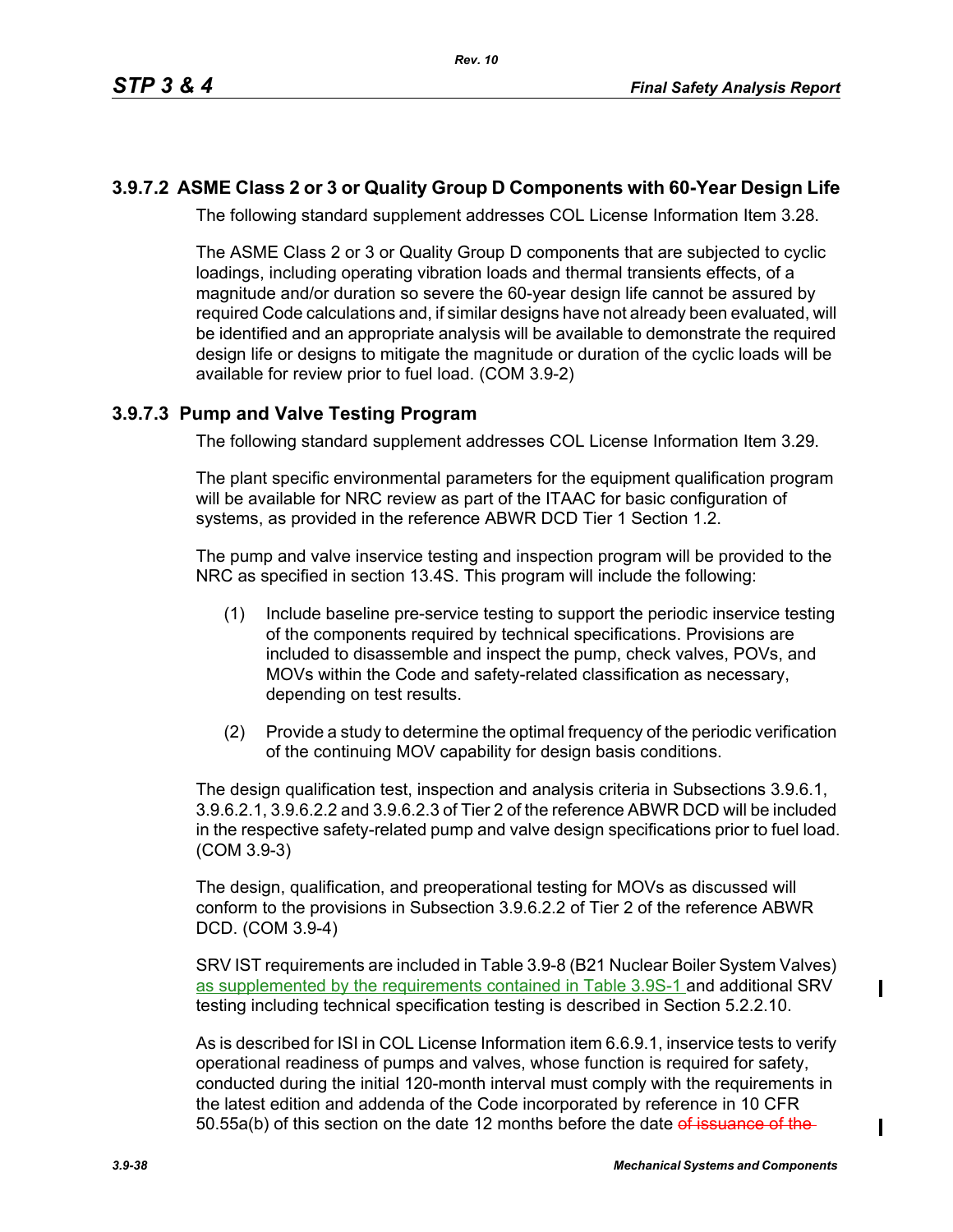### 3.9.7.2 ASME Class 2 or 3 or Quality Group D Components with 60-Year Design Life

The following standard supplement addresses COL License Information Item 3.28.

The ASME Class 2 or 3 or Quality Group D components that are subjected to cyclic loadings, including operating vibration loads and thermal transients effects, of a magnitude and/or duration so severe the 60-year design life cannot be assured by required Code calculations and, if similar designs have not already been evaluated, will be identified and an appropriate analysis will be available to demonstrate the required design life or designs to mitigate the magnitude or duration of the cyclic loads will be available for review prior to fuel load. (COM 3.9-2)

### 3.9.7.3 Pump and Valve Testing Program

The following standard supplement addresses COL License Information Item 3.29.

The plant specific environmental parameters for the equipment qualification program will be available for NRC review as part of the ITAAC for basic configuration of systems, as provided in the reference ABWR DCD Tier 1 Section 1.2.

The pump and valve inservice testing and inspection program will be provided to the NRC as specified in section 13.4S. This program will include the following:

(1) Include baseline pre-service testing to support the periodic inservice testing of the components required by technical specifications. Provisions are included to disassemble and inspect the pump, check valves, POVs, and MOVs within the Code and safety-related classification as necessary, depending on test results.

(2) Provide a study to determine the optimal frequency of the periodic verification of the continuing MOV capability for design basis conditions.

The design qualification test, inspection and analysis criteria in Subsections 3.9.6.1, 3.9.6.2.1, 3.9.6.2.2 and 3.9.6.2.3 of Tier 2 of the reference ABWR DCD will be included in the respective safety-related pump and valve design specifications prior to fuel load. (COM 3.9-3)

The design, qualification, and preoperational testing for MOVs as discussed will conform to the provisions in Subsection 3.9.6.2.2 of Tier 2 of the reference ABWR DCD. (COM 3.9-4)

SRV IST requirements are included in Table 3.9-8 (B21 Nuclear Boiler System Valves) as supplemented by the requirements contained in Table 3.9S-1 and additional SRV testing including technical specification testing is described in Section 5.2.2.10.

As is described for ISI in COL License Information item 6.6.9.1, inservice tests to verify operational readiness of pumps and valves, whose function is required for safety, conducted during the initial 120-month interval must comply with the requirements in the latest edition and addenda of the Code incorporated by reference in 10 CFR 50.55a(b) of this section on the date 12 months before the date ~~of issuance of the~~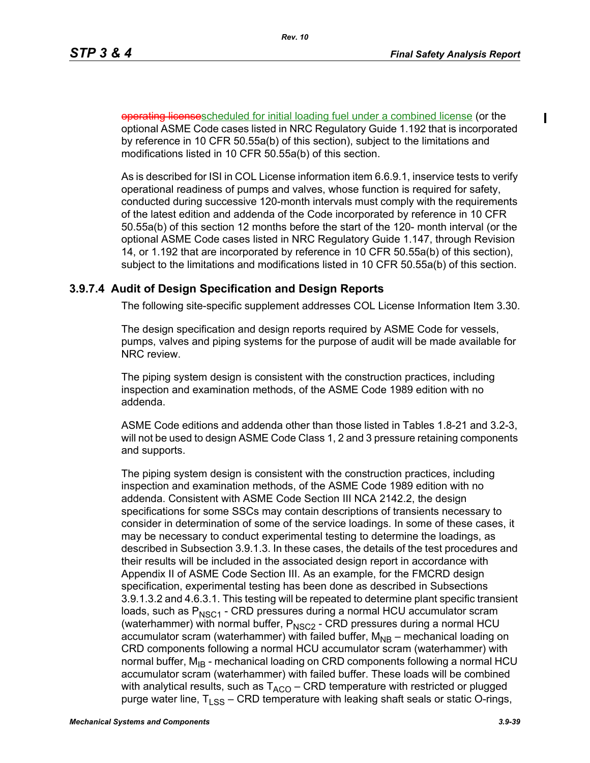~~operating license~~scheduled for initial loading fuel under a combined license (or the optional ASME Code cases listed in NRC Regulatory Guide 1.192 that is incorporated by reference in 10 CFR 50.55a(b) of this section), subject to the limitations and modifications listed in 10 CFR 50.55a(b) of this section.

As is described for ISI in COL License information item 6.6.9.1, inservice tests to verify operational readiness of pumps and valves, whose function is required for safety, conducted during successive 120-month intervals must comply with the requirements of the latest edition and addenda of the Code incorporated by reference in 10 CFR 50.55a(b) of this section 12 months before the start of the 120- month interval (or the optional ASME Code cases listed in NRC Regulatory Guide 1.147, through Revision 14, or 1.192 that are incorporated by reference in 10 CFR 50.55a(b) of this section), subject to the limitations and modifications listed in 10 CFR 50.55a(b) of this section.

### 3.9.7.4 Audit of Design Specification and Design Reports

The following site-specific supplement addresses COL License Information Item 3.30.

The design specification and design reports required by ASME Code for vessels, pumps, valves and piping systems for the purpose of audit will be made available for NRC review.

The piping system design is consistent with the construction practices, including inspection and examination methods, of the ASME Code 1989 edition with no addenda.

ASME Code editions and addenda other than those listed in Tables 1.8-21 and 3.2-3, will not be used to design ASME Code Class 1, 2 and 3 pressure retaining components and supports.

The piping system design is consistent with the construction practices, including inspection and examination methods, of the ASME Code 1989 edition with no addenda. Consistent with ASME Code Section III NCA 2142.2, the design specifications for some SSCs may contain descriptions of transients necessary to consider in determination of some of the service loadings. In some of these cases, it may be necessary to conduct experimental testing to determine the loadings, as described in Subsection 3.9.1.3. In these cases, the details of the test procedures and their results will be included in the associated design report in accordance with Appendix II of ASME Code Section III. As an example, for the FMCRD design specification, experimental testing has been done as described in Subsections 3.9.1.3.2 and 4.6.3.1. This testing will be repeated to determine plant specific transient loads, such as $P_{NSC1}$ - CRD pressures during a normal HCU accumulator scram (waterhammer) with normal buffer, $P_{NSC2}$ - CRD pressures during a normal HCU accumulator scram (waterhammer) with failed buffer, $M_{NB}$ – mechanical loading on CRD components following a normal HCU accumulator scram (waterhammer) with normal buffer, $M_{IB}$ - mechanical loading on CRD components following a normal HCU accumulator scram (waterhammer) with failed buffer. These loads will be combined with analytical results, such as $T_{ACO}$ – CRD temperature with restricted or plugged purge water line, $T_{LSS}$ – CRD temperature with leaking shaft seals or static O-rings,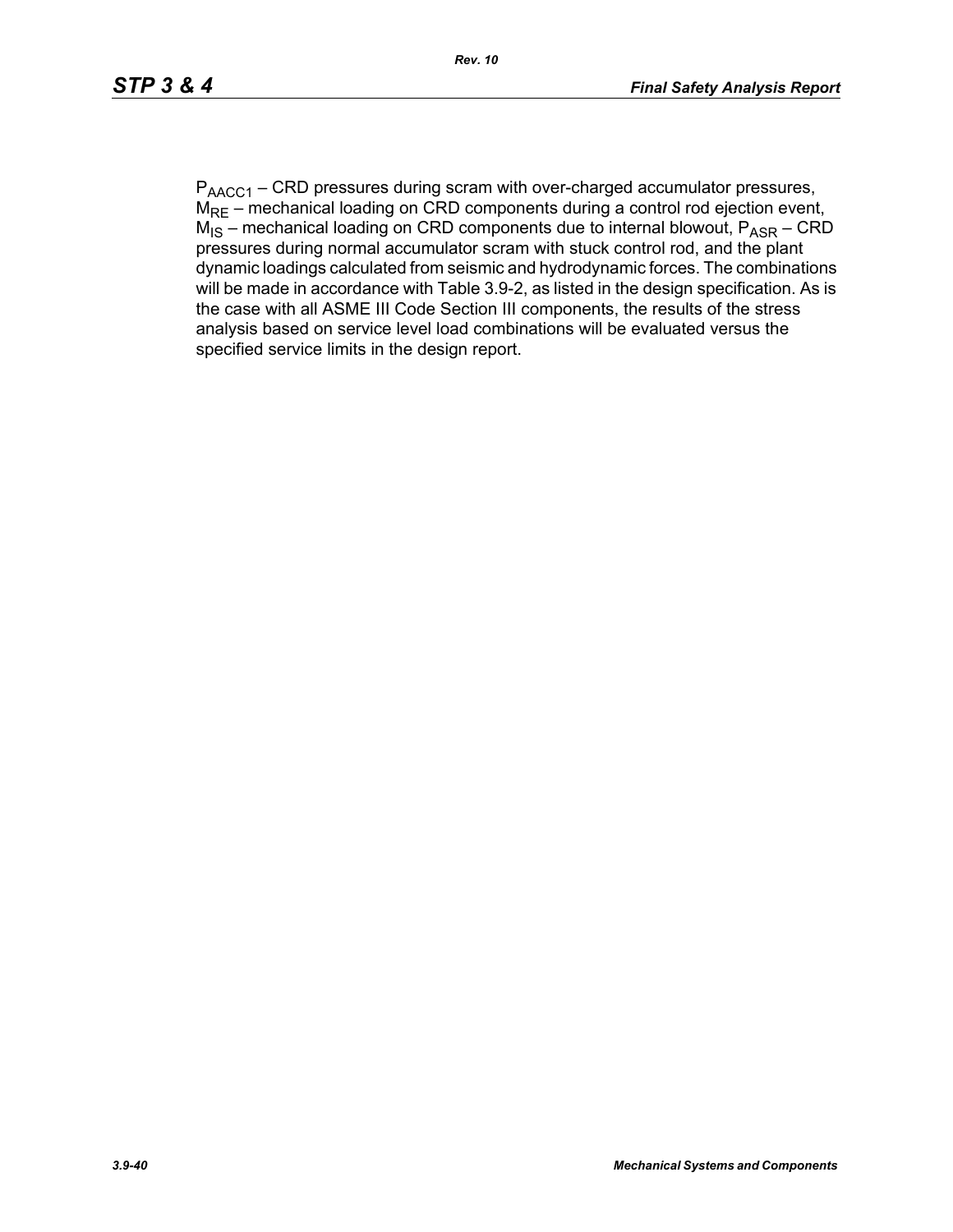$P_{AACC1}$ – CRD pressures during scram with over-charged accumulator pressures, $M_{RE}$ – mechanical loading on CRD components during a control rod ejection event, $M_{IS}$ – mechanical loading on CRD components due to internal blowout, $P_{ASR}$ – CRD pressures during normal accumulator scram with stuck control rod, and the plant dynamic loadings calculated from seismic and hydrodynamic forces. The combinations will be made in accordance with Table 3.9-2, as listed in the design specification. As is the case with all ASME III Code Section III components, the results of the stress analysis based on service level load combinations will be evaluated versus the specified service limits in the design report.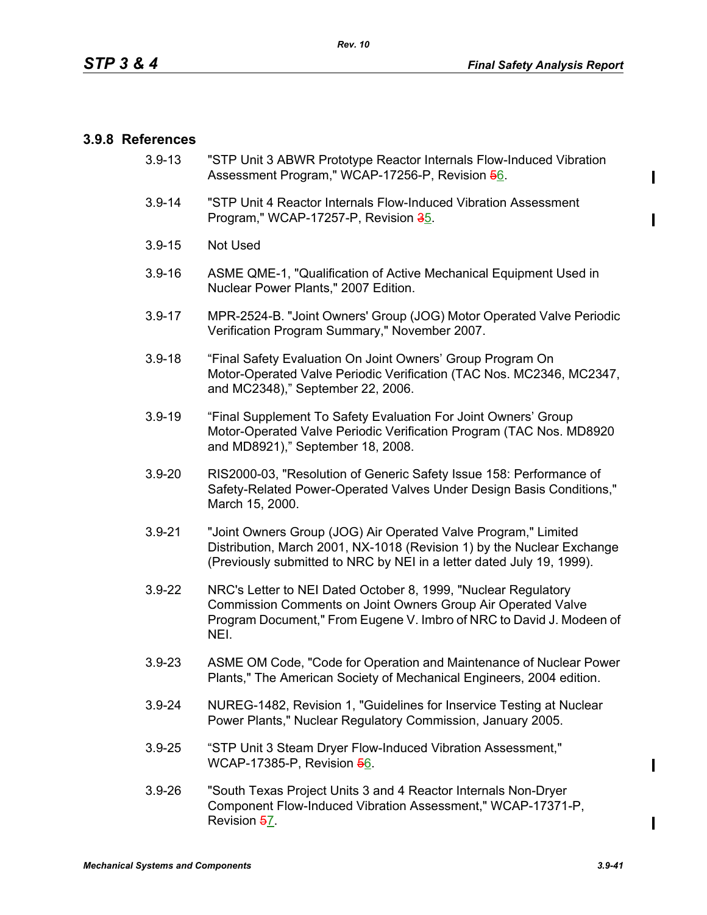### 3.9.8 References

3.9-13 "STP Unit 3 ABWR Prototype Reactor Internals Flow-Induced Vibration Assessment Program," WCAP-17256-P, Revision ~~5~~6.

3.9-14 "STP Unit 4 Reactor Internals Flow-Induced Vibration Assessment Program," WCAP-17257-P, Revision ~~3~~5.

3.9-15 Not Used

3.9-16 ASME QME-1, "Qualification of Active Mechanical Equipment Used in Nuclear Power Plants," 2007 Edition.

3.9-17 MPR-2524-B. "Joint Owners' Group (JOG) Motor Operated Valve Periodic Verification Program Summary," November 2007.

3.9-18 "Final Safety Evaluation On Joint Owners' Group Program On Motor-Operated Valve Periodic Verification (TAC Nos. MC2346, MC2347, and MC2348)," September 22, 2006.

3.9-19 "Final Supplement To Safety Evaluation For Joint Owners' Group Motor-Operated Valve Periodic Verification Program (TAC Nos. MD8920 and MD8921)," September 18, 2008.

3.9-20 RIS2000-03, "Resolution of Generic Safety Issue 158: Performance of Safety-Related Power-Operated Valves Under Design Basis Conditions," March 15, 2000.

3.9-21 "Joint Owners Group (JOG) Air Operated Valve Program," Limited Distribution, March 2001, NX-1018 (Revision 1) by the Nuclear Exchange (Previously submitted to NRC by NEI in a letter dated July 19, 1999).

3.9-22 NRC's Letter to NEI Dated October 8, 1999, "Nuclear Regulatory Commission Comments on Joint Owners Group Air Operated Valve Program Document," From Eugene V. Imbro of NRC to David J. Modeen of NEI.

3.9-23 ASME OM Code, "Code for Operation and Maintenance of Nuclear Power Plants," The American Society of Mechanical Engineers, 2004 edition.

3.9-24 NUREG-1482, Revision 1, "Guidelines for Inservice Testing at Nuclear Power Plants," Nuclear Regulatory Commission, January 2005.

3.9-25 "STP Unit 3 Steam Dryer Flow-Induced Vibration Assessment," WCAP-17385-P, Revision ~~5~~6.

3.9-26 "South Texas Project Units 3 and 4 Reactor Internals Non-Dryer Component Flow-Induced Vibration Assessment," WCAP-17371-P, Revision ~~5~~7.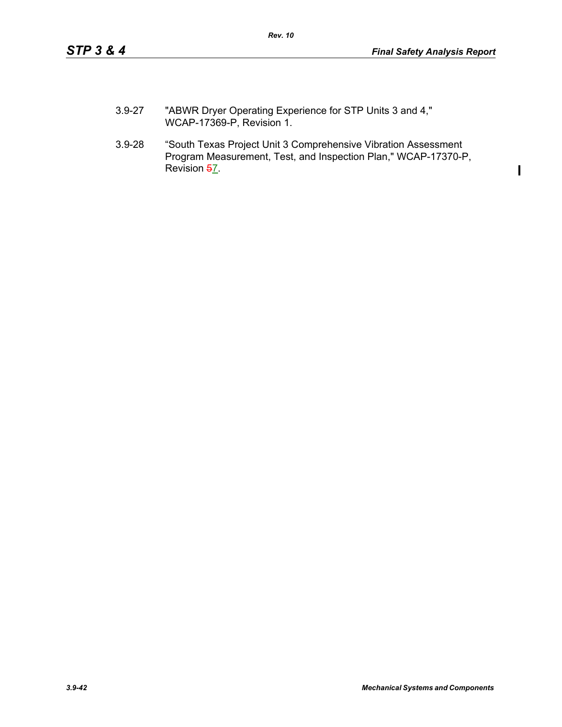3.9-27 "ABWR Dryer Operating Experience for STP Units 3 and 4," WCAP-17369-P, Revision 1.

3.9-28 “South Texas Project Unit 3 Comprehensive Vibration Assessment Program Measurement, Test, and Inspection Plan," WCAP-17370-P, Revision ~~5~~7.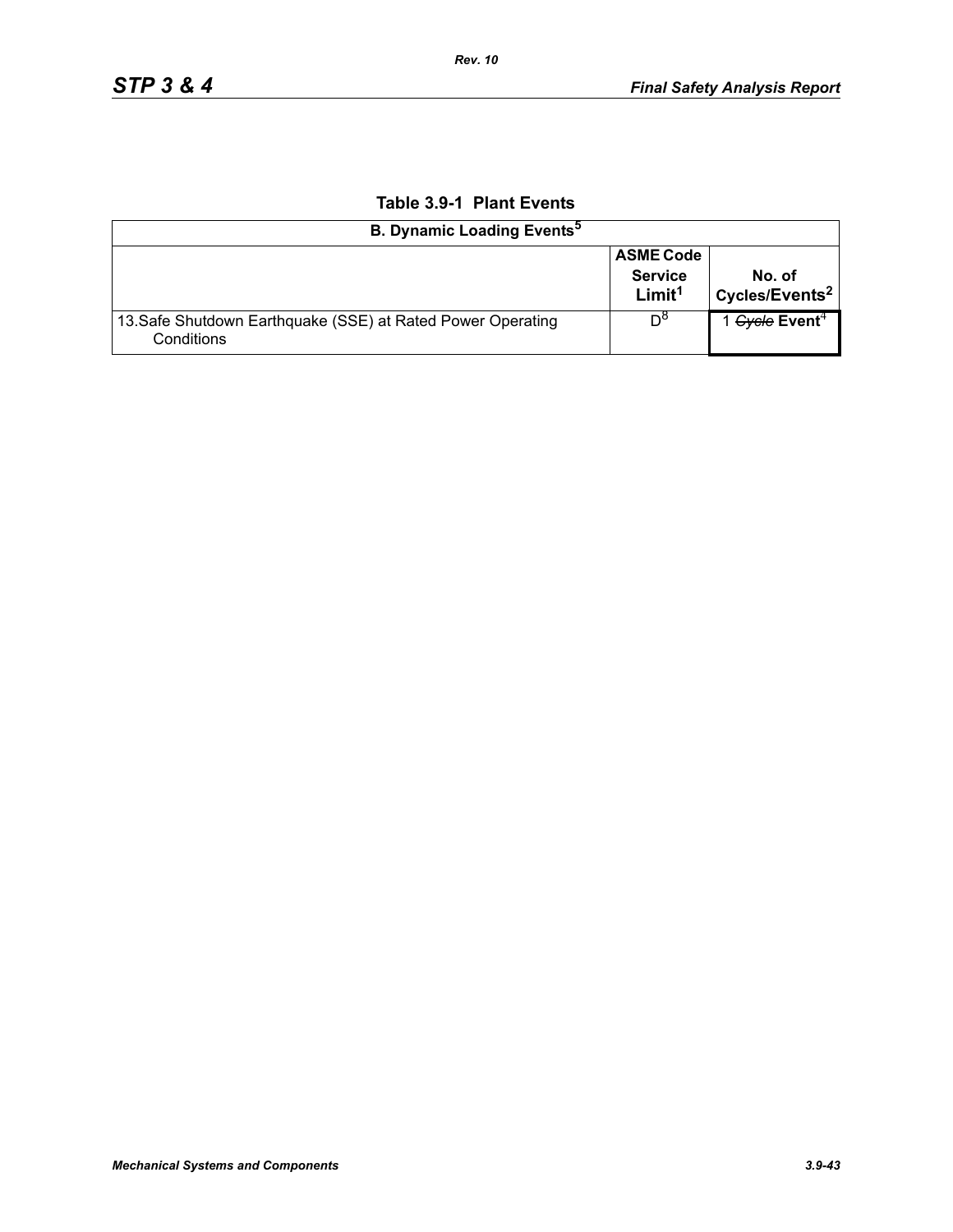**Table 3.9-1  Plant Events**

| B. Dynamic Loading Events[5] | | |
|---|---|---|
| | **ASME Code Service Limit[1]** | **No. of Cycles/Events[2]** |
| 13. Safe Shutdown Earthquake (SSE) at Rated Power Operating Conditions | D[8] | 1 ~~*Cycle*~~ **Event**[4] |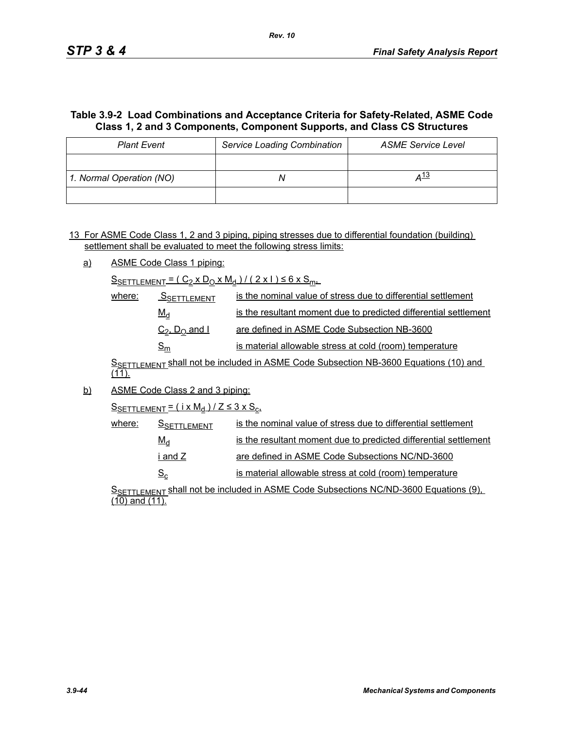### Table 3.9-2 Load Combinations and Acceptance Criteria for Safety-Related, ASME Code Class 1, 2 and 3 Components, Component Supports, and Class CS Structures

| *Plant Event* | *Service Loading Combination* | *ASME Service Level* |
|---|---|---|
| | | |
| *1. Normal Operation (NO)* | *N* | *A*[13] |
| | | |

13 For ASME Code Class 1, 2 and 3 piping, piping stresses due to differential foundation (building) settlement shall be evaluated to meet the following stress limits:

a) ASME Code Class 1 piping:

$S_{SETTLEMENT} = ( C_2 \times D_O \times M_d ) / ( 2 \times I ) \leq 6 \times S_m$,

where:

- $S_{SETTLEMENT}$ is the nominal value of stress due to differential settlement
- $M_d$ is the resultant moment due to predicted differential settlement
- $C_2$, $D_O$ and $I$ are defined in ASME Code Subsection NB-3600
- $S_m$ is material allowable stress at cold (room) temperature

$S_{SETTLEMENT}$ shall not be included in ASME Code Subsection NB-3600 Equations (10) and (11).

b) ASME Code Class 2 and 3 piping:

$S_{SETTLEMENT} = ( i \times M_d ) / Z \leq 3 \times S_c$,

where:

- $S_{SETTLEMENT}$ is the nominal value of stress due to differential settlement
- $M_d$ is the resultant moment due to predicted differential settlement
- $i$ and $Z$ are defined in ASME Code Subsections NC/ND-3600
- $S_c$ is material allowable stress at cold (room) temperature

$S_{SETTLEMENT}$ shall not be included in ASME Code Subsections NC/ND-3600 Equations (9), (10) and (11).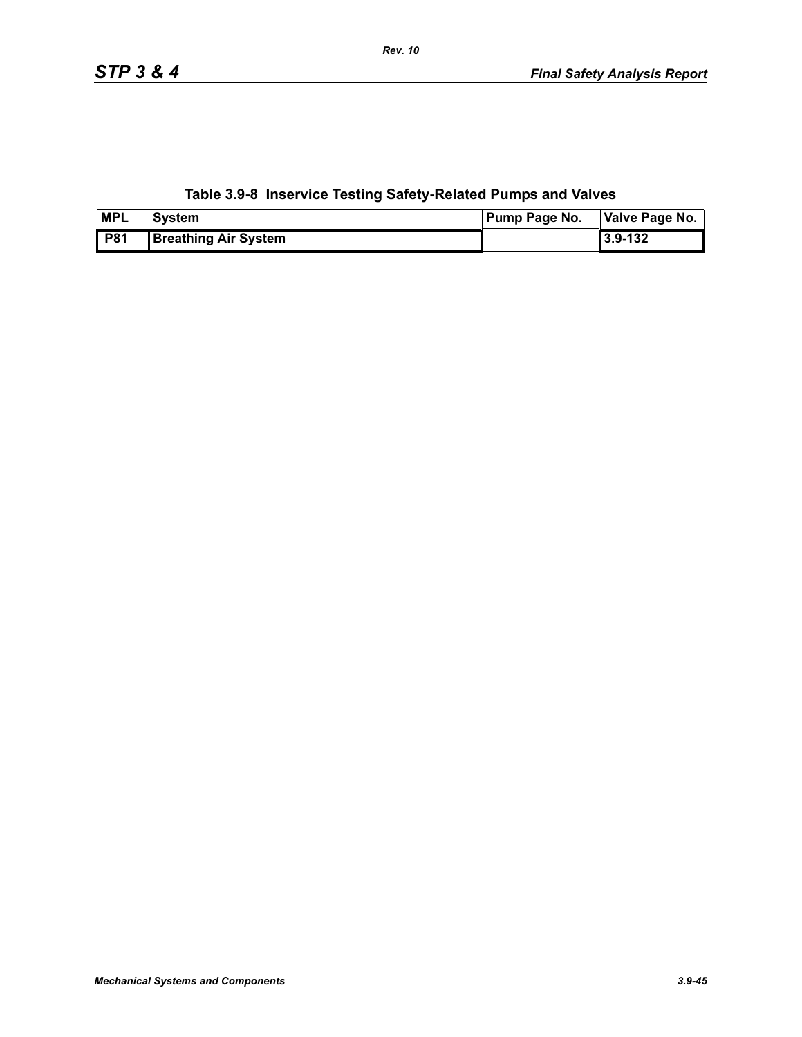**Table 3.9-8 Inservice Testing Safety-Related Pumps and Valves**

| MPL | System | Pump Page No. | Valve Page No. |
|---|---|---|---|
| P81 | Breathing Air System | | 3.9-132 |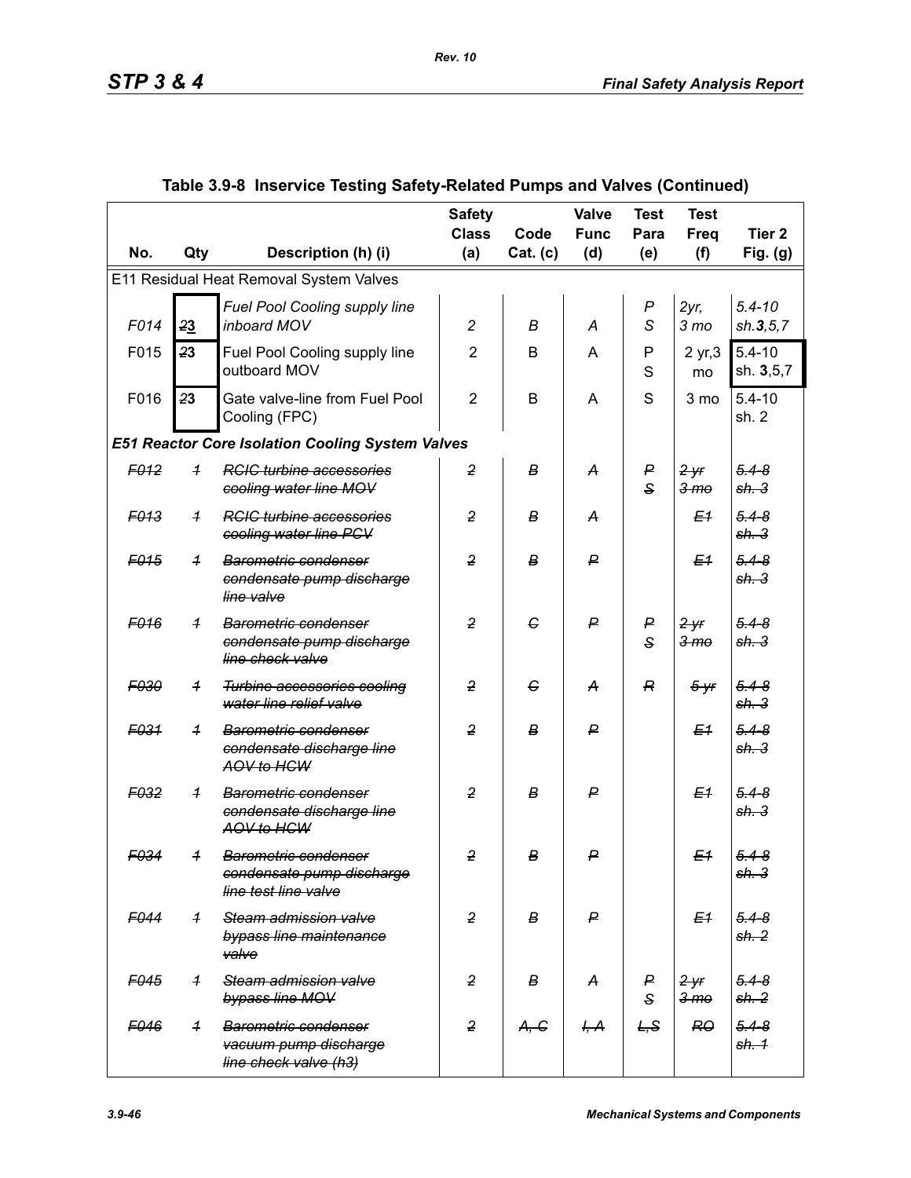## Table 3.9-8 Inservice Testing Safety-Related Pumps and Valves (Continued)

| No. | Qty | Description (h) (i) | Safety Class (a) | Code Cat. (c) | Valve Func (d) | Test Para (e) | Test Freq (f) | Tier 2 Fig. (g) |
|---|---|---|---|---|---|---|---|---|
| E11 Residual Heat Removal System Valves | | | | | | | | |
| *F014* | ~~2~~**3** | *Fuel Pool Cooling supply line inboard MOV* | *2* | *B* | *A* | *P S* | *2yr, 3 mo* | *5.4-10 sh.**3**,5,7* |
| F015 | ~~2~~**3** | Fuel Pool Cooling supply line outboard MOV | 2 | B | A | P S | 2 yr,3 mo | 5.4-10 sh. **3**,5,7 |
| F016 | ~~2~~**3** | Gate valve-line from Fuel Pool Cooling (FPC) | 2 | B | A | S | 3 mo | 5.4-10 sh. 2 |
| ***E51 Reactor Core Isolation Cooling System Valves*** | | | | | | | | |
| ~~*F012*~~ | ~~*1*~~ | ~~*RCIC turbine accessories cooling water line MOV*~~ | ~~*2*~~ | ~~*B*~~ | ~~*A*~~ | ~~*P S*~~ | ~~*2 yr 3 mo*~~ | ~~*5.4-8 sh. 3*~~ |
| ~~*F013*~~ | ~~*1*~~ | ~~*RCIC turbine accessories cooling water line PCV*~~ | ~~*2*~~ | ~~*B*~~ | ~~*A*~~ | | ~~*E1*~~ | ~~*5.4-8 sh. 3*~~ |
| ~~*F015*~~ | ~~*1*~~ | ~~*Barometric condenser condensate pump discharge line valve*~~ | ~~*2*~~ | ~~*B*~~ | ~~*P*~~ | | ~~*E1*~~ | ~~*5.4-8 sh. 3*~~ |
| ~~*F016*~~ | ~~*1*~~ | ~~*Barometric condenser condensate pump discharge line check valve*~~ | ~~*2*~~ | ~~*C*~~ | ~~*P*~~ | ~~*P S*~~ | ~~*2 yr 3 mo*~~ | ~~*5.4-8 sh. 3*~~ |
| ~~*F030*~~ | ~~*1*~~ | ~~*Turbine accessories cooling water line relief valve*~~ | ~~*2*~~ | ~~*C*~~ | ~~*A*~~ | ~~*R*~~ | ~~*5 yr*~~ | ~~*5.4-8 sh. 3*~~ |
| ~~*F031*~~ | ~~*1*~~ | ~~*Barometric condenser condensate discharge line AOV to HCW*~~ | ~~*2*~~ | ~~*B*~~ | ~~*P*~~ | | ~~*E1*~~ | ~~*5.4-8 sh. 3*~~ |
| ~~*F032*~~ | ~~*1*~~ | ~~*Barometric condenser condensate discharge line AOV to HCW*~~ | ~~*2*~~ | ~~*B*~~ | ~~*P*~~ | | ~~*E1*~~ | ~~*5.4-8 sh. 3*~~ |
| ~~*F034*~~ | ~~*1*~~ | ~~*Barometric condenser condensate pump discharge line test line valve*~~ | ~~*2*~~ | ~~*B*~~ | ~~*P*~~ | | ~~*E1*~~ | ~~*5.4-8 sh. 3*~~ |
| ~~*F044*~~ | ~~*1*~~ | ~~*Steam admission valve bypass line maintenance valve*~~ | ~~*2*~~ | ~~*B*~~ | ~~*P*~~ | | ~~*E1*~~ | ~~*5.4-8 sh. 2*~~ |
| ~~*F045*~~ | ~~*1*~~ | ~~*Steam admission valve bypass line MOV*~~ | ~~*2*~~ | ~~*B*~~ | ~~*A*~~ | ~~*P S*~~ | ~~*2 yr 3 mo*~~ | ~~*5.4-8 sh. 2*~~ |
| ~~*F046*~~ | ~~*1*~~ | ~~*Barometric condenser vacuum pump discharge line check valve (h3)*~~ | ~~*2*~~ | ~~*A, C*~~ | ~~*I, A*~~ | ~~*L,S*~~ | ~~*RO*~~ | ~~*5.4-8 sh. 1*~~ |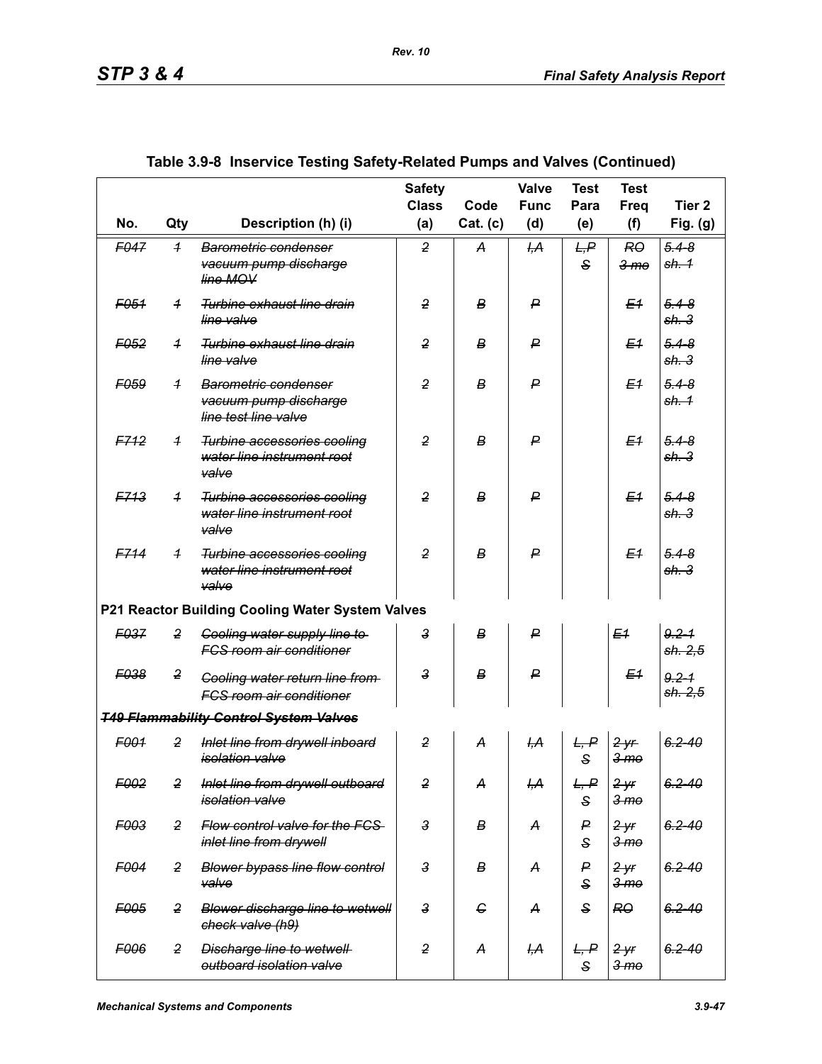## Table 3.9-8 Inservice Testing Safety-Related Pumps and Valves (Continued)

| No. | Qty | Description (h) (i) | Safety Class (a) | Code Cat. (c) | Valve Func (d) | Test Para (e) | Test Freq (f) | Tier 2 Fig. (g) |
|---|---|---|---|---|---|---|---|---|
| ~~F047~~ | ~~1~~ | ~~Barometric condenser vacuum pump discharge line MOV~~ | ~~2~~ | ~~A~~ | ~~I,A~~ | ~~L,P S~~ | ~~RO 3 mo~~ | ~~5.4-8 sh. 1~~ |
| ~~F051~~ | ~~1~~ | ~~Turbine exhaust line drain line valve~~ | ~~2~~ | ~~B~~ | ~~P~~ | | ~~E1~~ | ~~5.4-8 sh. 3~~ |
| ~~F052~~ | ~~1~~ | ~~Turbine exhaust line drain line valve~~ | ~~2~~ | ~~B~~ | ~~P~~ | | ~~E1~~ | ~~5.4-8 sh. 3~~ |
| ~~F059~~ | ~~1~~ | ~~Barometric condenser vacuum pump discharge line test line valve~~ | ~~2~~ | ~~B~~ | ~~P~~ | | ~~E1~~ | ~~5.4-8 sh. 1~~ |
| ~~F712~~ | ~~1~~ | ~~Turbine accessories cooling water line instrument root valve~~ | ~~2~~ | ~~B~~ | ~~P~~ | | ~~E1~~ | ~~5.4-8 sh. 3~~ |
| ~~F713~~ | ~~1~~ | ~~Turbine accessories cooling water line instrument root valve~~ | ~~2~~ | ~~B~~ | ~~P~~ | | ~~E1~~ | ~~5.4-8 sh. 3~~ |
| ~~F714~~ | ~~1~~ | ~~Turbine accessories cooling water line instrument root valve~~ | ~~2~~ | ~~B~~ | ~~P~~ | | ~~E1~~ | ~~5.4-8 sh. 3~~ |
| **P21 Reactor Building Cooling Water System Valves** | | | | | | | | |
| ~~F037~~ | ~~2~~ | ~~Cooling water supply line to FCS room air conditioner~~ | ~~3~~ | ~~B~~ | ~~P~~ | | ~~E1~~ | ~~9.2-1 sh. 2,5~~ |
| ~~F038~~ | ~~2~~ | ~~Cooling water return line from FCS room air conditioner~~ | ~~3~~ | ~~B~~ | ~~P~~ | | ~~E1~~ | ~~9.2-1 sh. 2,5~~ |
| ~~***T49 Flammability Control System Valves***~~ | | | | | | | | |
| ~~F001~~ | ~~2~~ | ~~Inlet line from drywell inboard isolation valve~~ | ~~2~~ | ~~A~~ | ~~I,A~~ | ~~L, P S~~ | ~~2 yr 3 mo~~ | ~~6.2-40~~ |
| ~~F002~~ | ~~2~~ | ~~Inlet line from drywell outboard isolation valve~~ | ~~2~~ | ~~A~~ | ~~I,A~~ | ~~L, P S~~ | ~~2 yr 3 mo~~ | ~~6.2-40~~ |
| ~~F003~~ | ~~2~~ | ~~Flow control valve for the FCS inlet line from drywell~~ | ~~3~~ | ~~B~~ | ~~A~~ | ~~P S~~ | ~~2 yr 3 mo~~ | ~~6.2-40~~ |
| ~~F004~~ | ~~2~~ | ~~Blower bypass line flow control valve~~ | ~~3~~ | ~~B~~ | ~~A~~ | ~~P S~~ | ~~2 yr 3 mo~~ | ~~6.2-40~~ |
| ~~F005~~ | ~~2~~ | ~~Blower discharge line to wetwell check valve (h9)~~ | ~~3~~ | ~~C~~ | ~~A~~ | ~~S~~ | ~~RO~~ | ~~6.2-40~~ |
| ~~F006~~ | ~~2~~ | ~~Discharge line to wetwell outboard isolation valve~~ | ~~2~~ | ~~A~~ | ~~I,A~~ | ~~L, P S~~ | ~~2 yr 3 mo~~ | ~~6.2-40~~ |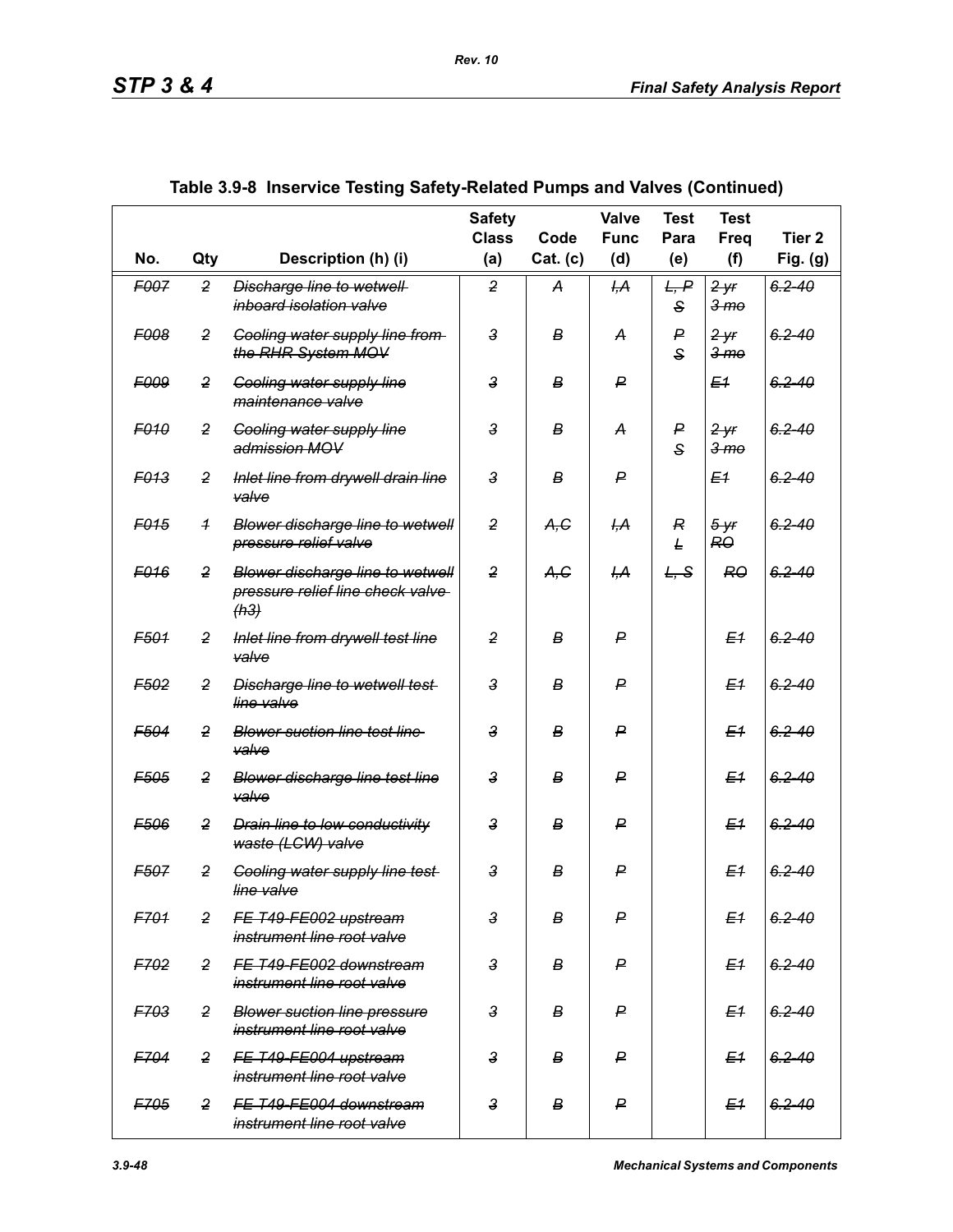**Table 3.9-8 Inservice Testing Safety-Related Pumps and Valves (Continued)**

| No. | Qty | Description (h) (i) | Safety Class (a) | Code Cat. (c) | Valve Func (d) | Test Para (e) | Test Freq (f) | Tier 2 Fig. (g) |
|---|---|---|---|---|---|---|---|---|
| ~~F007~~ | ~~2~~ | ~~Discharge line to wetwell inboard isolation valve~~ | ~~2~~ | ~~A~~ | ~~I,A~~ | ~~L, P S~~ | ~~2 yr 3 mo~~ | ~~6.2-40~~ |
| ~~F008~~ | ~~2~~ | ~~Cooling water supply line from the RHR System MOV~~ | ~~3~~ | ~~B~~ | ~~A~~ | ~~P S~~ | ~~2 yr 3 mo~~ | ~~6.2-40~~ |
| ~~F009~~ | ~~2~~ | ~~Cooling water supply line maintenance valve~~ | ~~3~~ | ~~B~~ | ~~P~~ | | ~~E1~~ | ~~6.2-40~~ |
| ~~F010~~ | ~~2~~ | ~~Cooling water supply line admission MOV~~ | ~~3~~ | ~~B~~ | ~~A~~ | ~~P S~~ | ~~2 yr 3 mo~~ | ~~6.2-40~~ |
| ~~F013~~ | ~~2~~ | ~~Inlet line from drywell drain line valve~~ | ~~3~~ | ~~B~~ | ~~P~~ | | ~~E1~~ | ~~6.2-40~~ |
| ~~F015~~ | ~~1~~ | ~~Blower discharge line to wetwell pressure relief valve~~ | ~~2~~ | ~~A,C~~ | ~~I,A~~ | ~~R L~~ | ~~5 yr RO~~ | ~~6.2-40~~ |
| ~~F016~~ | ~~2~~ | ~~Blower discharge line to wetwell pressure relief line check valve (h3)~~ | ~~2~~ | ~~A,C~~ | ~~I,A~~ | ~~L, S~~ | ~~RO~~ | ~~6.2-40~~ |
| ~~F501~~ | ~~2~~ | ~~Inlet line from drywell test line valve~~ | ~~2~~ | ~~B~~ | ~~P~~ | | ~~E1~~ | ~~6.2-40~~ |
| ~~F502~~ | ~~2~~ | ~~Discharge line to wetwell test line valve~~ | ~~3~~ | ~~B~~ | ~~P~~ | | ~~E1~~ | ~~6.2-40~~ |
| ~~F504~~ | ~~2~~ | ~~Blower suction line test line valve~~ | ~~3~~ | ~~B~~ | ~~P~~ | | ~~E1~~ | ~~6.2-40~~ |
| ~~F505~~ | ~~2~~ | ~~Blower discharge line test line valve~~ | ~~3~~ | ~~B~~ | ~~P~~ | | ~~E1~~ | ~~6.2-40~~ |
| ~~F506~~ | ~~2~~ | ~~Drain line to low conductivity waste (LCW) valve~~ | ~~3~~ | ~~B~~ | ~~P~~ | | ~~E1~~ | ~~6.2-40~~ |
| ~~F507~~ | ~~2~~ | ~~Cooling water supply line test line valve~~ | ~~3~~ | ~~B~~ | ~~P~~ | | ~~E1~~ | ~~6.2-40~~ |
| ~~F701~~ | ~~2~~ | ~~FE T49-FE002 upstream instrument line root valve~~ | ~~3~~ | ~~B~~ | ~~P~~ | | ~~E1~~ | ~~6.2-40~~ |
| ~~F702~~ | ~~2~~ | ~~FE T49-FE002 downstream instrument line root valve~~ | ~~3~~ | ~~B~~ | ~~P~~ | | ~~E1~~ | ~~6.2-40~~ |
| ~~F703~~ | ~~2~~ | ~~Blower suction line pressure instrument line root valve~~ | ~~3~~ | ~~B~~ | ~~P~~ | | ~~E1~~ | ~~6.2-40~~ |
| ~~F704~~ | ~~2~~ | ~~FE T49-FE004 upstream instrument line root valve~~ | ~~3~~ | ~~B~~ | ~~P~~ | | ~~E1~~ | ~~6.2-40~~ |
| ~~F705~~ | ~~2~~ | ~~FE T49-FE004 downstream instrument line root valve~~ | ~~3~~ | ~~B~~ | ~~P~~ | | ~~E1~~ | ~~6.2-40~~ |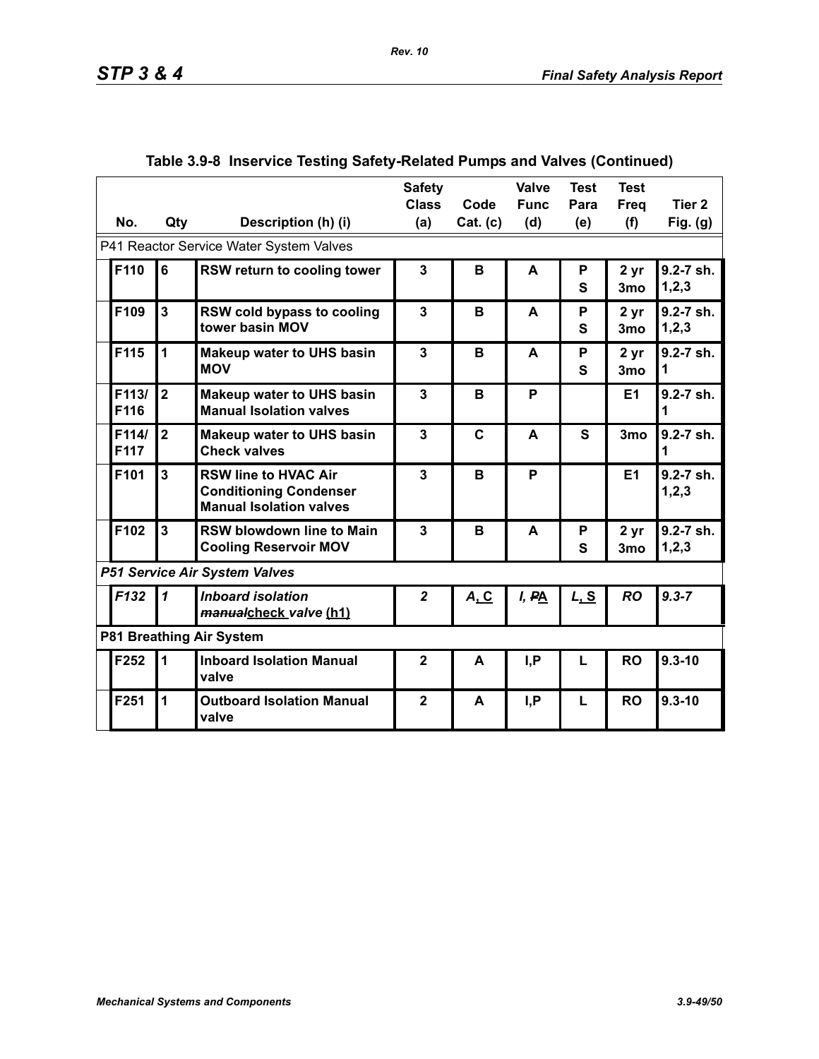**Table 3.9-8 Inservice Testing Safety-Related Pumps and Valves (Continued)**

| No. | Qty | Description (h) (i) | Safety Class (a) | Code Cat. (c) | Valve Func (d) | Test Para (e) | Test Freq (f) | Tier 2 Fig. (g) |
|---|---|---|---|---|---|---|---|---|
| P41 Reactor Service Water System Valves | | | | | | | | |
| **F110** | **6** | **RSW return to cooling tower** | **3** | **B** | **A** | **P S** | **2 yr 3mo** | **9.2-7 sh. 1,2,3** |
| **F109** | **3** | **RSW cold bypass to cooling tower basin MOV** | **3** | **B** | **A** | **P S** | **2 yr 3mo** | **9.2-7 sh. 1,2,3** |
| **F115** | **1** | **Makeup water to UHS basin MOV** | **3** | **B** | **A** | **P S** | **2 yr 3mo** | **9.2-7 sh. 1** |
| **F113/ F116** | **2** | **Makeup water to UHS basin Manual Isolation valves** | **3** | **B** | **P** | | **E1** | **9.2-7 sh. 1** |
| **F114/ F117** | **2** | **Makeup water to UHS basin Check valves** | **3** | **C** | **A** | **S** | **3mo** | **9.2-7 sh. 1** |
| **F101** | **3** | **RSW line to HVAC Air Conditioning Condenser Manual Isolation valves** | **3** | **B** | **P** | | **E1** | **9.2-7 sh. 1,2,3** |
| **F102** | **3** | **RSW blowdown line to Main Cooling Reservoir MOV** | **3** | **B** | **A** | **P S** | **2 yr 3mo** | **9.2-7 sh. 1,2,3** |
| ***P51 Service Air System Valves*** | | | | | | | | |
| ***F132*** | ***1*** | ***Inboard isolation ~~manual~~check valve (h1)*** | ***2*** | ***A, C*** | ***I, ~~P~~A*** | ***L, S*** | ***RO*** | ***9.3-7*** |
| **P81 Breathing Air System** | | | | | | | | |
| **F252** | **1** | **Inboard Isolation Manual valve** | **2** | **A** | **I,P** | **L** | **RO** | **9.3-10** |
| **F251** | **1** | **Outboard Isolation Manual valve** | **2** | **A** | **I,P** | **L** | **RO** | **9.3-10** |